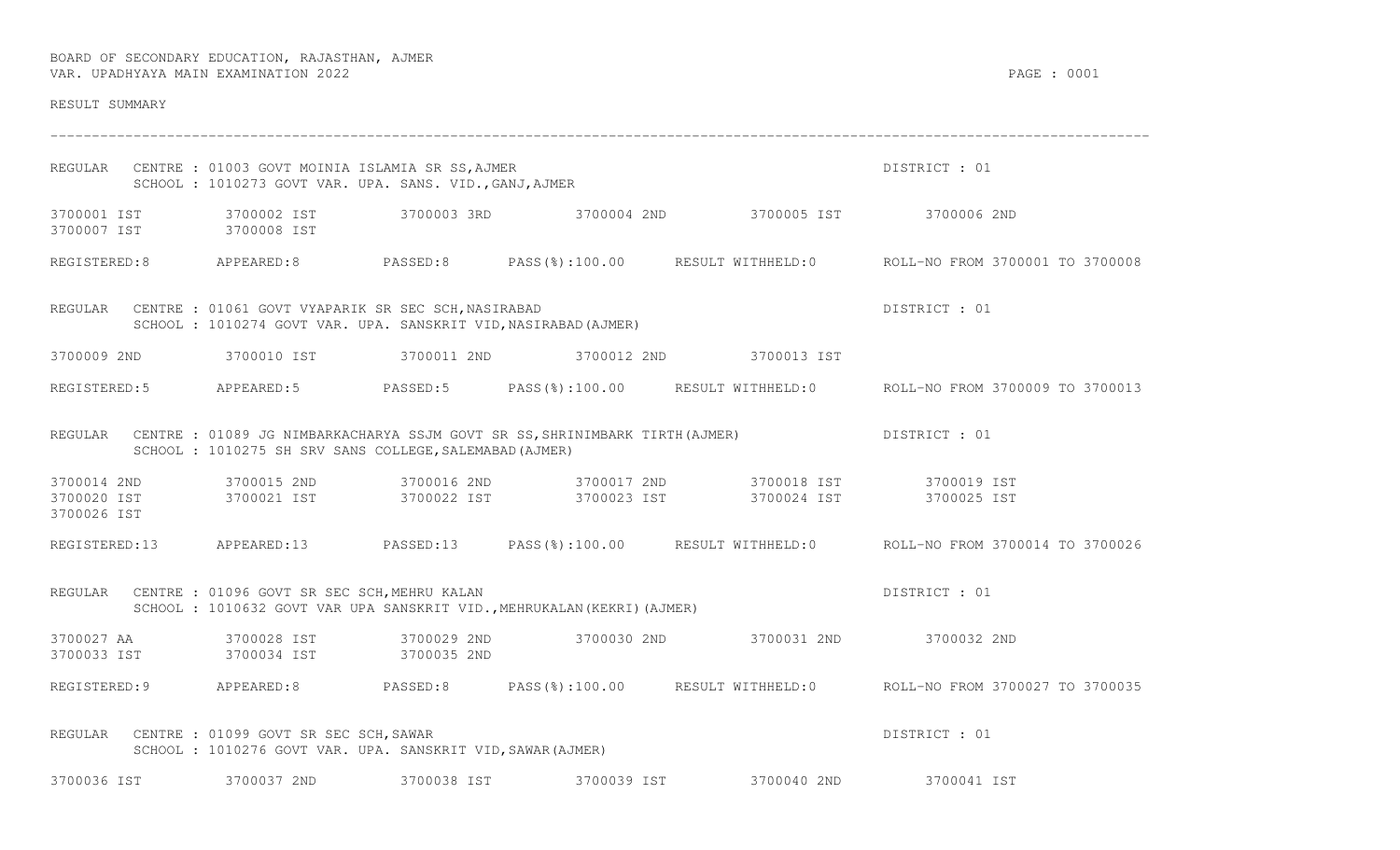BOARD OF SECONDARY EDUCATION, RAJASTHAN, AJMER

VAR. UPADHYAYA MAIN EXAMINATION 2022

RESULT SUMMARY

---

REGULAR CENTRE : 01003 GOVT MOINIA ISLAMIA SR SS,AJMER DISTRICT : 01

SCHOOL : 1010273 GOVT VAR. UPA. SANS. VID.,GANJ,AJMER

3700001 IST 3700002 IST 3700003 3RD 3700004 2ND 3700005 IST 3700006 2ND
3700007 IST 3700008 IST

REGISTERED:8 APPEARED:8 PASSED:8 PASS(%):100.00 RESULT WITHHELD:0 ROLL-NO FROM 3700001 TO 3700008

REGULAR CENTRE : 01061 GOVT VYAPARIK SR SEC SCH,NASIRABAD DISTRICT : 01

SCHOOL : 1010274 GOVT VAR. UPA. SANSKRIT VID,NASIRABAD(AJMER)

3700009 2ND 3700010 IST 3700011 2ND 3700012 2ND 3700013 IST

REGISTERED:5 APPEARED:5 PASSED:5 PASS(%):100.00 RESULT WITHHELD:0 ROLL-NO FROM 3700009 TO 3700013

REGULAR CENTRE : 01089 JG NIMBARKACHARYA SSJM GOVT SR SS,SHRINIMBARK TIRTH(AJMER) DISTRICT : 01

SCHOOL : 1010275 SH SRV SANS COLLEGE,SALEMABAD(AJMER)

3700014 2ND 3700015 2ND 3700016 2ND 3700017 2ND 3700018 IST 3700019 IST
3700020 IST 3700021 IST 3700022 IST 3700023 IST 3700024 IST 3700025 IST
3700026 IST

REGISTERED:13 APPEARED:13 PASSED:13 PASS(%):100.00 RESULT WITHHELD:0 ROLL-NO FROM 3700014 TO 3700026

REGULAR CENTRE : 01096 GOVT SR SEC SCH,MEHRU KALAN DISTRICT : 01

SCHOOL : 1010632 GOVT VAR UPA SANSKRIT VID.,MEHRUKALAN(KEKRI)(AJMER)

3700027 AA 3700028 IST 3700029 2ND 3700030 2ND 3700031 2ND 3700032 2ND
3700033 IST 3700034 IST 3700035 2ND

REGISTERED:9 APPEARED:8 PASSED:8 PASS(%):100.00 RESULT WITHHELD:0 ROLL-NO FROM 3700027 TO 3700035

REGULAR CENTRE : 01099 GOVT SR SEC SCH,SAWAR DISTRICT : 01

SCHOOL : 1010276 GOVT VAR. UPA. SANSKRIT VID,SAWAR(AJMER)

3700036 IST 3700037 2ND 3700038 IST 3700039 IST 3700040 2ND 3700041 IST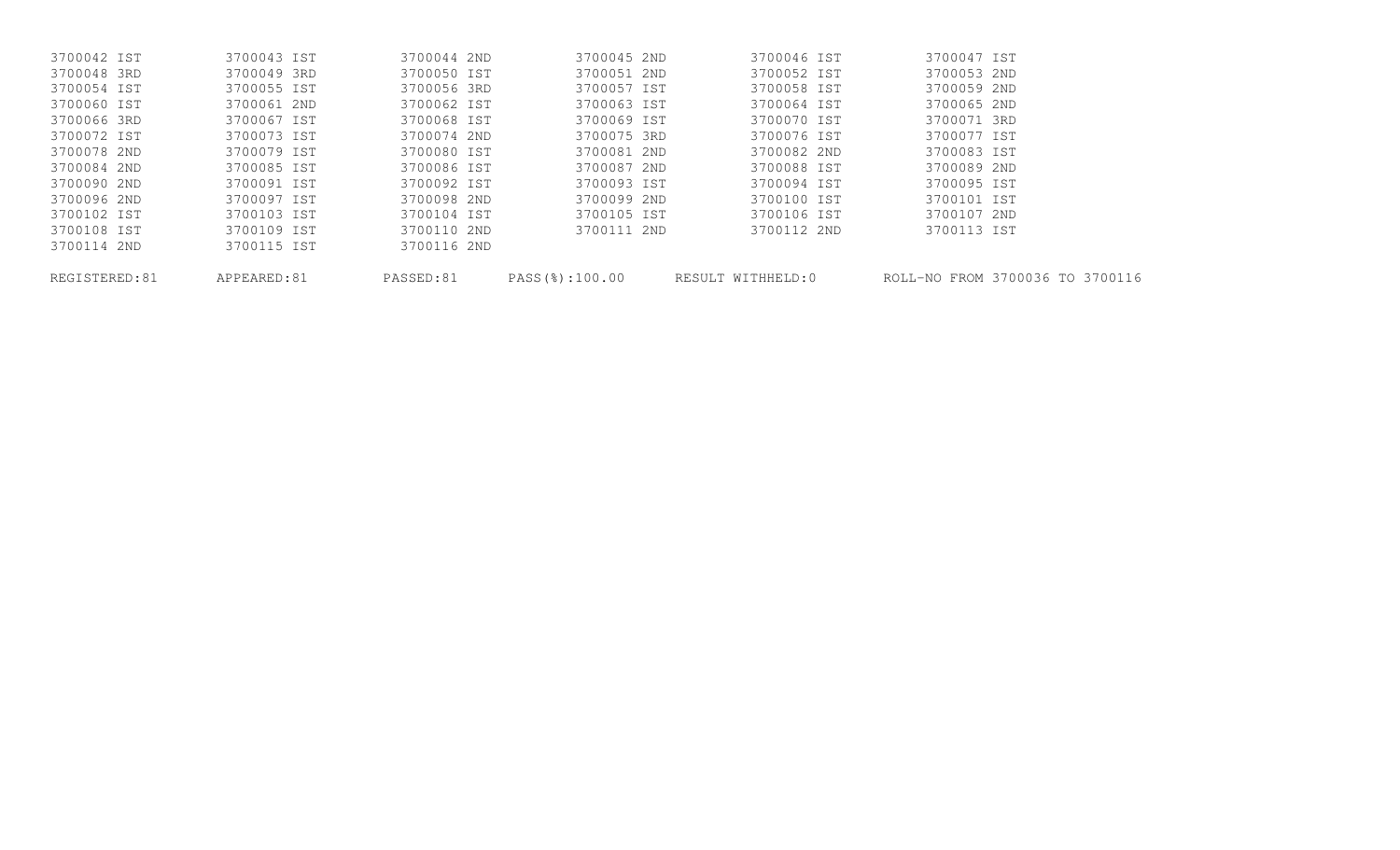| | | | | | |
|---|---|---|---|---|---|
| 3700042 IST | 3700043 IST | 3700044 2ND | 3700045 2ND | 3700046 IST | 3700047 IST |
| 3700048 3RD | 3700049 3RD | 3700050 IST | 3700051 2ND | 3700052 IST | 3700053 2ND |
| 3700054 IST | 3700055 IST | 3700056 3RD | 3700057 IST | 3700058 IST | 3700059 2ND |
| 3700060 IST | 3700061 2ND | 3700062 IST | 3700063 IST | 3700064 IST | 3700065 2ND |
| 3700066 3RD | 3700067 IST | 3700068 IST | 3700069 IST | 3700070 IST | 3700071 3RD |
| 3700072 IST | 3700073 IST | 3700074 2ND | 3700075 3RD | 3700076 IST | 3700077 IST |
| 3700078 2ND | 3700079 IST | 3700080 IST | 3700081 2ND | 3700082 2ND | 3700083 IST |
| 3700084 2ND | 3700085 IST | 3700086 IST | 3700087 2ND | 3700088 IST | 3700089 2ND |
| 3700090 2ND | 3700091 IST | 3700092 IST | 3700093 IST | 3700094 IST | 3700095 IST |
| 3700096 2ND | 3700097 IST | 3700098 2ND | 3700099 2ND | 3700100 IST | 3700101 IST |
| 3700102 IST | 3700103 IST | 3700104 IST | 3700105 IST | 3700106 IST | 3700107 2ND |
| 3700108 IST | 3700109 IST | 3700110 2ND | 3700111 2ND | 3700112 2ND | 3700113 IST |
| 3700114 2ND | 3700115 IST | 3700116 2ND | | | |

REGISTERED:81 APPEARED:81 PASSED:81 PASS(%):100.00 RESULT WITHHELD:0 ROLL-NO FROM 3700036 TO 3700116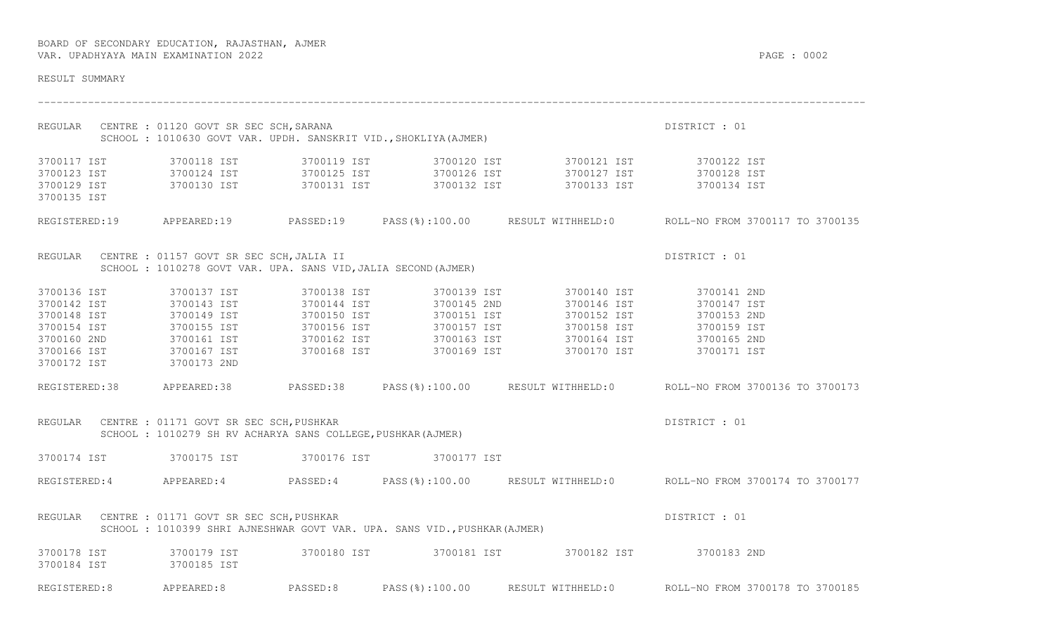BOARD OF SECONDARY EDUCATION, RAJASTHAN, AJMER
VAR. UPADHYAYA MAIN EXAMINATION 2022

RESULT SUMMARY

---

REGULAR CENTRE : 01120 GOVT SR SEC SCH,SARANA — DISTRICT : 01
SCHOOL : 1010630 GOVT VAR. UPDH. SANSKRIT VID.,SHOKLIYA(AJMER)

| | | | | | |
|---|---|---|---|---|---|
| 3700117 IST | 3700118 IST | 3700119 IST | 3700120 IST | 3700121 IST | 3700122 IST |
| 3700123 IST | 3700124 IST | 3700125 IST | 3700126 IST | 3700127 IST | 3700128 IST |
| 3700129 IST | 3700130 IST | 3700131 IST | 3700132 IST | 3700133 IST | 3700134 IST |
| 3700135 IST | | | | | |

REGISTERED:19 APPEARED:19 PASSED:19 PASS(%):100.00 RESULT WITHHELD:0 ROLL-NO FROM 3700117 TO 3700135

REGULAR CENTRE : 01157 GOVT SR SEC SCH,JALIA II — DISTRICT : 01
SCHOOL : 1010278 GOVT VAR. UPA. SANS VID,JALIA SECOND(AJMER)

| | | | | | |
|---|---|---|---|---|---|
| 3700136 IST | 3700137 IST | 3700138 IST | 3700139 IST | 3700140 IST | 3700141 2ND |
| 3700142 IST | 3700143 IST | 3700144 IST | 3700145 2ND | 3700146 IST | 3700147 IST |
| 3700148 IST | 3700149 IST | 3700150 IST | 3700151 IST | 3700152 IST | 3700153 2ND |
| 3700154 IST | 3700155 IST | 3700156 IST | 3700157 IST | 3700158 IST | 3700159 IST |
| 3700160 2ND | 3700161 IST | 3700162 IST | 3700163 IST | 3700164 IST | 3700165 2ND |
| 3700166 IST | 3700167 IST | 3700168 IST | 3700169 IST | 3700170 IST | 3700171 IST |
| 3700172 IST | 3700173 2ND | | | | |

REGISTERED:38 APPEARED:38 PASSED:38 PASS(%):100.00 RESULT WITHHELD:0 ROLL-NO FROM 3700136 TO 3700173

REGULAR CENTRE : 01171 GOVT SR SEC SCH,PUSHKAR — DISTRICT : 01
SCHOOL : 1010279 SH RV ACHARYA SANS COLLEGE,PUSHKAR(AJMER)

| | | | |
|---|---|---|---|
| 3700174 IST | 3700175 IST | 3700176 IST | 3700177 IST |

REGISTERED:4 APPEARED:4 PASSED:4 PASS(%):100.00 RESULT WITHHELD:0 ROLL-NO FROM 3700174 TO 3700177

REGULAR CENTRE : 01171 GOVT SR SEC SCH,PUSHKAR — DISTRICT : 01
SCHOOL : 1010399 SHRI AJNESHWAR GOVT VAR. UPA. SANS VID.,PUSHKAR(AJMER)

| | | | | | |
|---|---|---|---|---|---|
| 3700178 IST | 3700179 IST | 3700180 IST | 3700181 IST | 3700182 IST | 3700183 2ND |
| 3700184 IST | 3700185 IST | | | | |

REGISTERED:8 APPEARED:8 PASSED:8 PASS(%):100.00 RESULT WITHHELD:0 ROLL-NO FROM 3700178 TO 3700185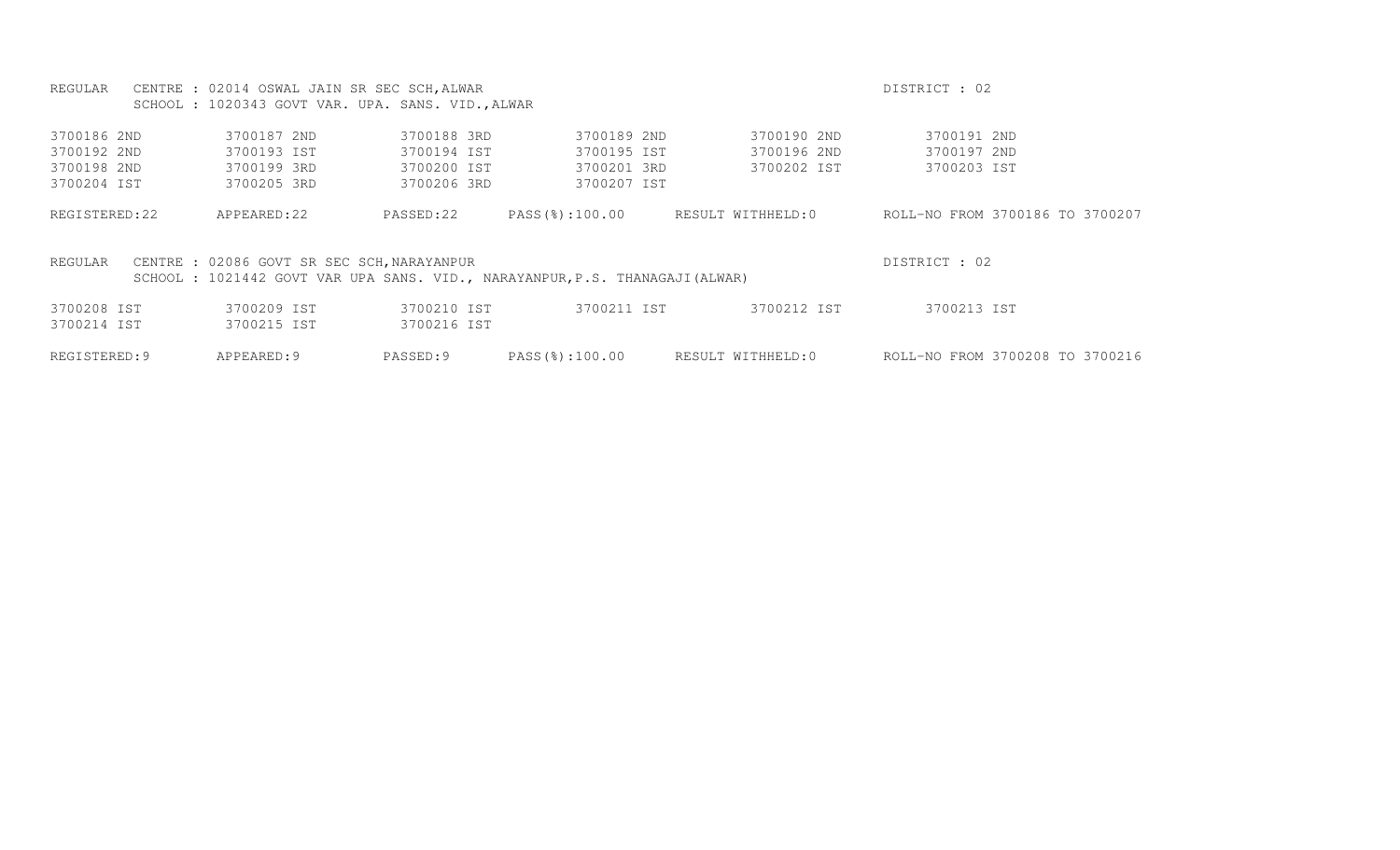REGULAR CENTRE : 02014 OSWAL JAIN SR SEC SCH,ALWAR DISTRICT : 02
SCHOOL : 1020343 GOVT VAR. UPA. SANS. VID.,ALWAR

| | | | | | |
|---|---|---|---|---|---|
| 3700186 2ND | 3700187 2ND | 3700188 3RD | 3700189 2ND | 3700190 2ND | 3700191 2ND |
| 3700192 2ND | 3700193 IST | 3700194 IST | 3700195 IST | 3700196 2ND | 3700197 2ND |
| 3700198 2ND | 3700199 3RD | 3700200 IST | 3700201 3RD | 3700202 IST | 3700203 IST |
| 3700204 IST | 3700205 3RD | 3700206 3RD | 3700207 IST | | |

REGISTERED:22 APPEARED:22 PASSED:22 PASS(%):100.00 RESULT WITHHELD:0 ROLL-NO FROM 3700186 TO 3700207

REGULAR CENTRE : 02086 GOVT SR SEC SCH,NARAYANPUR DISTRICT : 02
SCHOOL : 1021442 GOVT VAR UPA SANS. VID., NARAYANPUR,P.S. THANAGAJI(ALWAR)

| | | | | | |
|---|---|---|---|---|---|
| 3700208 IST | 3700209 IST | 3700210 IST | 3700211 IST | 3700212 IST | 3700213 IST |
| 3700214 IST | 3700215 IST | 3700216 IST | | | |

REGISTERED:9 APPEARED:9 PASSED:9 PASS(%):100.00 RESULT WITHHELD:0 ROLL-NO FROM 3700208 TO 3700216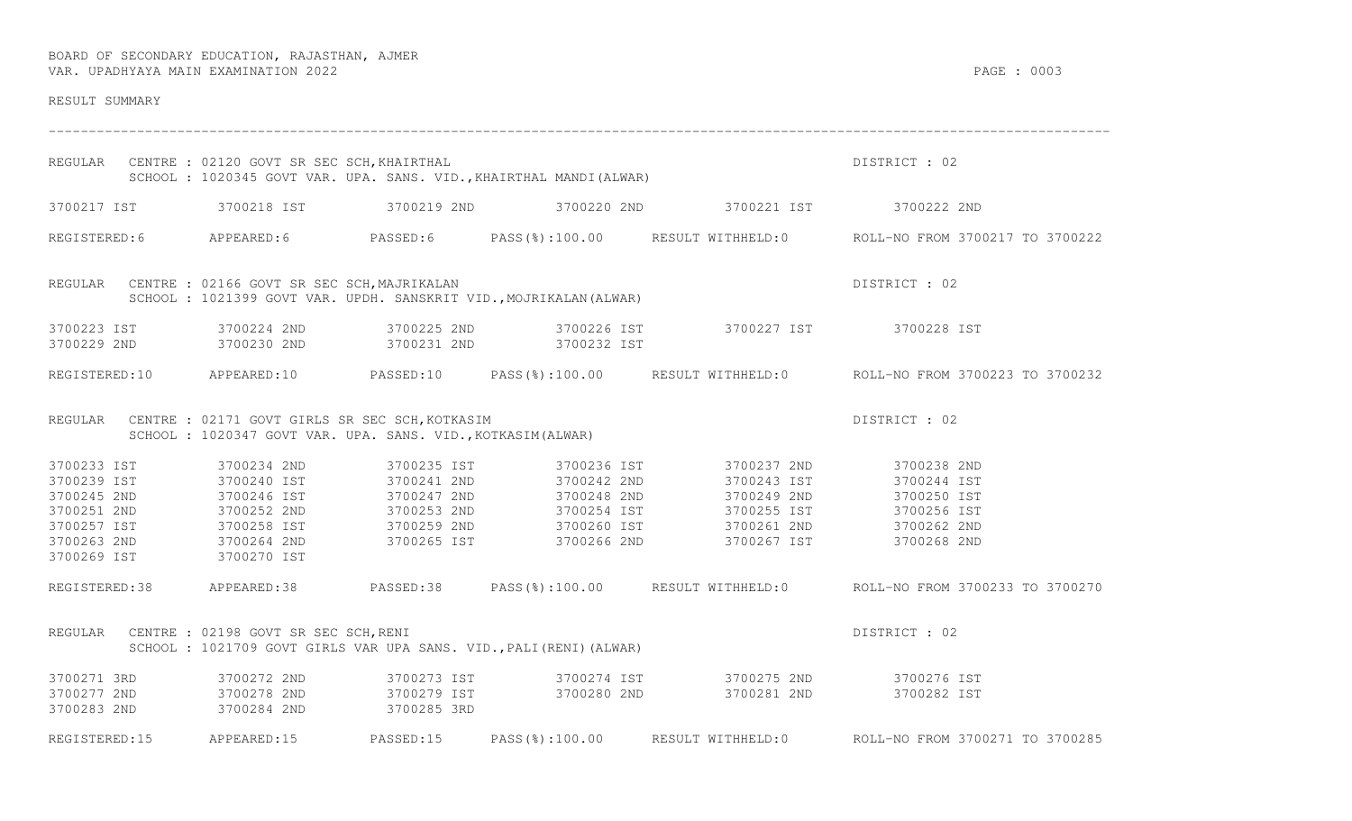BOARD OF SECONDARY EDUCATION, RAJASTHAN, AJMER
VAR. UPADHYAYA MAIN EXAMINATION 2022

RESULT SUMMARY

---

REGULAR CENTRE : 02120 GOVT SR SEC SCH,KHAIRTHAL — DISTRICT : 02
SCHOOL : 1020345 GOVT VAR. UPA. SANS. VID.,KHAIRTHAL MANDI(ALWAR)

| | | | | | |
|---|---|---|---|---|---|
| 3700217 IST | 3700218 IST | 3700219 2ND | 3700220 2ND | 3700221 IST | 3700222 2ND |

REGISTERED:6 APPEARED:6 PASSED:6 PASS(%):100.00 RESULT WITHHELD:0 ROLL-NO FROM 3700217 TO 3700222

REGULAR CENTRE : 02166 GOVT SR SEC SCH,MAJRIKALAN — DISTRICT : 02
SCHOOL : 1021399 GOVT VAR. UPDH. SANSKRIT VID.,MOJRIKALAN(ALWAR)

| | | | | | |
|---|---|---|---|---|---|
| 3700223 IST | 3700224 2ND | 3700225 2ND | 3700226 IST | 3700227 IST | 3700228 IST |
| 3700229 2ND | 3700230 2ND | 3700231 2ND | 3700232 IST | | |

REGISTERED:10 APPEARED:10 PASSED:10 PASS(%):100.00 RESULT WITHHELD:0 ROLL-NO FROM 3700223 TO 3700232

REGULAR CENTRE : 02171 GOVT GIRLS SR SEC SCH,KOTKASIM — DISTRICT : 02
SCHOOL : 1020347 GOVT VAR. UPA. SANS. VID.,KOTKASIM(ALWAR)

| | | | | | |
|---|---|---|---|---|---|
| 3700233 IST | 3700234 2ND | 3700235 IST | 3700236 IST | 3700237 2ND | 3700238 2ND |
| 3700239 IST | 3700240 IST | 3700241 2ND | 3700242 2ND | 3700243 IST | 3700244 IST |
| 3700245 2ND | 3700246 IST | 3700247 2ND | 3700248 2ND | 3700249 2ND | 3700250 IST |
| 3700251 2ND | 3700252 2ND | 3700253 2ND | 3700254 IST | 3700255 IST | 3700256 IST |
| 3700257 IST | 3700258 IST | 3700259 2ND | 3700260 IST | 3700261 2ND | 3700262 2ND |
| 3700263 2ND | 3700264 2ND | 3700265 IST | 3700266 2ND | 3700267 IST | 3700268 2ND |
| 3700269 IST | 3700270 IST | | | | |

REGISTERED:38 APPEARED:38 PASSED:38 PASS(%):100.00 RESULT WITHHELD:0 ROLL-NO FROM 3700233 TO 3700270

REGULAR CENTRE : 02198 GOVT SR SEC SCH,RENI — DISTRICT : 02
SCHOOL : 1021709 GOVT GIRLS VAR UPA SANS. VID.,PALI(RENI)(ALWAR)

| | | | | | |
|---|---|---|---|---|---|
| 3700271 3RD | 3700272 2ND | 3700273 IST | 3700274 IST | 3700275 2ND | 3700276 IST |
| 3700277 2ND | 3700278 2ND | 3700279 IST | 3700280 2ND | 3700281 2ND | 3700282 IST |
| 3700283 2ND | 3700284 2ND | 3700285 3RD | | | |

REGISTERED:15 APPEARED:15 PASSED:15 PASS(%):100.00 RESULT WITHHELD:0 ROLL-NO FROM 3700271 TO 3700285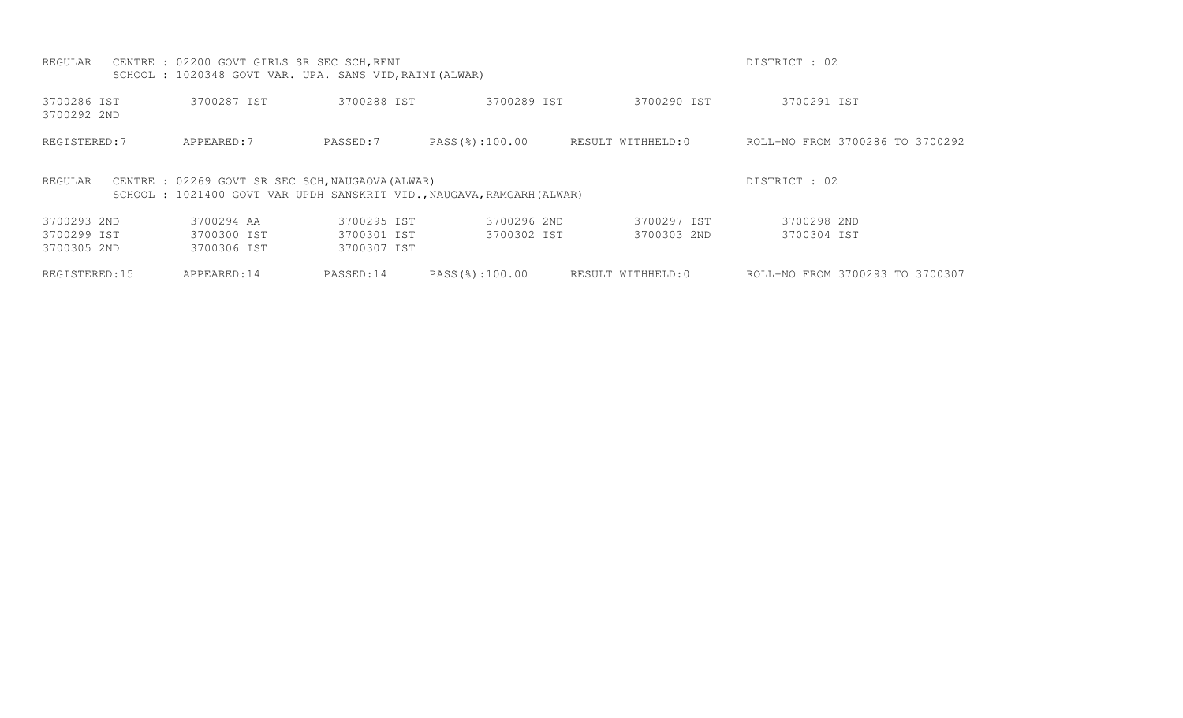REGULAR    CENTRE : 02200 GOVT GIRLS SR SEC SCH,RENI    DISTRICT : 02
SCHOOL : 1020348 GOVT VAR. UPA. SANS VID,RAINI(ALWAR)

| | | | | | |
|---|---|---|---|---|---|
| 3700286 IST | 3700287 IST | 3700288 IST | 3700289 IST | 3700290 IST | 3700291 IST |
| 3700292 2ND | | | | | |

REGISTERED:7    APPEARED:7    PASSED:7    PASS(%):100.00    RESULT WITHHELD:0    ROLL-NO FROM 3700286 TO 3700292

REGULAR    CENTRE : 02269 GOVT SR SEC SCH,NAUGAOVA(ALWAR)    DISTRICT : 02
SCHOOL : 1021400 GOVT VAR UPDH SANSKRIT VID.,NAUGAVA,RAMGARH(ALWAR)

| | | | | | |
|---|---|---|---|---|---|
| 3700293 2ND | 3700294 AA | 3700295 IST | 3700296 2ND | 3700297 IST | 3700298 2ND |
| 3700299 IST | 3700300 IST | 3700301 IST | 3700302 IST | 3700303 2ND | 3700304 IST |
| 3700305 2ND | 3700306 IST | 3700307 IST | | | |

REGISTERED:15    APPEARED:14    PASSED:14    PASS(%):100.00    RESULT WITHHELD:0    ROLL-NO FROM 3700293 TO 3700307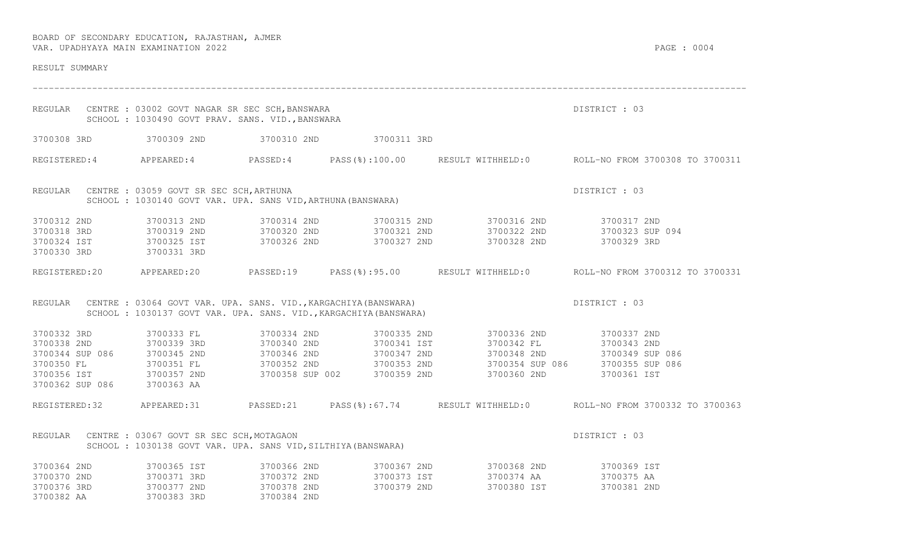BOARD OF SECONDARY EDUCATION, RAJASTHAN, AJMER
VAR. UPADHYAYA MAIN EXAMINATION 2022

RESULT SUMMARY

---

REGULAR CENTRE : 03002 GOVT NAGAR SR SEC SCH,BANSWARA — DISTRICT : 03
SCHOOL : 1030490 GOVT PRAV. SANS. VID.,BANSWARA

3700308 3RD | 3700309 2ND | 3700310 2ND | 3700311 3RD

REGISTERED:4 | APPEARED:4 | PASSED:4 | PASS(%):100.00 | RESULT WITHHELD:0 | ROLL-NO FROM 3700308 TO 3700311

REGULAR CENTRE : 03059 GOVT SR SEC SCH,ARTHUNA — DISTRICT : 03
SCHOOL : 1030140 GOVT VAR. UPA. SANS VID,ARTHUNA(BANSWARA)

3700312 2ND | 3700313 2ND | 3700314 2ND | 3700315 2ND | 3700316 2ND | 3700317 2ND
3700318 3RD | 3700319 2ND | 3700320 2ND | 3700321 2ND | 3700322 2ND | 3700323 SUP 094
3700324 IST | 3700325 IST | 3700326 2ND | 3700327 2ND | 3700328 2ND | 3700329 3RD
3700330 3RD | 3700331 3RD

REGISTERED:20 | APPEARED:20 | PASSED:19 | PASS(%):95.00 | RESULT WITHHELD:0 | ROLL-NO FROM 3700312 TO 3700331

REGULAR CENTRE : 03064 GOVT VAR. UPA. SANS. VID.,KARGACHIYA(BANSWARA) — DISTRICT : 03
SCHOOL : 1030137 GOVT VAR. UPA. SANS. VID.,KARGACHIYA(BANSWARA)

3700332 3RD | 3700333 FL | 3700334 2ND | 3700335 2ND | 3700336 2ND | 3700337 2ND
3700338 2ND | 3700339 3RD | 3700340 2ND | 3700341 IST | 3700342 FL | 3700343 2ND
3700344 SUP 086 | 3700345 2ND | 3700346 2ND | 3700347 2ND | 3700348 2ND | 3700349 SUP 086
3700350 FL | 3700351 FL | 3700352 2ND | 3700353 2ND | 3700354 SUP 086 | 3700355 SUP 086
3700356 IST | 3700357 2ND | 3700358 SUP 002 | 3700359 2ND | 3700360 2ND | 3700361 IST
3700362 SUP 086 | 3700363 AA

REGISTERED:32 | APPEARED:31 | PASSED:21 | PASS(%):67.74 | RESULT WITHHELD:0 | ROLL-NO FROM 3700332 TO 3700363

REGULAR CENTRE : 03067 GOVT SR SEC SCH,MOTAGAON — DISTRICT : 03
SCHOOL : 1030138 GOVT VAR. UPA. SANS VID,SILTHIYA(BANSWARA)

3700364 2ND | 3700365 IST | 3700366 2ND | 3700367 2ND | 3700368 2ND | 3700369 IST
3700370 2ND | 3700371 3RD | 3700372 2ND | 3700373 IST | 3700374 AA | 3700375 AA
3700376 3RD | 3700377 2ND | 3700378 2ND | 3700379 2ND | 3700380 IST | 3700381 2ND
3700382 AA | 3700383 3RD | 3700384 2ND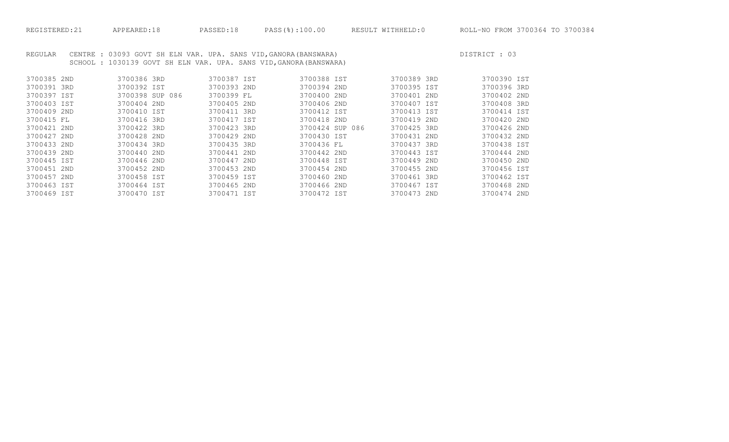REGISTERED:21 APPEARED:18 PASSED:18 PASS(%):100.00 RESULT WITHHELD:0 ROLL-NO FROM 3700364 TO 3700384

REGULAR CENTRE : 03093 GOVT SH ELN VAR. UPA. SANS VID,GANORA(BANSWARA) DISTRICT : 03
SCHOOL : 1030139 GOVT SH ELN VAR. UPA. SANS VID,GANORA(BANSWARA)

| | | | | | |
|---|---|---|---|---|---|
| 3700385 2ND | 3700386 3RD | 3700387 IST | 3700388 IST | 3700389 3RD | 3700390 IST |
| 3700391 3RD | 3700392 IST | 3700393 2ND | 3700394 2ND | 3700395 IST | 3700396 3RD |
| 3700397 IST | 3700398 SUP 086 | 3700399 FL | 3700400 2ND | 3700401 2ND | 3700402 2ND |
| 3700403 IST | 3700404 2ND | 3700405 2ND | 3700406 2ND | 3700407 IST | 3700408 3RD |
| 3700409 2ND | 3700410 IST | 3700411 3RD | 3700412 IST | 3700413 IST | 3700414 IST |
| 3700415 FL | 3700416 3RD | 3700417 IST | 3700418 2ND | 3700419 2ND | 3700420 2ND |
| 3700421 2ND | 3700422 3RD | 3700423 3RD | 3700424 SUP 086 | 3700425 3RD | 3700426 2ND |
| 3700427 2ND | 3700428 2ND | 3700429 2ND | 3700430 IST | 3700431 2ND | 3700432 2ND |
| 3700433 2ND | 3700434 3RD | 3700435 3RD | 3700436 FL | 3700437 3RD | 3700438 IST |
| 3700439 2ND | 3700440 2ND | 3700441 2ND | 3700442 2ND | 3700443 IST | 3700444 2ND |
| 3700445 IST | 3700446 2ND | 3700447 2ND | 3700448 IST | 3700449 2ND | 3700450 2ND |
| 3700451 2ND | 3700452 2ND | 3700453 2ND | 3700454 2ND | 3700455 2ND | 3700456 IST |
| 3700457 2ND | 3700458 IST | 3700459 IST | 3700460 2ND | 3700461 3RD | 3700462 IST |
| 3700463 IST | 3700464 IST | 3700465 2ND | 3700466 2ND | 3700467 IST | 3700468 2ND |
| 3700469 IST | 3700470 IST | 3700471 IST | 3700472 IST | 3700473 2ND | 3700474 2ND |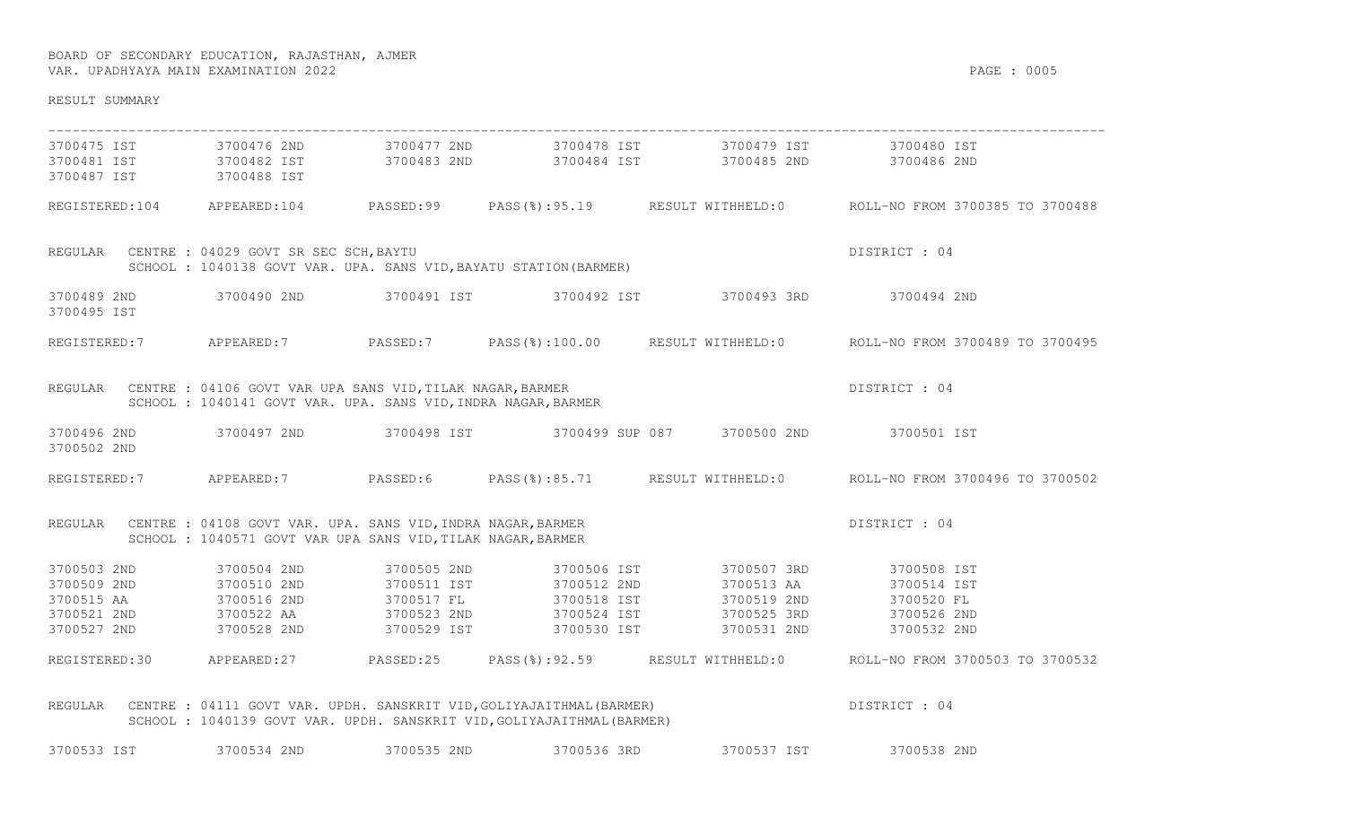BOARD OF SECONDARY EDUCATION, RAJASTHAN, AJMER
VAR. UPADHYAYA MAIN EXAMINATION 2022

RESULT SUMMARY

---

| | | | | | |
|---|---|---|---|---|---|
| 3700475 IST | 3700476 2ND | 3700477 2ND | 3700478 IST | 3700479 IST | 3700480 IST |
| 3700481 IST | 3700482 IST | 3700483 2ND | 3700484 IST | 3700485 2ND | 3700486 2ND |
| 3700487 IST | 3700488 IST | | | | |

REGISTERED:104 APPEARED:104 PASSED:99 PASS(%):95.19 RESULT WITHHELD:0 ROLL-NO FROM 3700385 TO 3700488

REGULAR CENTRE : 04029 GOVT SR SEC SCH,BAYTU DISTRICT : 04
SCHOOL : 1040138 GOVT VAR. UPA. SANS VID,BAYATU STATION(BARMER)

| | | | | | |
|---|---|---|---|---|---|
| 3700489 2ND | 3700490 2ND | 3700491 IST | 3700492 IST | 3700493 3RD | 3700494 2ND |
| 3700495 IST | | | | | |

REGISTERED:7 APPEARED:7 PASSED:7 PASS(%):100.00 RESULT WITHHELD:0 ROLL-NO FROM 3700489 TO 3700495

REGULAR CENTRE : 04106 GOVT VAR UPA SANS VID,TILAK NAGAR,BARMER DISTRICT : 04
SCHOOL : 1040141 GOVT VAR. UPA. SANS VID,INDRA NAGAR,BARMER

| | | | | | |
|---|---|---|---|---|---|
| 3700496 2ND | 3700497 2ND | 3700498 IST | 3700499 SUP 087 | 3700500 2ND | 3700501 IST |
| 3700502 2ND | | | | | |

REGISTERED:7 APPEARED:7 PASSED:6 PASS(%):85.71 RESULT WITHHELD:0 ROLL-NO FROM 3700496 TO 3700502

REGULAR CENTRE : 04108 GOVT VAR. UPA. SANS VID,INDRA NAGAR,BARMER DISTRICT : 04
SCHOOL : 1040571 GOVT VAR UPA SANS VID,TILAK NAGAR,BARMER

| | | | | | |
|---|---|---|---|---|---|
| 3700503 2ND | 3700504 2ND | 3700505 2ND | 3700506 IST | 3700507 3RD | 3700508 IST |
| 3700509 2ND | 3700510 2ND | 3700511 IST | 3700512 2ND | 3700513 AA | 3700514 IST |
| 3700515 AA | 3700516 2ND | 3700517 FL | 3700518 IST | 3700519 2ND | 3700520 FL |
| 3700521 2ND | 3700522 AA | 3700523 2ND | 3700524 IST | 3700525 3RD | 3700526 2ND |
| 3700527 2ND | 3700528 2ND | 3700529 IST | 3700530 IST | 3700531 2ND | 3700532 2ND |

REGISTERED:30 APPEARED:27 PASSED:25 PASS(%):92.59 RESULT WITHHELD:0 ROLL-NO FROM 3700503 TO 3700532

REGULAR CENTRE : 04111 GOVT VAR. UPDH. SANSKRIT VID,GOLIYAJAITHMAL(BARMER) DISTRICT : 04
SCHOOL : 1040139 GOVT VAR. UPDH. SANSKRIT VID,GOLIYAJAITHMAL(BARMER)

| | | | | | |
|---|---|---|---|---|---|
| 3700533 IST | 3700534 2ND | 3700535 2ND | 3700536 3RD | 3700537 IST | 3700538 2ND |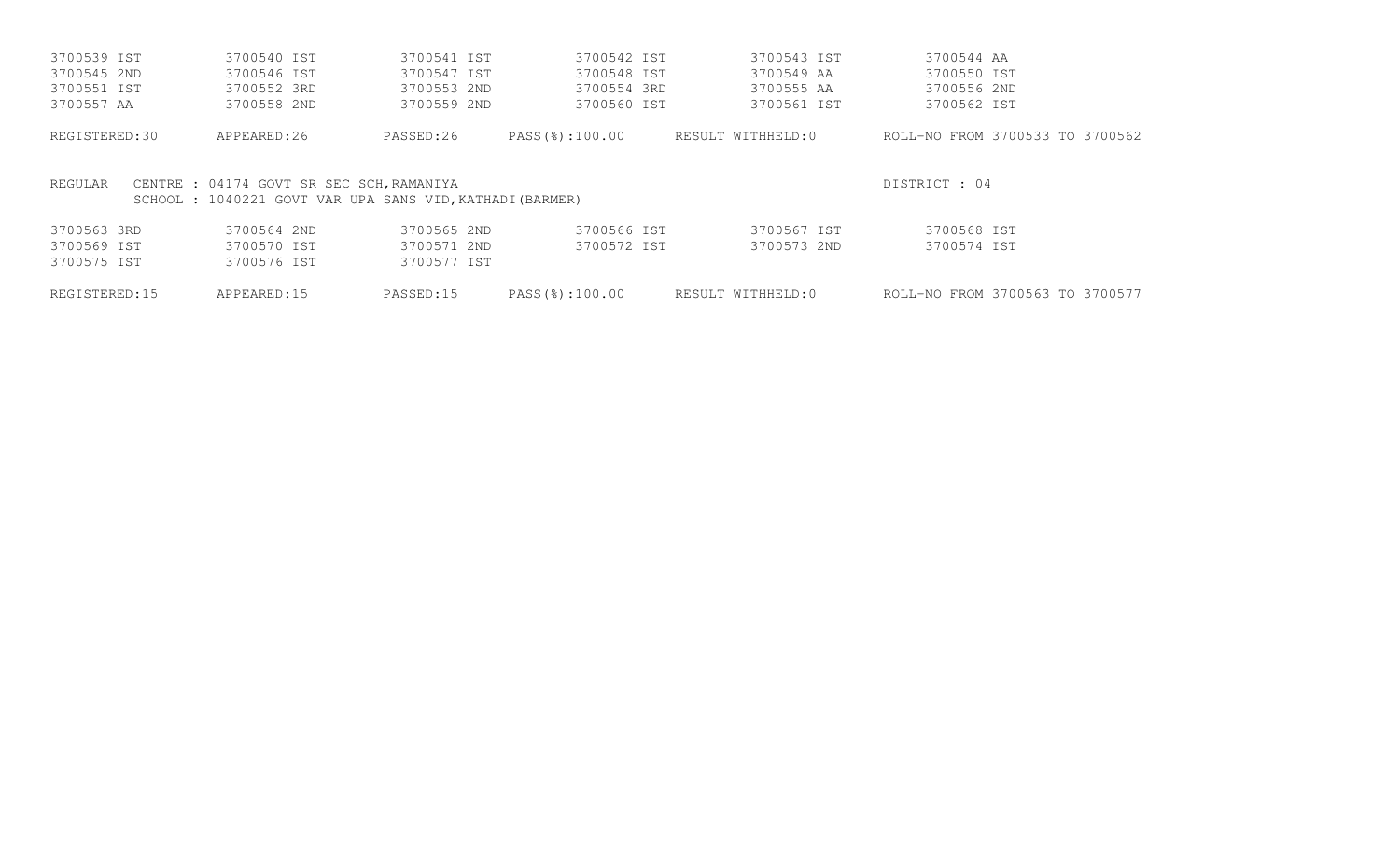```
3700539 IST        3700540 IST        3700541 IST        3700542 IST        3700543 IST        3700544 AA
3700545 2ND        3700546 IST        3700547 IST        3700548 IST        3700549 AA         3700550 IST
3700551 IST        3700552 3RD        3700553 2ND        3700554 3RD        3700555 AA         3700556 2ND
3700557 AA         3700558 2ND        3700559 2ND        3700560 IST        3700561 IST        3700562 IST

REGISTERED:30      APPEARED:26        PASSED:26          PASS(%):100.00     RESULT WITHHELD:0      ROLL-NO FROM 3700533 TO 3700562


REGULAR    CENTRE : 04174 GOVT SR SEC SCH,RAMANIYA                                                  DISTRICT : 04
           SCHOOL : 1040221 GOVT VAR UPA SANS VID,KATHADI(BARMER)

3700563 3RD        3700564 2ND        3700565 2ND        3700566 IST        3700567 IST        3700568 IST
3700569 IST        3700570 IST        3700571 2ND        3700572 IST        3700573 2ND        3700574 IST
3700575 IST        3700576 IST        3700577 IST

REGISTERED:15      APPEARED:15        PASSED:15          PASS(%):100.00     RESULT WITHHELD:0      ROLL-NO FROM 3700563 TO 3700577
```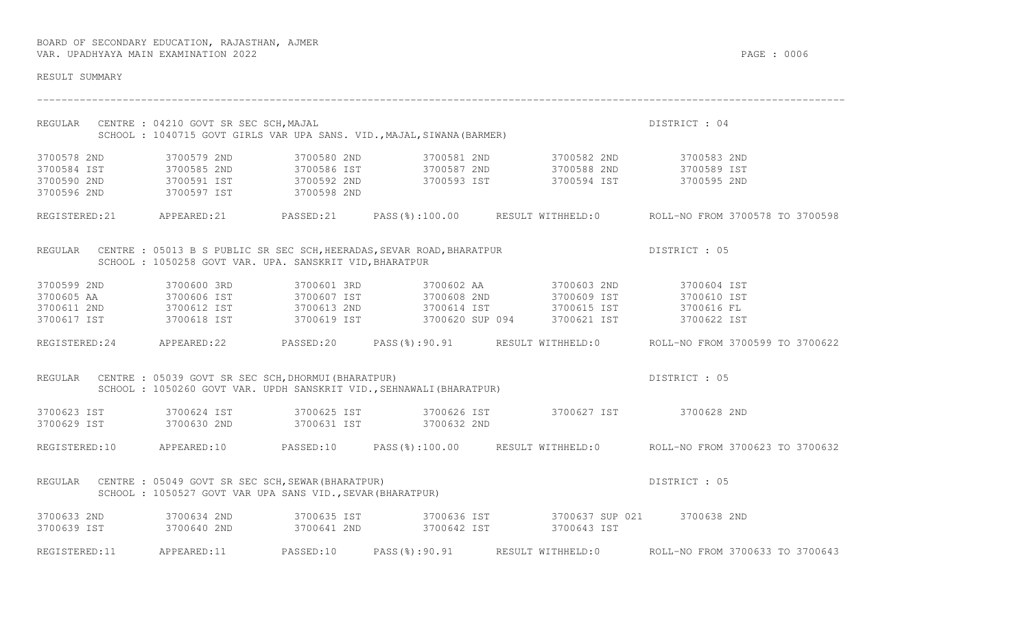BOARD OF SECONDARY EDUCATION, RAJASTHAN, AJMER
VAR. UPADHYAYA MAIN EXAMINATION 2022

RESULT SUMMARY

---

REGULAR CENTRE : 04210 GOVT SR SEC SCH,MAJAL — DISTRICT : 04
SCHOOL : 1040715 GOVT GIRLS VAR UPA SANS. VID.,MAJAL,SIWANA(BARMER)

| | | | | | |
|---|---|---|---|---|---|
| 3700578 2ND | 3700579 2ND | 3700580 2ND | 3700581 2ND | 3700582 2ND | 3700583 2ND |
| 3700584 IST | 3700585 2ND | 3700586 IST | 3700587 2ND | 3700588 2ND | 3700589 IST |
| 3700590 2ND | 3700591 IST | 3700592 2ND | 3700593 IST | 3700594 IST | 3700595 2ND |
| 3700596 2ND | 3700597 IST | 3700598 2ND | | | |

REGISTERED:21 APPEARED:21 PASSED:21 PASS(%):100.00 RESULT WITHHELD:0 ROLL-NO FROM 3700578 TO 3700598

REGULAR CENTRE : 05013 B S PUBLIC SR SEC SCH,HEERADAS,SEVAR ROAD,BHARATPUR — DISTRICT : 05
SCHOOL : 1050258 GOVT VAR. UPA. SANSKRIT VID,BHARATPUR

| | | | | | |
|---|---|---|---|---|---|
| 3700599 2ND | 3700600 3RD | 3700601 3RD | 3700602 AA | 3700603 2ND | 3700604 IST |
| 3700605 AA | 3700606 IST | 3700607 IST | 3700608 2ND | 3700609 IST | 3700610 IST |
| 3700611 2ND | 3700612 IST | 3700613 2ND | 3700614 IST | 3700615 IST | 3700616 FL |
| 3700617 IST | 3700618 IST | 3700619 IST | 3700620 SUP 094 | 3700621 IST | 3700622 IST |

REGISTERED:24 APPEARED:22 PASSED:20 PASS(%):90.91 RESULT WITHHELD:0 ROLL-NO FROM 3700599 TO 3700622

REGULAR CENTRE : 05039 GOVT SR SEC SCH,DHORMUI(BHARATPUR) — DISTRICT : 05
SCHOOL : 1050260 GOVT VAR. UPDH SANSKRIT VID.,SEHNAWALI(BHARATPUR)

| | | | | | |
|---|---|---|---|---|---|
| 3700623 IST | 3700624 IST | 3700625 IST | 3700626 IST | 3700627 IST | 3700628 2ND |
| 3700629 IST | 3700630 2ND | 3700631 IST | 3700632 2ND | | |

REGISTERED:10 APPEARED:10 PASSED:10 PASS(%):100.00 RESULT WITHHELD:0 ROLL-NO FROM 3700623 TO 3700632

REGULAR CENTRE : 05049 GOVT SR SEC SCH,SEWAR(BHARATPUR) — DISTRICT : 05
SCHOOL : 1050527 GOVT VAR UPA SANS VID.,SEVAR(BHARATPUR)

| | | | | | |
|---|---|---|---|---|---|
| 3700633 2ND | 3700634 2ND | 3700635 IST | 3700636 IST | 3700637 SUP 021 | 3700638 2ND |
| 3700639 IST | 3700640 2ND | 3700641 2ND | 3700642 IST | 3700643 IST | |

REGISTERED:11 APPEARED:11 PASSED:10 PASS(%):90.91 RESULT WITHHELD:0 ROLL-NO FROM 3700633 TO 3700643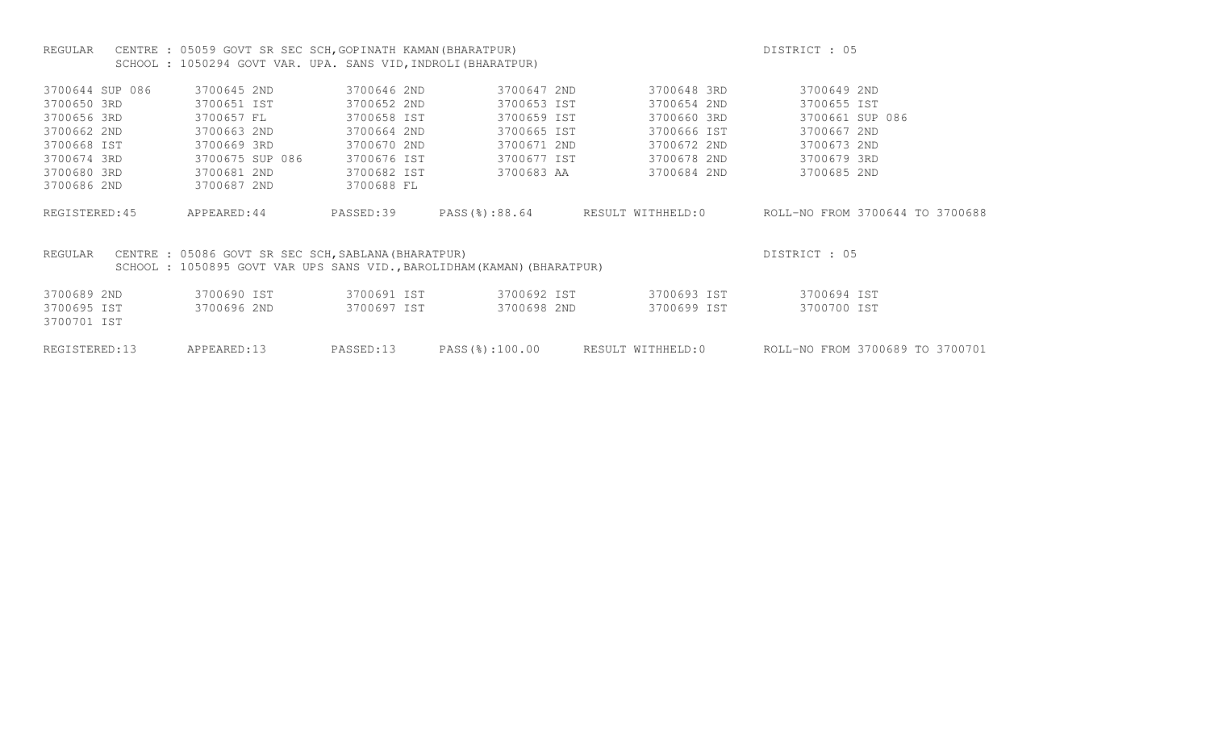REGULAR CENTRE : 05059 GOVT SR SEC SCH,GOPINATH KAMAN(BHARATPUR) DISTRICT : 05
SCHOOL : 1050294 GOVT VAR. UPA. SANS VID,INDROLI(BHARATPUR)

| | | | | | |
|---|---|---|---|---|---|
| 3700644 SUP 086 | 3700645 2ND | 3700646 2ND | 3700647 2ND | 3700648 3RD | 3700649 2ND |
| 3700650 3RD | 3700651 IST | 3700652 2ND | 3700653 IST | 3700654 2ND | 3700655 IST |
| 3700656 3RD | 3700657 FL | 3700658 IST | 3700659 IST | 3700660 3RD | 3700661 SUP 086 |
| 3700662 2ND | 3700663 2ND | 3700664 2ND | 3700665 IST | 3700666 IST | 3700667 2ND |
| 3700668 IST | 3700669 3RD | 3700670 2ND | 3700671 2ND | 3700672 2ND | 3700673 2ND |
| 3700674 3RD | 3700675 SUP 086 | 3700676 IST | 3700677 IST | 3700678 2ND | 3700679 3RD |
| 3700680 3RD | 3700681 2ND | 3700682 IST | 3700683 AA | 3700684 2ND | 3700685 2ND |
| 3700686 2ND | 3700687 2ND | 3700688 FL | | | |

REGISTERED:45 APPEARED:44 PASSED:39 PASS(%):88.64 RESULT WITHHELD:0 ROLL-NO FROM 3700644 TO 3700688

REGULAR CENTRE : 05086 GOVT SR SEC SCH,SABLANA(BHARATPUR) DISTRICT : 05
SCHOOL : 1050895 GOVT VAR UPS SANS VID.,BAROLIDHAM(KAMAN)(BHARATPUR)

| | | | | | |
|---|---|---|---|---|---|
| 3700689 2ND | 3700690 IST | 3700691 IST | 3700692 IST | 3700693 IST | 3700694 IST |
| 3700695 IST | 3700696 2ND | 3700697 IST | 3700698 2ND | 3700699 IST | 3700700 IST |
| 3700701 IST | | | | | |

REGISTERED:13 APPEARED:13 PASSED:13 PASS(%):100.00 RESULT WITHHELD:0 ROLL-NO FROM 3700689 TO 3700701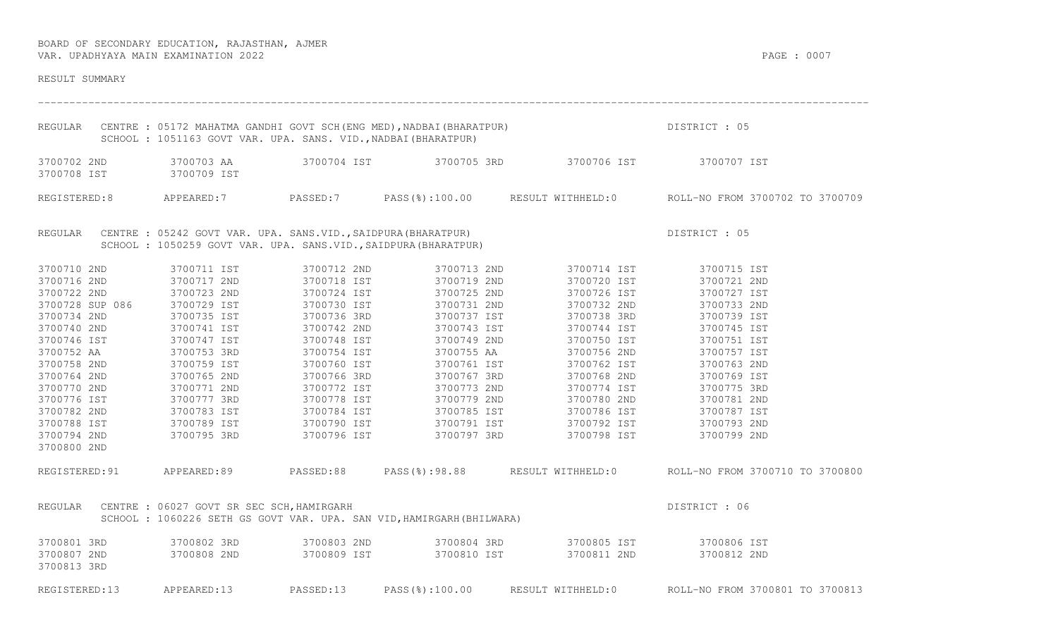BOARD OF SECONDARY EDUCATION, RAJASTHAN, AJMER
VAR. UPADHYAYA MAIN EXAMINATION 2022

RESULT SUMMARY

---

REGULAR CENTRE : 05172 MAHATMA GANDHI GOVT SCH(ENG MED),NADBAI(BHARATPUR) DISTRICT : 05
SCHOOL : 1051163 GOVT VAR. UPA. SANS. VID.,NADBAI(BHARATPUR)

| | | | | | |
|---|---|---|---|---|---|
| 3700702 2ND | 3700703 AA | 3700704 IST | 3700705 3RD | 3700706 IST | 3700707 IST |
| 3700708 IST | 3700709 IST | | | | |

REGISTERED:8 APPEARED:7 PASSED:7 PASS(%):100.00 RESULT WITHHELD:0 ROLL-NO FROM 3700702 TO 3700709

REGULAR CENTRE : 05242 GOVT VAR. UPA. SANS.VID.,SAIDPURA(BHARATPUR) DISTRICT : 05
SCHOOL : 1050259 GOVT VAR. UPA. SANS.VID.,SAIDPURA(BHARATPUR)

| | | | | | |
|---|---|---|---|---|---|
| 3700710 2ND | 3700711 IST | 3700712 2ND | 3700713 2ND | 3700714 IST | 3700715 IST |
| 3700716 2ND | 3700717 2ND | 3700718 IST | 3700719 2ND | 3700720 IST | 3700721 2ND |
| 3700722 2ND | 3700723 2ND | 3700724 IST | 3700725 2ND | 3700726 IST | 3700727 IST |
| 3700728 SUP 086 | 3700729 IST | 3700730 IST | 3700731 2ND | 3700732 2ND | 3700733 2ND |
| 3700734 2ND | 3700735 IST | 3700736 3RD | 3700737 IST | 3700738 3RD | 3700739 IST |
| 3700740 2ND | 3700741 IST | 3700742 2ND | 3700743 IST | 3700744 IST | 3700745 IST |
| 3700746 IST | 3700747 IST | 3700748 IST | 3700749 2ND | 3700750 IST | 3700751 IST |
| 3700752 AA | 3700753 3RD | 3700754 IST | 3700755 AA | 3700756 2ND | 3700757 IST |
| 3700758 2ND | 3700759 IST | 3700760 IST | 3700761 IST | 3700762 IST | 3700763 2ND |
| 3700764 2ND | 3700765 2ND | 3700766 3RD | 3700767 3RD | 3700768 2ND | 3700769 IST |
| 3700770 2ND | 3700771 2ND | 3700772 IST | 3700773 2ND | 3700774 IST | 3700775 3RD |
| 3700776 IST | 3700777 3RD | 3700778 IST | 3700779 2ND | 3700780 2ND | 3700781 2ND |
| 3700782 2ND | 3700783 IST | 3700784 IST | 3700785 IST | 3700786 IST | 3700787 IST |
| 3700788 IST | 3700789 IST | 3700790 IST | 3700791 IST | 3700792 IST | 3700793 2ND |
| 3700794 2ND | 3700795 3RD | 3700796 IST | 3700797 3RD | 3700798 IST | 3700799 2ND |
| 3700800 2ND | | | | | |

REGISTERED:91 APPEARED:89 PASSED:88 PASS(%):98.88 RESULT WITHHELD:0 ROLL-NO FROM 3700710 TO 3700800

REGULAR CENTRE : 06027 GOVT SR SEC SCH,HAMIRGARH DISTRICT : 06
SCHOOL : 1060226 SETH GS GOVT VAR. UPA. SAN VID,HAMIRGARH(BHILWARA)

| | | | | | |
|---|---|---|---|---|---|
| 3700801 3RD | 3700802 3RD | 3700803 2ND | 3700804 3RD | 3700805 IST | 3700806 IST |
| 3700807 2ND | 3700808 2ND | 3700809 IST | 3700810 IST | 3700811 2ND | 3700812 2ND |
| 3700813 3RD | | | | | |

REGISTERED:13 APPEARED:13 PASSED:13 PASS(%):100.00 RESULT WITHHELD:0 ROLL-NO FROM 3700801 TO 3700813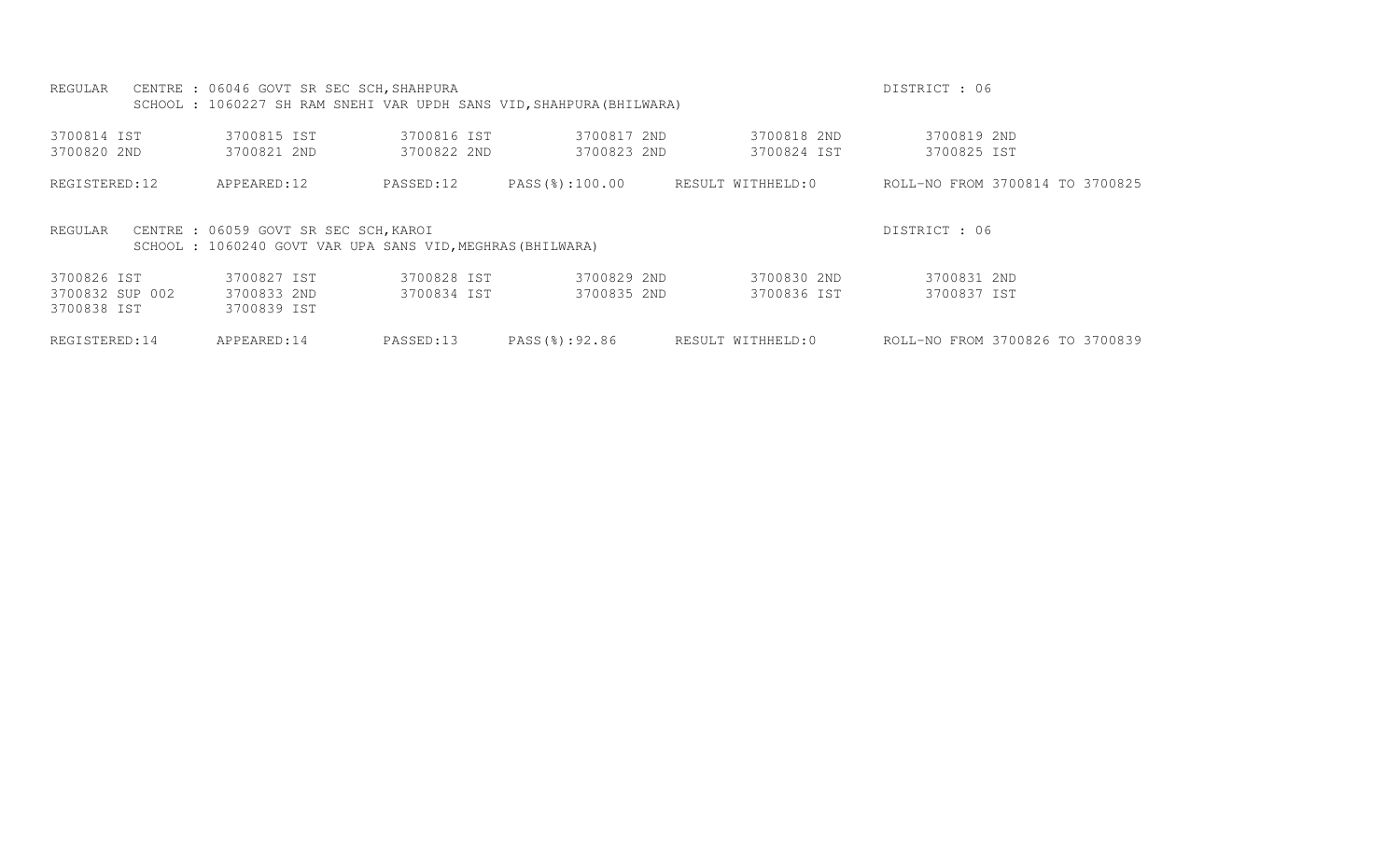REGULAR CENTRE : 06046 GOVT SR SEC SCH,SHAHPURA DISTRICT : 06
SCHOOL : 1060227 SH RAM SNEHI VAR UPDH SANS VID,SHAHPURA(BHILWARA)

| | | | | | |
|---|---|---|---|---|---|
| 3700814 IST | 3700815 IST | 3700816 IST | 3700817 2ND | 3700818 2ND | 3700819 2ND |
| 3700820 2ND | 3700821 2ND | 3700822 2ND | 3700823 2ND | 3700824 IST | 3700825 IST |

REGISTERED:12 APPEARED:12 PASSED:12 PASS(%):100.00 RESULT WITHHELD:0 ROLL-NO FROM 3700814 TO 3700825

REGULAR CENTRE : 06059 GOVT SR SEC SCH,KAROI DISTRICT : 06
SCHOOL : 1060240 GOVT VAR UPA SANS VID,MEGHRAS(BHILWARA)

| | | | | | |
|---|---|---|---|---|---|
| 3700826 IST | 3700827 IST | 3700828 IST | 3700829 2ND | 3700830 2ND | 3700831 2ND |
| 3700832 SUP 002 | 3700833 2ND | 3700834 IST | 3700835 2ND | 3700836 IST | 3700837 IST |
| 3700838 IST | 3700839 IST | | | | |

REGISTERED:14 APPEARED:14 PASSED:13 PASS(%):92.86 RESULT WITHHELD:0 ROLL-NO FROM 3700826 TO 3700839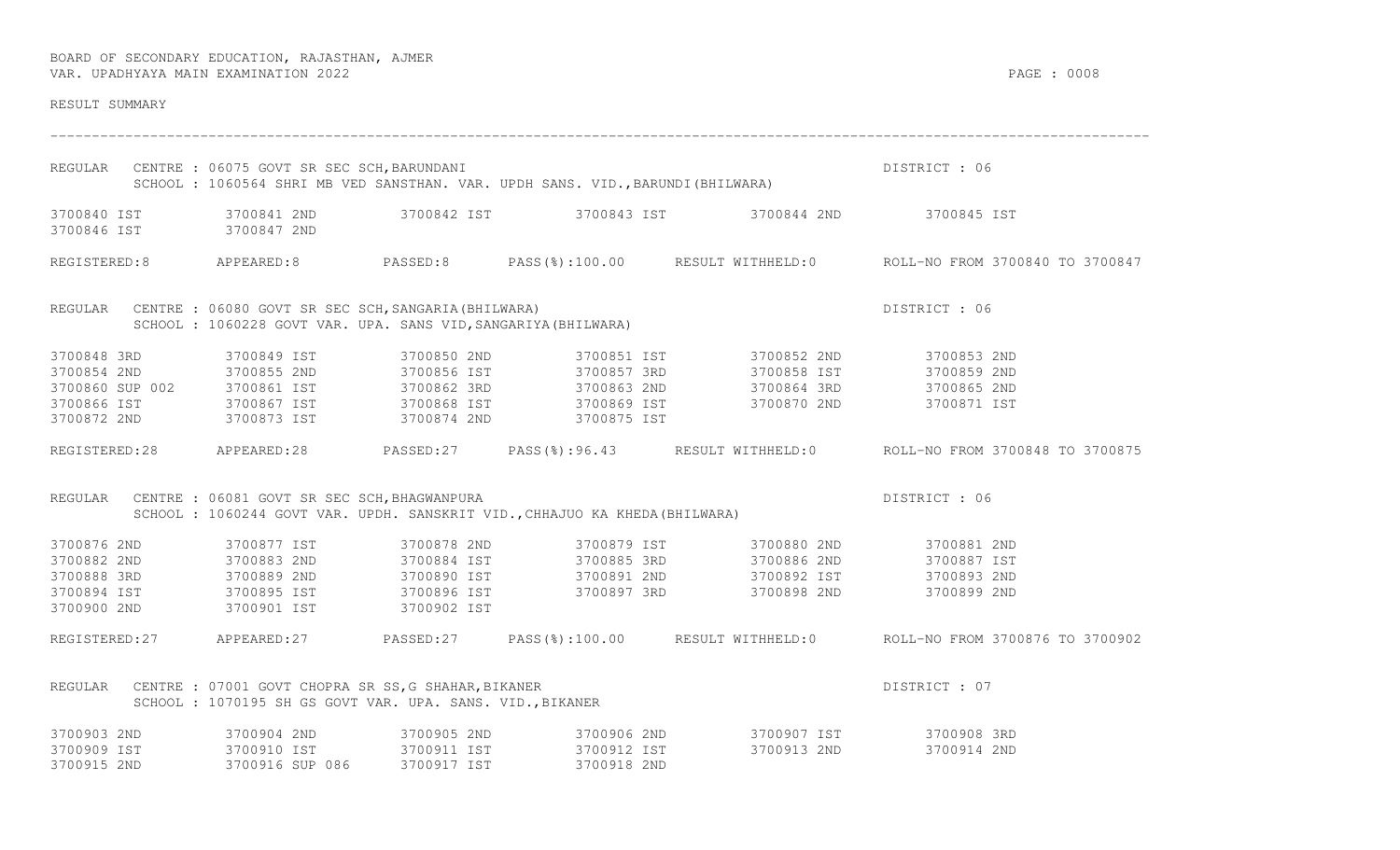BOARD OF SECONDARY EDUCATION, RAJASTHAN, AJMER
VAR. UPADHYAYA MAIN EXAMINATION 2022

RESULT SUMMARY

---

REGULAR CENTRE : 06075 GOVT SR SEC SCH,BARUNDANI — DISTRICT : 06
SCHOOL : 1060564 SHRI MB VED SANSTHAN. VAR. UPDH SANS. VID.,BARUNDI(BHILWARA)

| | | | | | |
|---|---|---|---|---|---|
| 3700840 IST | 3700841 2ND | 3700842 IST | 3700843 IST | 3700844 2ND | 3700845 IST |
| 3700846 IST | 3700847 2ND | | | | |

REGISTERED:8 APPEARED:8 PASSED:8 PASS(%):100.00 RESULT WITHHELD:0 ROLL-NO FROM 3700840 TO 3700847

REGULAR CENTRE : 06080 GOVT SR SEC SCH,SANGARIA(BHILWARA) — DISTRICT : 06
SCHOOL : 1060228 GOVT VAR. UPA. SANS VID,SANGARIYA(BHILWARA)

| | | | | | |
|---|---|---|---|---|---|
| 3700848 3RD | 3700849 IST | 3700850 2ND | 3700851 IST | 3700852 2ND | 3700853 2ND |
| 3700854 2ND | 3700855 2ND | 3700856 IST | 3700857 3RD | 3700858 IST | 3700859 2ND |
| 3700860 SUP 002 | 3700861 IST | 3700862 3RD | 3700863 2ND | 3700864 3RD | 3700865 2ND |
| 3700866 IST | 3700867 IST | 3700868 IST | 3700869 IST | 3700870 2ND | 3700871 IST |
| 3700872 2ND | 3700873 IST | 3700874 2ND | 3700875 IST | | |

REGISTERED:28 APPEARED:28 PASSED:27 PASS(%):96.43 RESULT WITHHELD:0 ROLL-NO FROM 3700848 TO 3700875

REGULAR CENTRE : 06081 GOVT SR SEC SCH,BHAGWANPURA — DISTRICT : 06
SCHOOL : 1060244 GOVT VAR. UPDH. SANSKRIT VID.,CHHAJUO KA KHEDA(BHILWARA)

| | | | | | |
|---|---|---|---|---|---|
| 3700876 2ND | 3700877 IST | 3700878 2ND | 3700879 IST | 3700880 2ND | 3700881 2ND |
| 3700882 2ND | 3700883 2ND | 3700884 IST | 3700885 3RD | 3700886 2ND | 3700887 IST |
| 3700888 3RD | 3700889 2ND | 3700890 IST | 3700891 2ND | 3700892 IST | 3700893 2ND |
| 3700894 IST | 3700895 IST | 3700896 IST | 3700897 3RD | 3700898 2ND | 3700899 2ND |
| 3700900 2ND | 3700901 IST | 3700902 IST | | | |

REGISTERED:27 APPEARED:27 PASSED:27 PASS(%):100.00 RESULT WITHHELD:0 ROLL-NO FROM 3700876 TO 3700902

REGULAR CENTRE : 07001 GOVT CHOPRA SR SS,G SHAHAR,BIKANER — DISTRICT : 07
SCHOOL : 1070195 SH GS GOVT VAR. UPA. SANS. VID.,BIKANER

| | | | | | |
|---|---|---|---|---|---|
| 3700903 2ND | 3700904 2ND | 3700905 2ND | 3700906 2ND | 3700907 IST | 3700908 3RD |
| 3700909 IST | 3700910 IST | 3700911 IST | 3700912 IST | 3700913 2ND | 3700914 2ND |
| 3700915 2ND | 3700916 SUP 086 | 3700917 IST | 3700918 2ND | | |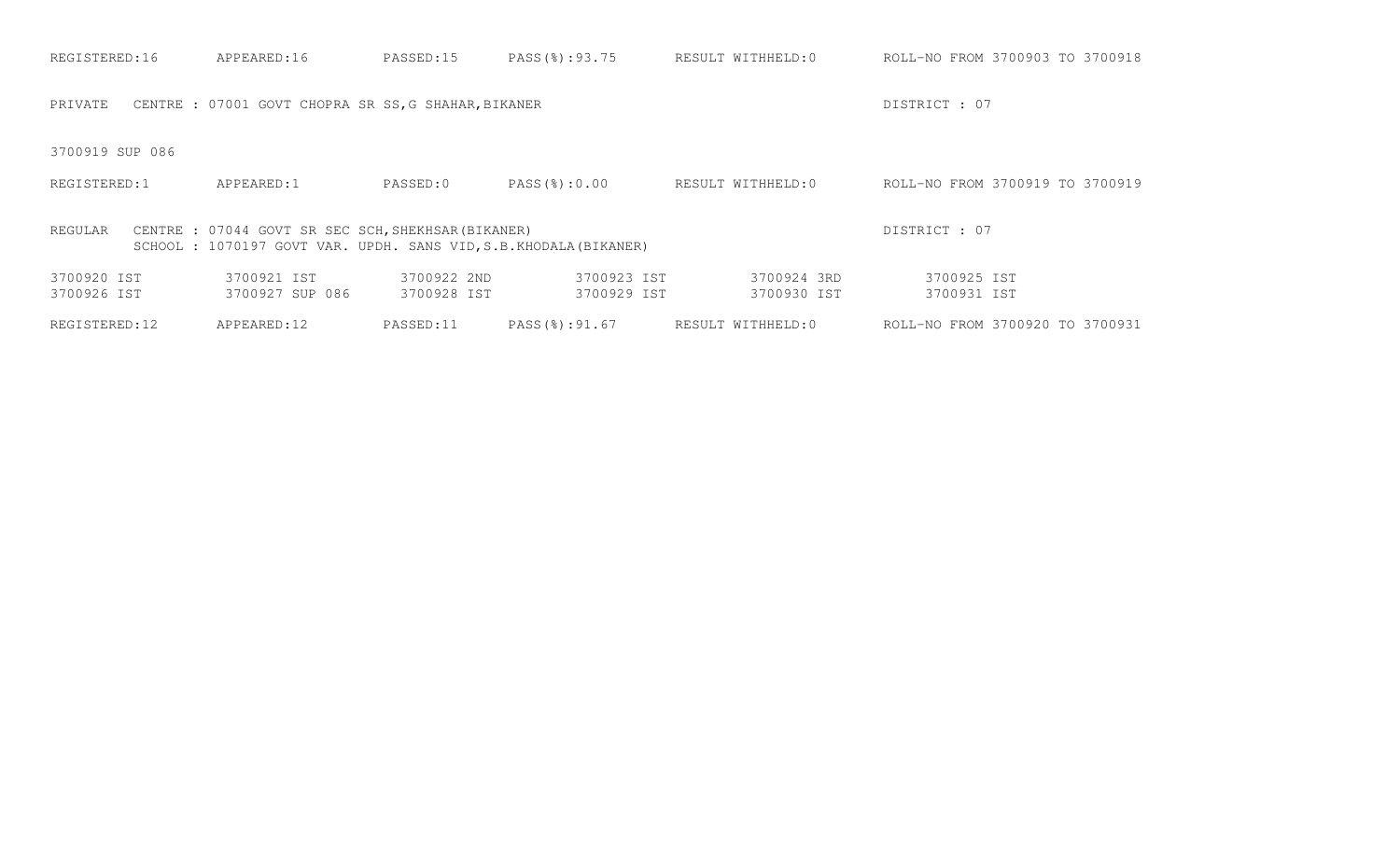REGISTERED:16 APPEARED:16 PASSED:15 PASS(%):93.75 RESULT WITHHELD:0 ROLL-NO FROM 3700903 TO 3700918

PRIVATE CENTRE : 07001 GOVT CHOPRA SR SS,G SHAHAR,BIKANER DISTRICT : 07

3700919 SUP 086

REGISTERED:1 APPEARED:1 PASSED:0 PASS(%):0.00 RESULT WITHHELD:0 ROLL-NO FROM 3700919 TO 3700919

REGULAR CENTRE : 07044 GOVT SR SEC SCH,SHEKHSAR(BIKANER) DISTRICT : 07
SCHOOL : 1070197 GOVT VAR. UPDH. SANS VID,S.B.KHODALA(BIKANER)

| | | | | | |
|---|---|---|---|---|---|
| 3700920 IST | 3700921 IST | 3700922 2ND | 3700923 IST | 3700924 3RD | 3700925 IST |
| 3700926 IST | 3700927 SUP 086 | 3700928 IST | 3700929 IST | 3700930 IST | 3700931 IST |

REGISTERED:12 APPEARED:12 PASSED:11 PASS(%):91.67 RESULT WITHHELD:0 ROLL-NO FROM 3700920 TO 3700931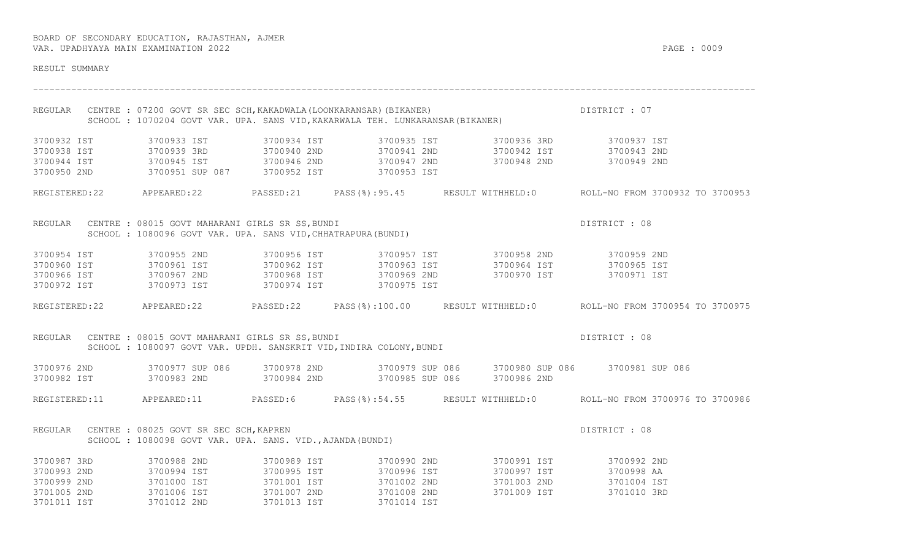BOARD OF SECONDARY EDUCATION, RAJASTHAN, AJMER
VAR. UPADHYAYA MAIN EXAMINATION 2022

RESULT SUMMARY

---

REGULAR CENTRE : 07200 GOVT SR SEC SCH,KAKADWALA(LOONKARANSAR)(BIKANER) DISTRICT : 07
SCHOOL : 1070204 GOVT VAR. UPA. SANS VID,KAKARWALA TEH. LUNKARANSAR(BIKANER)

| | | | | | |
|---|---|---|---|---|---|
| 3700932 IST | 3700933 IST | 3700934 IST | 3700935 IST | 3700936 3RD | 3700937 IST |
| 3700938 IST | 3700939 3RD | 3700940 2ND | 3700941 2ND | 3700942 IST | 3700943 2ND |
| 3700944 IST | 3700945 IST | 3700946 2ND | 3700947 2ND | 3700948 2ND | 3700949 2ND |
| 3700950 2ND | 3700951 SUP 087 | 3700952 IST | 3700953 IST | | |

REGISTERED:22 APPEARED:22 PASSED:21 PASS(%):95.45 RESULT WITHHELD:0 ROLL-NO FROM 3700932 TO 3700953

REGULAR CENTRE : 08015 GOVT MAHARANI GIRLS SR SS,BUNDI DISTRICT : 08
SCHOOL : 1080096 GOVT VAR. UPA. SANS VID,CHHATRAPURA(BUNDI)

| | | | | | |
|---|---|---|---|---|---|
| 3700954 IST | 3700955 2ND | 3700956 IST | 3700957 IST | 3700958 2ND | 3700959 2ND |
| 3700960 IST | 3700961 IST | 3700962 IST | 3700963 IST | 3700964 IST | 3700965 IST |
| 3700966 IST | 3700967 2ND | 3700968 IST | 3700969 2ND | 3700970 IST | 3700971 IST |
| 3700972 IST | 3700973 IST | 3700974 IST | 3700975 IST | | |

REGISTERED:22 APPEARED:22 PASSED:22 PASS(%):100.00 RESULT WITHHELD:0 ROLL-NO FROM 3700954 TO 3700975

REGULAR CENTRE : 08015 GOVT MAHARANI GIRLS SR SS,BUNDI DISTRICT : 08
SCHOOL : 1080097 GOVT VAR. UPDH. SANSKRIT VID,INDIRA COLONY,BUNDI

| | | | | | |
|---|---|---|---|---|---|
| 3700976 2ND | 3700977 SUP 086 | 3700978 2ND | 3700979 SUP 086 | 3700980 SUP 086 | 3700981 SUP 086 |
| 3700982 IST | 3700983 2ND | 3700984 2ND | 3700985 SUP 086 | 3700986 2ND | |

REGISTERED:11 APPEARED:11 PASSED:6 PASS(%):54.55 RESULT WITHHELD:0 ROLL-NO FROM 3700976 TO 3700986

REGULAR CENTRE : 08025 GOVT SR SEC SCH,KAPREN DISTRICT : 08
SCHOOL : 1080098 GOVT VAR. UPA. SANS. VID.,AJANDA(BUNDI)

| | | | | | |
|---|---|---|---|---|---|
| 3700987 3RD | 3700988 2ND | 3700989 IST | 3700990 2ND | 3700991 IST | 3700992 2ND |
| 3700993 2ND | 3700994 IST | 3700995 IST | 3700996 IST | 3700997 IST | 3700998 AA |
| 3700999 2ND | 3701000 IST | 3701001 IST | 3701002 2ND | 3701003 2ND | 3701004 IST |
| 3701005 2ND | 3701006 IST | 3701007 2ND | 3701008 2ND | 3701009 IST | 3701010 3RD |
| 3701011 IST | 3701012 2ND | 3701013 IST | 3701014 IST | | |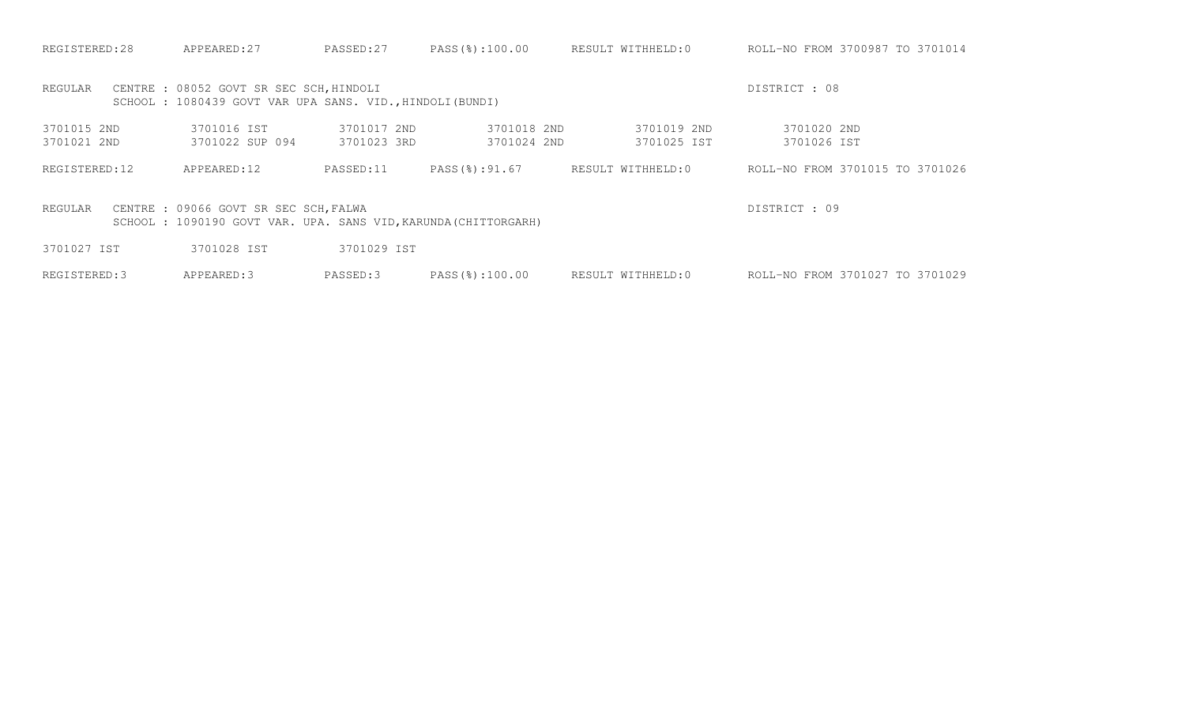REGISTERED:28 APPEARED:27 PASSED:27 PASS(%):100.00 RESULT WITHHELD:0 ROLL-NO FROM 3700987 TO 3701014

REGULAR CENTRE : 08052 GOVT SR SEC SCH,HINDOLI DISTRICT : 08
SCHOOL : 1080439 GOVT VAR UPA SANS. VID.,HINDOLI(BUNDI)

| | | | | | |
|---|---|---|---|---|---|
| 3701015 2ND | 3701016 IST | 3701017 2ND | 3701018 2ND | 3701019 2ND | 3701020 2ND |
| 3701021 2ND | 3701022 SUP 094 | 3701023 3RD | 3701024 2ND | 3701025 IST | 3701026 IST |

REGISTERED:12 APPEARED:12 PASSED:11 PASS(%):91.67 RESULT WITHHELD:0 ROLL-NO FROM 3701015 TO 3701026

REGULAR CENTRE : 09066 GOVT SR SEC SCH,FALWA DISTRICT : 09
SCHOOL : 1090190 GOVT VAR. UPA. SANS VID,KARUNDA(CHITTORGARH)

| | | |
|---|---|---|
| 3701027 IST | 3701028 IST | 3701029 IST |

REGISTERED:3 APPEARED:3 PASSED:3 PASS(%):100.00 RESULT WITHHELD:0 ROLL-NO FROM 3701027 TO 3701029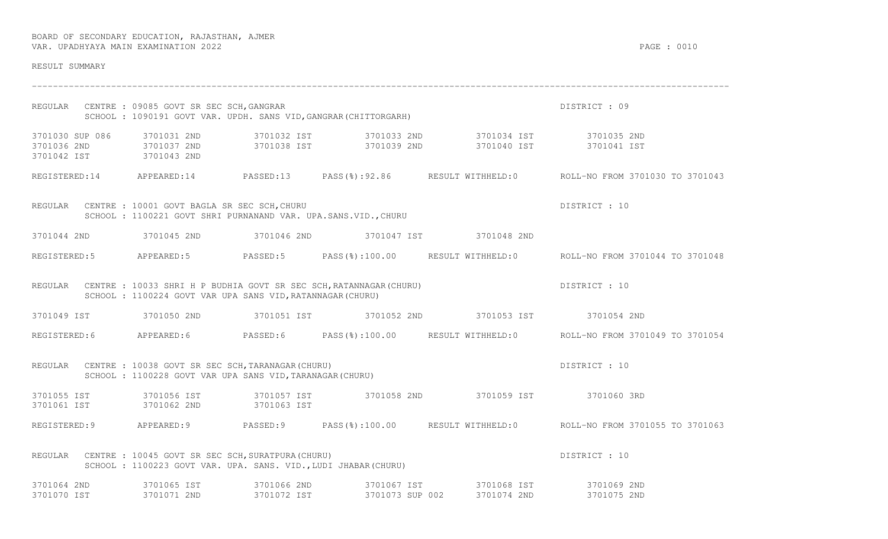BOARD OF SECONDARY EDUCATION, RAJASTHAN, AJMER
VAR. UPADHYAYA MAIN EXAMINATION 2022

RESULT SUMMARY

---

REGULAR CENTRE : 09085 GOVT SR SEC SCH,GANGRAR — DISTRICT : 09
SCHOOL : 1090191 GOVT VAR. UPDH. SANS VID,GANGRAR(CHITTORGARH)

| | | | | | |
|---|---|---|---|---|---|
| 3701030 SUP 086 | 3701031 2ND | 3701032 IST | 3701033 2ND | 3701034 IST | 3701035 2ND |
| 3701036 2ND | 3701037 2ND | 3701038 IST | 3701039 2ND | 3701040 IST | 3701041 IST |
| 3701042 IST | 3701043 2ND | | | | |

REGISTERED:14 APPEARED:14 PASSED:13 PASS(%):92.86 RESULT WITHHELD:0 ROLL-NO FROM 3701030 TO 3701043

REGULAR CENTRE : 10001 GOVT BAGLA SR SEC SCH,CHURU — DISTRICT : 10
SCHOOL : 1100221 GOVT SHRI PURNANAND VAR. UPA.SANS.VID.,CHURU

| | | | | |
|---|---|---|---|---|
| 3701044 2ND | 3701045 2ND | 3701046 2ND | 3701047 IST | 3701048 2ND |

REGISTERED:5 APPEARED:5 PASSED:5 PASS(%):100.00 RESULT WITHHELD:0 ROLL-NO FROM 3701044 TO 3701048

REGULAR CENTRE : 10033 SHRI H P BUDHIA GOVT SR SEC SCH,RATANNAGAR(CHURU) — DISTRICT : 10
SCHOOL : 1100224 GOVT VAR UPA SANS VID,RATANNAGAR(CHURU)

| | | | | | |
|---|---|---|---|---|---|
| 3701049 IST | 3701050 2ND | 3701051 IST | 3701052 2ND | 3701053 IST | 3701054 2ND |

REGISTERED:6 APPEARED:6 PASSED:6 PASS(%):100.00 RESULT WITHHELD:0 ROLL-NO FROM 3701049 TO 3701054

REGULAR CENTRE : 10038 GOVT SR SEC SCH,TARANAGAR(CHURU) — DISTRICT : 10
SCHOOL : 1100228 GOVT VAR UPA SANS VID,TARANAGAR(CHURU)

| | | | | | |
|---|---|---|---|---|---|
| 3701055 IST | 3701056 IST | 3701057 IST | 3701058 2ND | 3701059 IST | 3701060 3RD |
| 3701061 IST | 3701062 2ND | 3701063 IST | | | |

REGISTERED:9 APPEARED:9 PASSED:9 PASS(%):100.00 RESULT WITHHELD:0 ROLL-NO FROM 3701055 TO 3701063

REGULAR CENTRE : 10045 GOVT SR SEC SCH,SURATPURA(CHURU) — DISTRICT : 10
SCHOOL : 1100223 GOVT VAR. UPA. SANS. VID.,LUDI JHABAR(CHURU)

| | | | | | |
|---|---|---|---|---|---|
| 3701064 2ND | 3701065 IST | 3701066 2ND | 3701067 IST | 3701068 IST | 3701069 2ND |
| 3701070 IST | 3701071 2ND | 3701072 IST | 3701073 SUP 002 | 3701074 2ND | 3701075 2ND |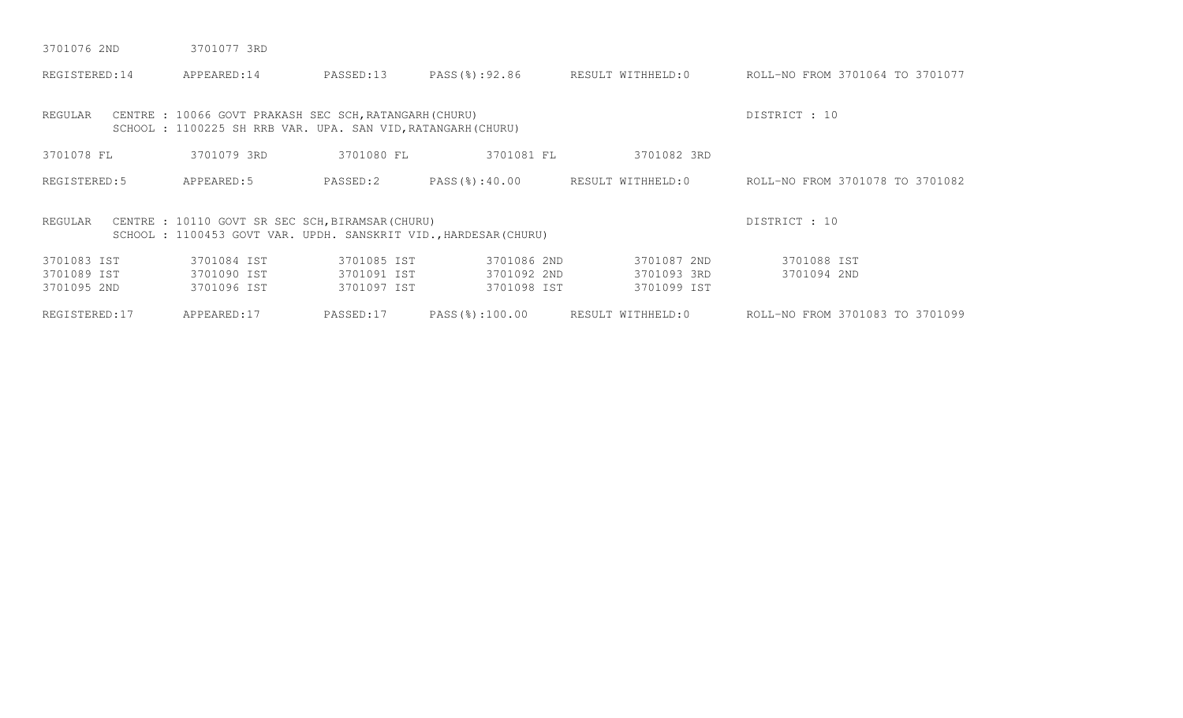3701076 2ND 3701077 3RD

REGISTERED:14 APPEARED:14 PASSED:13 PASS(%):92.86 RESULT WITHHELD:0 ROLL-NO FROM 3701064 TO 3701077

REGULAR CENTRE : 10066 GOVT PRAKASH SEC SCH,RATANGARH(CHURU) DISTRICT : 10
SCHOOL : 1100225 SH RRB VAR. UPA. SAN VID,RATANGARH(CHURU)

3701078 FL 3701079 3RD 3701080 FL 3701081 FL 3701082 3RD

REGISTERED:5 APPEARED:5 PASSED:2 PASS(%):40.00 RESULT WITHHELD:0 ROLL-NO FROM 3701078 TO 3701082

REGULAR CENTRE : 10110 GOVT SR SEC SCH,BIRAMSAR(CHURU) DISTRICT : 10
SCHOOL : 1100453 GOVT VAR. UPDH. SANSKRIT VID.,HARDESAR(CHURU)

3701083 IST 3701084 IST 3701085 IST 3701086 2ND 3701087 2ND 3701088 IST
3701089 IST 3701090 IST 3701091 IST 3701092 2ND 3701093 3RD 3701094 2ND
3701095 2ND 3701096 IST 3701097 IST 3701098 IST 3701099 IST

REGISTERED:17 APPEARED:17 PASSED:17 PASS(%):100.00 RESULT WITHHELD:0 ROLL-NO FROM 3701083 TO 3701099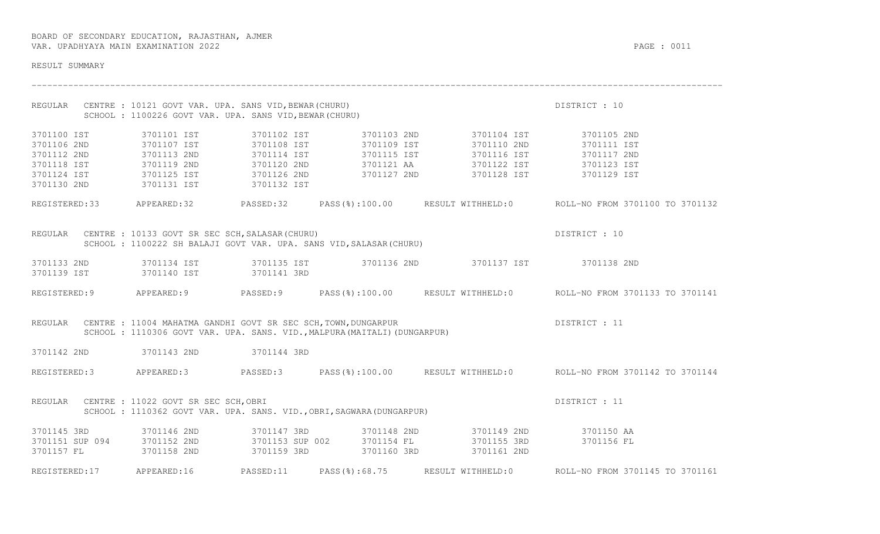BOARD OF SECONDARY EDUCATION, RAJASTHAN, AJMER
VAR. UPADHYAYA MAIN EXAMINATION 2022

RESULT SUMMARY

---

REGULAR CENTRE : 10121 GOVT VAR. UPA. SANS VID,BEWAR(CHURU) — DISTRICT : 10
SCHOOL : 1100226 GOVT VAR. UPA. SANS VID,BEWAR(CHURU)

| | | | | | |
|---|---|---|---|---|---|
| 3701100 IST | 3701101 IST | 3701102 IST | 3701103 2ND | 3701104 IST | 3701105 2ND |
| 3701106 2ND | 3701107 IST | 3701108 IST | 3701109 IST | 3701110 2ND | 3701111 IST |
| 3701112 2ND | 3701113 2ND | 3701114 IST | 3701115 IST | 3701116 IST | 3701117 2ND |
| 3701118 IST | 3701119 2ND | 3701120 2ND | 3701121 AA | 3701122 IST | 3701123 IST |
| 3701124 IST | 3701125 IST | 3701126 2ND | 3701127 2ND | 3701128 IST | 3701129 IST |
| 3701130 2ND | 3701131 IST | 3701132 IST | | | |

REGISTERED:33 APPEARED:32 PASSED:32 PASS(%):100.00 RESULT WITHHELD:0 ROLL-NO FROM 3701100 TO 3701132

REGULAR CENTRE : 10133 GOVT SR SEC SCH,SALASAR(CHURU) — DISTRICT : 10
SCHOOL : 1100222 SH BALAJI GOVT VAR. UPA. SANS VID,SALASAR(CHURU)

| | | | | | |
|---|---|---|---|---|---|
| 3701133 2ND | 3701134 IST | 3701135 IST | 3701136 2ND | 3701137 IST | 3701138 2ND |
| 3701139 IST | 3701140 IST | 3701141 3RD | | | |

REGISTERED:9 APPEARED:9 PASSED:9 PASS(%):100.00 RESULT WITHHELD:0 ROLL-NO FROM 3701133 TO 3701141

REGULAR CENTRE : 11004 MAHATMA GANDHI GOVT SR SEC SCH,TOWN,DUNGARPUR — DISTRICT : 11
SCHOOL : 1110306 GOVT VAR. UPA. SANS. VID.,MALPURA(MAITALI)(DUNGARPUR)

| | | |
|---|---|---|
| 3701142 2ND | 3701143 2ND | 3701144 3RD |

REGISTERED:3 APPEARED:3 PASSED:3 PASS(%):100.00 RESULT WITHHELD:0 ROLL-NO FROM 3701142 TO 3701144

REGULAR CENTRE : 11022 GOVT SR SEC SCH,OBRI — DISTRICT : 11
SCHOOL : 1110362 GOVT VAR. UPA. SANS. VID.,OBRI,SAGWARA(DUNGARPUR)

| | | | | | |
|---|---|---|---|---|---|
| 3701145 3RD | 3701146 2ND | 3701147 3RD | 3701148 2ND | 3701149 2ND | 3701150 AA |
| 3701151 SUP 094 | 3701152 2ND | 3701153 SUP 002 | 3701154 FL | 3701155 3RD | 3701156 FL |
| 3701157 FL | 3701158 2ND | 3701159 3RD | 3701160 3RD | 3701161 2ND | |

REGISTERED:17 APPEARED:16 PASSED:11 PASS(%):68.75 RESULT WITHHELD:0 ROLL-NO FROM 3701145 TO 3701161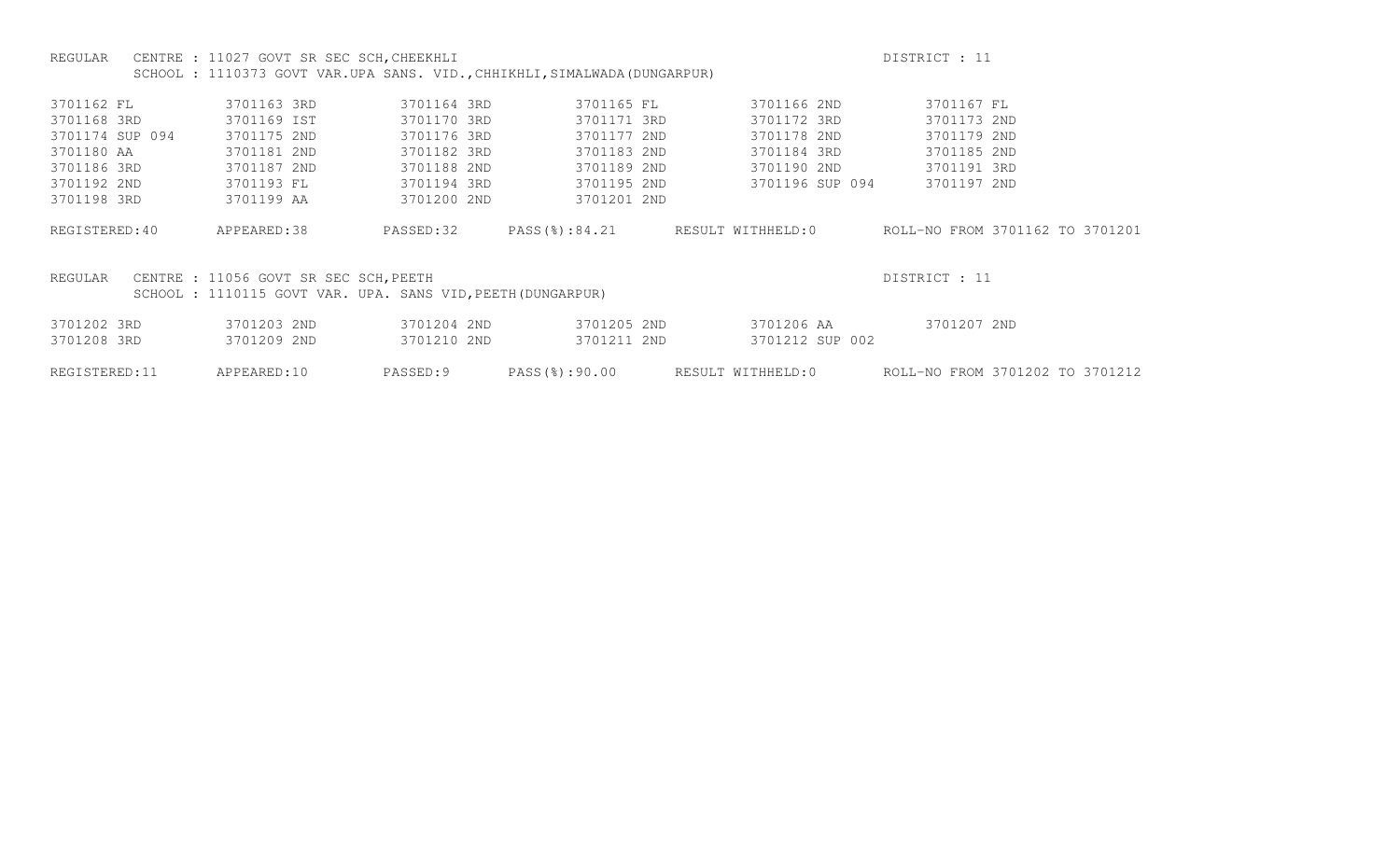REGULAR CENTRE : 11027 GOVT SR SEC SCH,CHEEKHLI DISTRICT : 11
SCHOOL : 1110373 GOVT VAR.UPA SANS. VID.,CHHIKHLI,SIMALWADA(DUNGARPUR)

| | | | | | |
|---|---|---|---|---|---|
| 3701162 FL | 3701163 3RD | 3701164 3RD | 3701165 FL | 3701166 2ND | 3701167 FL |
| 3701168 3RD | 3701169 IST | 3701170 3RD | 3701171 3RD | 3701172 3RD | 3701173 2ND |
| 3701174 SUP 094 | 3701175 2ND | 3701176 3RD | 3701177 2ND | 3701178 2ND | 3701179 2ND |
| 3701180 AA | 3701181 2ND | 3701182 3RD | 3701183 2ND | 3701184 3RD | 3701185 2ND |
| 3701186 3RD | 3701187 2ND | 3701188 2ND | 3701189 2ND | 3701190 2ND | 3701191 3RD |
| 3701192 2ND | 3701193 FL | 3701194 3RD | 3701195 2ND | 3701196 SUP 094 | 3701197 2ND |
| 3701198 3RD | 3701199 AA | 3701200 2ND | 3701201 2ND | | |

REGISTERED:40 APPEARED:38 PASSED:32 PASS(%):84.21 RESULT WITHHELD:0 ROLL-NO FROM 3701162 TO 3701201

REGULAR CENTRE : 11056 GOVT SR SEC SCH,PEETH DISTRICT : 11
SCHOOL : 1110115 GOVT VAR. UPA. SANS VID,PEETH(DUNGARPUR)

| | | | | | |
|---|---|---|---|---|---|
| 3701202 3RD | 3701203 2ND | 3701204 2ND | 3701205 2ND | 3701206 AA | 3701207 2ND |
| 3701208 3RD | 3701209 2ND | 3701210 2ND | 3701211 2ND | 3701212 SUP 002 | |

REGISTERED:11 APPEARED:10 PASSED:9 PASS(%):90.00 RESULT WITHHELD:0 ROLL-NO FROM 3701202 TO 3701212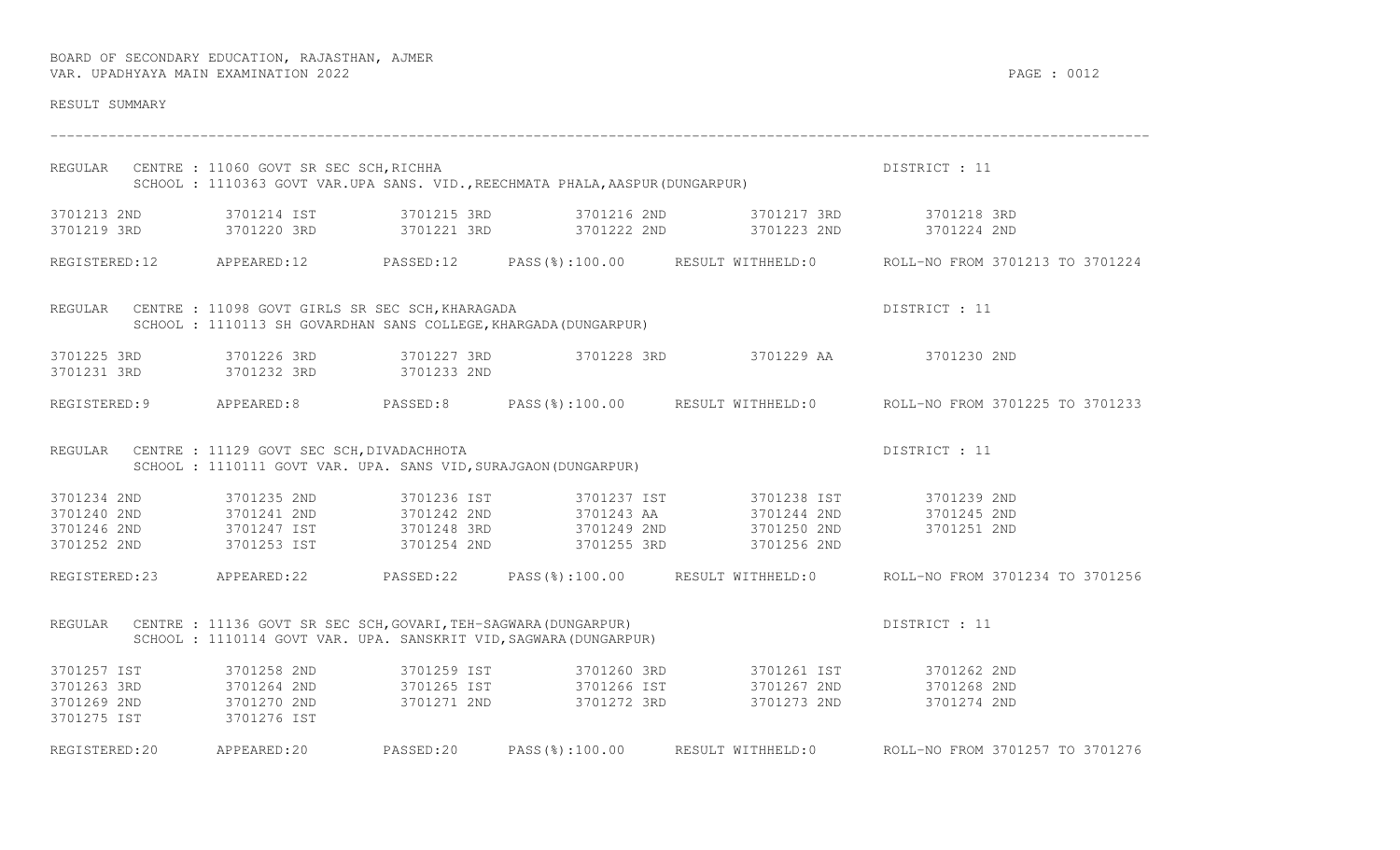BOARD OF SECONDARY EDUCATION, RAJASTHAN, AJMER
VAR. UPADHYAYA MAIN EXAMINATION 2022

RESULT SUMMARY

---

REGULAR CENTRE : 11060 GOVT SR SEC SCH,RICHHA — DISTRICT : 11
SCHOOL : 1110363 GOVT VAR.UPA SANS. VID.,REECHMATA PHALA,AASPUR(DUNGARPUR)

| | | | | | |
|---|---|---|---|---|---|
| 3701213 2ND | 3701214 IST | 3701215 3RD | 3701216 2ND | 3701217 3RD | 3701218 3RD |
| 3701219 3RD | 3701220 3RD | 3701221 3RD | 3701222 2ND | 3701223 2ND | 3701224 2ND |

REGISTERED:12 APPEARED:12 PASSED:12 PASS(%):100.00 RESULT WITHHELD:0 ROLL-NO FROM 3701213 TO 3701224

REGULAR CENTRE : 11098 GOVT GIRLS SR SEC SCH,KHARAGADA — DISTRICT : 11
SCHOOL : 1110113 SH GOVARDHAN SANS COLLEGE,KHARGADA(DUNGARPUR)

| | | | | | |
|---|---|---|---|---|---|
| 3701225 3RD | 3701226 3RD | 3701227 3RD | 3701228 3RD | 3701229 AA | 3701230 2ND |
| 3701231 3RD | 3701232 3RD | 3701233 2ND | | | |

REGISTERED:9 APPEARED:8 PASSED:8 PASS(%):100.00 RESULT WITHHELD:0 ROLL-NO FROM 3701225 TO 3701233

REGULAR CENTRE : 11129 GOVT SEC SCH,DIVADACHHOTA — DISTRICT : 11
SCHOOL : 1110111 GOVT VAR. UPA. SANS VID,SURAJGAON(DUNGARPUR)

| | | | | | |
|---|---|---|---|---|---|
| 3701234 2ND | 3701235 2ND | 3701236 IST | 3701237 IST | 3701238 IST | 3701239 2ND |
| 3701240 2ND | 3701241 2ND | 3701242 2ND | 3701243 AA | 3701244 2ND | 3701245 2ND |
| 3701246 2ND | 3701247 IST | 3701248 3RD | 3701249 2ND | 3701250 2ND | 3701251 2ND |
| 3701252 2ND | 3701253 IST | 3701254 2ND | 3701255 3RD | 3701256 2ND | |

REGISTERED:23 APPEARED:22 PASSED:22 PASS(%):100.00 RESULT WITHHELD:0 ROLL-NO FROM 3701234 TO 3701256

REGULAR CENTRE : 11136 GOVT SR SEC SCH,GOVARI,TEH-SAGWARA(DUNGARPUR) — DISTRICT : 11
SCHOOL : 1110114 GOVT VAR. UPA. SANSKRIT VID,SAGWARA(DUNGARPUR)

| | | | | | |
|---|---|---|---|---|---|
| 3701257 IST | 3701258 2ND | 3701259 IST | 3701260 3RD | 3701261 IST | 3701262 2ND |
| 3701263 3RD | 3701264 2ND | 3701265 IST | 3701266 IST | 3701267 2ND | 3701268 2ND |
| 3701269 2ND | 3701270 2ND | 3701271 2ND | 3701272 3RD | 3701273 2ND | 3701274 2ND |
| 3701275 IST | 3701276 IST | | | | |

REGISTERED:20 APPEARED:20 PASSED:20 PASS(%):100.00 RESULT WITHHELD:0 ROLL-NO FROM 3701257 TO 3701276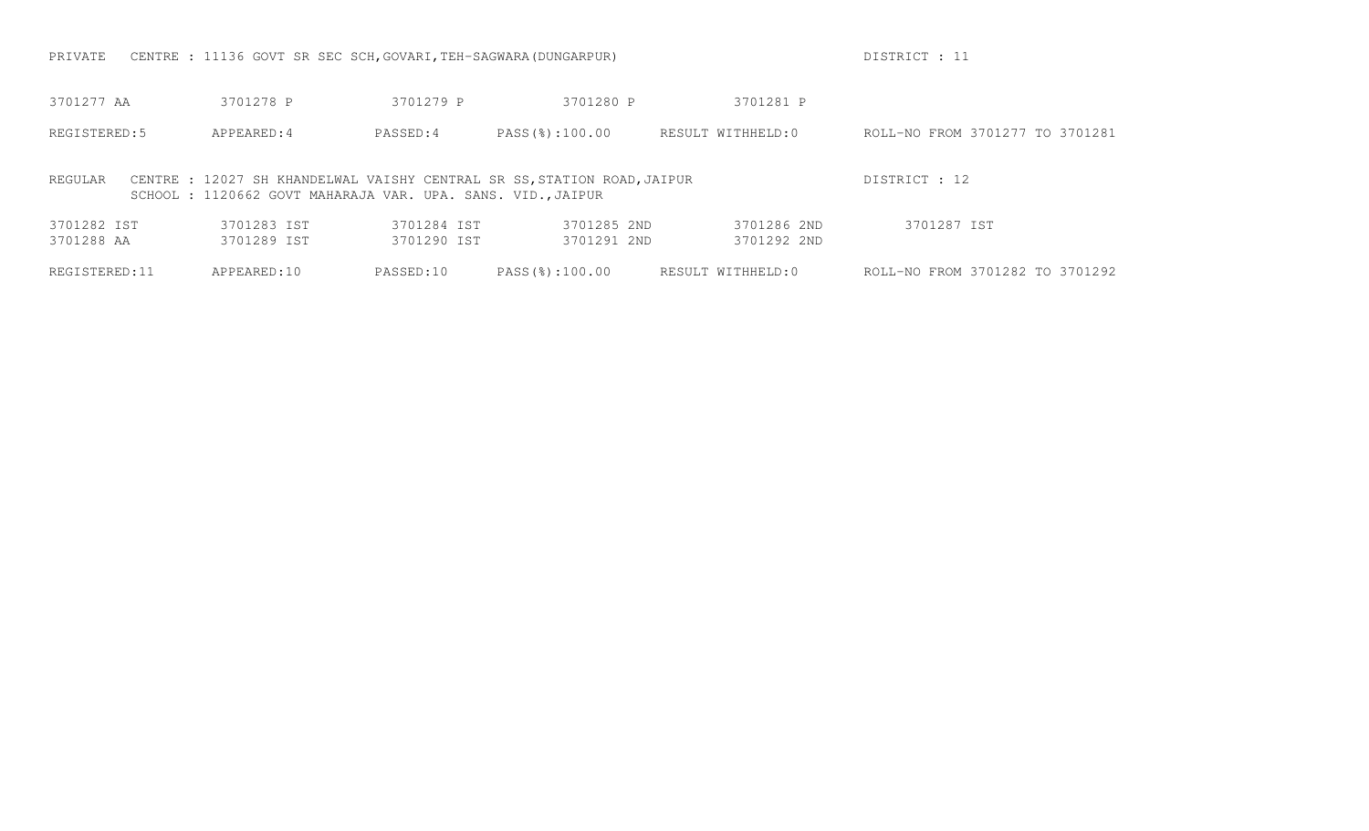PRIVATE CENTRE : 11136 GOVT SR SEC SCH,GOVARI,TEH-SAGWARA(DUNGARPUR) DISTRICT : 11

| 3701277 AA | 3701278 P | 3701279 P | 3701280 P | 3701281 P | |
|---|---|---|---|---|---|

REGISTERED:5 APPEARED:4 PASSED:4 PASS(%):100.00 RESULT WITHHELD:0 ROLL-NO FROM 3701277 TO 3701281

REGULAR CENTRE : 12027 SH KHANDELWAL VAISHY CENTRAL SR SS,STATION ROAD,JAIPUR DISTRICT : 12
SCHOOL : 1120662 GOVT MAHARAJA VAR. UPA. SANS. VID.,JAIPUR

| 3701282 IST | 3701283 IST | 3701284 IST | 3701285 2ND | 3701286 2ND | 3701287 IST |
|---|---|---|---|---|---|
| 3701288 AA | 3701289 IST | 3701290 IST | 3701291 2ND | 3701292 2ND | |

REGISTERED:11 APPEARED:10 PASSED:10 PASS(%):100.00 RESULT WITHHELD:0 ROLL-NO FROM 3701282 TO 3701292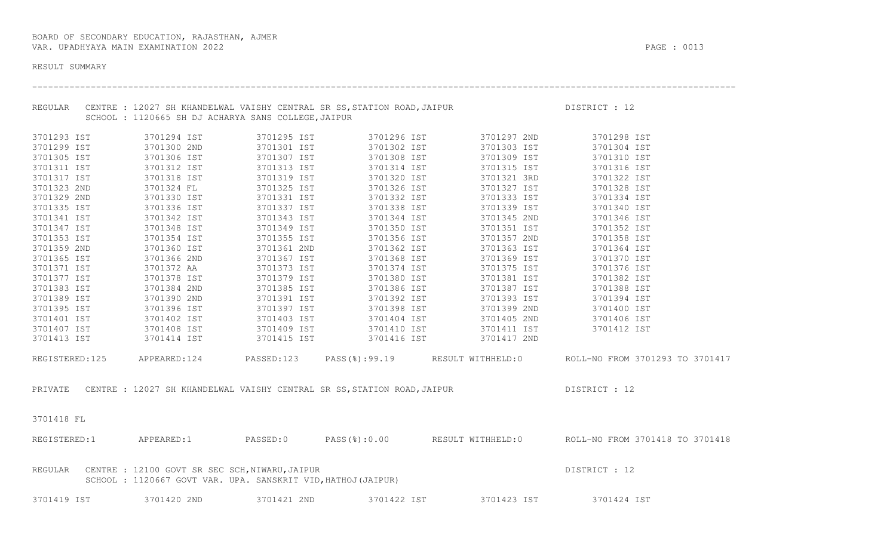BOARD OF SECONDARY EDUCATION, RAJASTHAN, AJMER
VAR. UPADHYAYA MAIN EXAMINATION 2022

RESULT SUMMARY

REGULAR CENTRE : 12027 SH KHANDELWAL VAISHY CENTRAL SR SS,STATION ROAD,JAIPUR DISTRICT : 12
SCHOOL : 1120665 SH DJ ACHARYA SANS COLLEGE,JAIPUR

| | | | | | |
|---|---|---|---|---|---|
| 3701293 IST | 3701294 IST | 3701295 IST | 3701296 IST | 3701297 2ND | 3701298 IST |
| 3701299 IST | 3701300 2ND | 3701301 IST | 3701302 IST | 3701303 IST | 3701304 IST |
| 3701305 IST | 3701306 IST | 3701307 IST | 3701308 IST | 3701309 IST | 3701310 IST |
| 3701311 IST | 3701312 IST | 3701313 IST | 3701314 IST | 3701315 IST | 3701316 IST |
| 3701317 IST | 3701318 IST | 3701319 IST | 3701320 IST | 3701321 3RD | 3701322 IST |
| 3701323 2ND | 3701324 FL | 3701325 IST | 3701326 IST | 3701327 IST | 3701328 IST |
| 3701329 2ND | 3701330 IST | 3701331 IST | 3701332 IST | 3701333 IST | 3701334 IST |
| 3701335 IST | 3701336 IST | 3701337 IST | 3701338 IST | 3701339 IST | 3701340 IST |
| 3701341 IST | 3701342 IST | 3701343 IST | 3701344 IST | 3701345 2ND | 3701346 IST |
| 3701347 IST | 3701348 IST | 3701349 IST | 3701350 IST | 3701351 IST | 3701352 IST |
| 3701353 IST | 3701354 IST | 3701355 IST | 3701356 IST | 3701357 2ND | 3701358 IST |
| 3701359 2ND | 3701360 IST | 3701361 2ND | 3701362 IST | 3701363 IST | 3701364 IST |
| 3701365 IST | 3701366 2ND | 3701367 IST | 3701368 IST | 3701369 IST | 3701370 IST |
| 3701371 IST | 3701372 AA | 3701373 IST | 3701374 IST | 3701375 IST | 3701376 IST |
| 3701377 IST | 3701378 IST | 3701379 IST | 3701380 IST | 3701381 IST | 3701382 IST |
| 3701383 IST | 3701384 2ND | 3701385 IST | 3701386 IST | 3701387 IST | 3701388 IST |
| 3701389 IST | 3701390 2ND | 3701391 IST | 3701392 IST | 3701393 IST | 3701394 IST |
| 3701395 IST | 3701396 IST | 3701397 IST | 3701398 IST | 3701399 2ND | 3701400 IST |
| 3701401 IST | 3701402 IST | 3701403 IST | 3701404 IST | 3701405 2ND | 3701406 IST |
| 3701407 IST | 3701408 IST | 3701409 IST | 3701410 IST | 3701411 IST | 3701412 IST |
| 3701413 IST | 3701414 IST | 3701415 IST | 3701416 IST | 3701417 2ND | |

REGISTERED:125 APPEARED:124 PASSED:123 PASS(%):99.19 RESULT WITHHELD:0 ROLL-NO FROM 3701293 TO 3701417

PRIVATE CENTRE : 12027 SH KHANDELWAL VAISHY CENTRAL SR SS,STATION ROAD,JAIPUR DISTRICT : 12

3701418 FL

REGISTERED:1 APPEARED:1 PASSED:0 PASS(%):0.00 RESULT WITHHELD:0 ROLL-NO FROM 3701418 TO 3701418

REGULAR CENTRE : 12100 GOVT SR SEC SCH,NIWARU,JAIPUR DISTRICT : 12
SCHOOL : 1120667 GOVT VAR. UPA. SANSKRIT VID,HATHOJ(JAIPUR)

| | | | | | |
|---|---|---|---|---|---|
| 3701419 IST | 3701420 2ND | 3701421 2ND | 3701422 IST | 3701423 IST | 3701424 IST |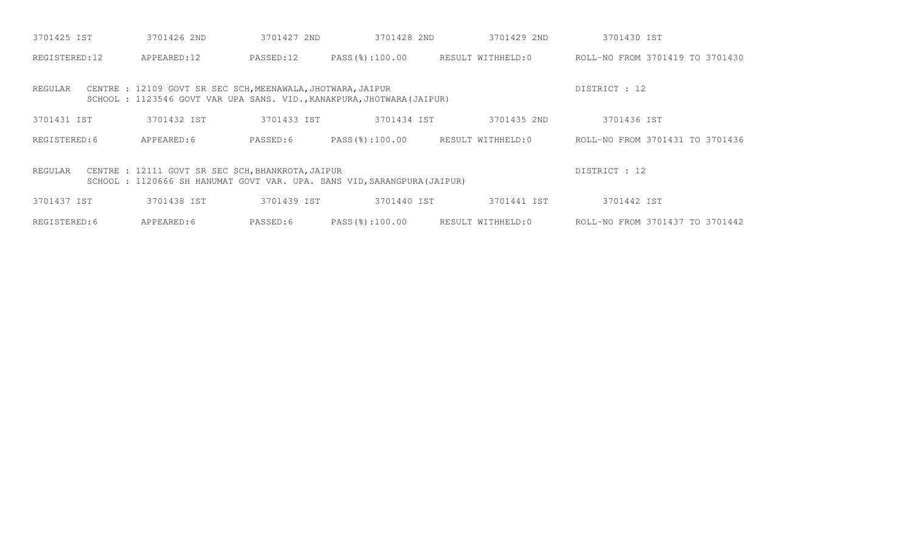3701425 IST　　3701426 2ND　　3701427 2ND　　3701428 2ND　　3701429 2ND　　3701430 IST

REGISTERED:12　　APPEARED:12　　PASSED:12　　PASS(%):100.00　　RESULT WITHHELD:0　　ROLL-NO FROM 3701419 TO 3701430

REGULAR　CENTRE : 12109 GOVT SR SEC SCH,MEENAWALA,JHOTWARA,JAIPUR　　DISTRICT : 12
SCHOOL : 1123546 GOVT VAR UPA SANS. VID.,KANAKPURA,JHOTWARA(JAIPUR)

3701431 IST　　3701432 IST　　3701433 IST　　3701434 IST　　3701435 2ND　　3701436 IST

REGISTERED:6　　APPEARED:6　　PASSED:6　　PASS(%):100.00　　RESULT WITHHELD:0　　ROLL-NO FROM 3701431 TO 3701436

REGULAR　CENTRE : 12111 GOVT SR SEC SCH,BHANKROTA,JAIPUR　　DISTRICT : 12
SCHOOL : 1120666 SH HANUMAT GOVT VAR. UPA. SANS VID,SARANGPURA(JAIPUR)

3701437 IST　　3701438 IST　　3701439 IST　　3701440 IST　　3701441 IST　　3701442 IST

REGISTERED:6　　APPEARED:6　　PASSED:6　　PASS(%):100.00　　RESULT WITHHELD:0　　ROLL-NO FROM 3701437 TO 3701442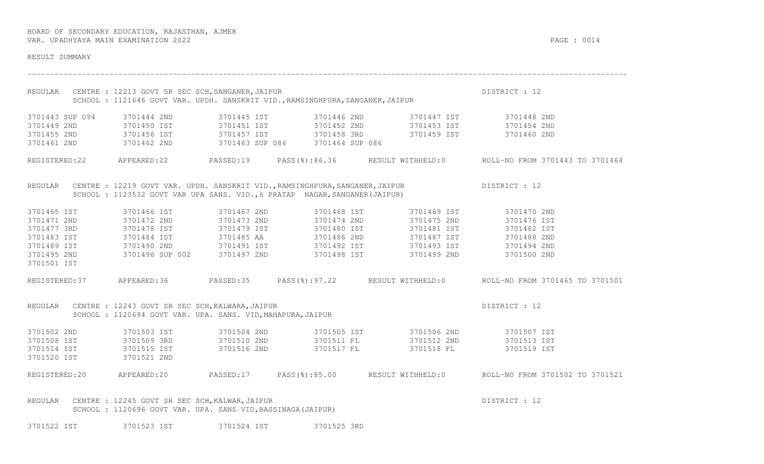BOARD OF SECONDARY EDUCATION, RAJASTHAN, AJMER
VAR. UPADHYAYA MAIN EXAMINATION 2022

RESULT SUMMARY

---

REGULAR CENTRE : 12213 GOVT SR SEC SCH,SANGANER,JAIPUR — DISTRICT : 12
SCHOOL : 1121646 GOVT VAR. UPDH. SANSKRIT VID.,RAMSINGHPURA,SANGANER,JAIPUR

| | | | | | |
|---|---|---|---|---|---|
| 3701443 SUP 094 | 3701444 2ND | 3701445 IST | 3701446 2ND | 3701447 IST | 3701448 2ND |
| 3701449 2ND | 3701450 IST | 3701451 IST | 3701452 2ND | 3701453 IST | 3701454 2ND |
| 3701455 2ND | 3701456 IST | 3701457 IST | 3701458 3RD | 3701459 IST | 3701460 2ND |
| 3701461 2ND | 3701462 2ND | 3701463 SUP 086 | 3701464 SUP 086 | | |

REGISTERED:22 APPEARED:22 PASSED:19 PASS(%):86.36 RESULT WITHHELD:0 ROLL-NO FROM 3701443 TO 3701464

REGULAR CENTRE : 12219 GOVT VAR. UPDH. SANSKRIT VID.,RAMSINGHPURA,SANGANER,JAIPUR — DISTRICT : 12
SCHOOL : 1123532 GOVT VAR UPA SANS. VID.,6 PRATAP NAGAR,SANGANER(JAIPUR)

| | | | | | |
|---|---|---|---|---|---|
| 3701465 IST | 3701466 IST | 3701467 2ND | 3701468 IST | 3701469 IST | 3701470 2ND |
| 3701471 2ND | 3701472 2ND | 3701473 2ND | 3701474 2ND | 3701475 2ND | 3701476 IST |
| 3701477 3RD | 3701478 IST | 3701479 IST | 3701480 IST | 3701481 IST | 3701482 IST |
| 3701483 IST | 3701484 IST | 3701485 AA | 3701486 2ND | 3701487 IST | 3701488 2ND |
| 3701489 IST | 3701490 2ND | 3701491 IST | 3701492 IST | 3701493 IST | 3701494 2ND |
| 3701495 2ND | 3701496 SUP 002 | 3701497 2ND | 3701498 IST | 3701499 2ND | 3701500 2ND |
| 3701501 IST | | | | | |

REGISTERED:37 APPEARED:36 PASSED:35 PASS(%):97.22 RESULT WITHHELD:0 ROLL-NO FROM 3701465 TO 3701501

REGULAR CENTRE : 12243 GOVT SR SEC SCH,KALWARA,JAIPUR — DISTRICT : 12
SCHOOL : 1120694 GOVT VAR. UPA. SANS. VID,MAHAPURA,JAIPUR

| | | | | | |
|---|---|---|---|---|---|
| 3701502 2ND | 3701503 IST | 3701504 2ND | 3701505 IST | 3701506 2ND | 3701507 IST |
| 3701508 IST | 3701509 3RD | 3701510 2ND | 3701511 FL | 3701512 2ND | 3701513 IST |
| 3701514 IST | 3701515 IST | 3701516 2ND | 3701517 FL | 3701518 FL | 3701519 IST |
| 3701520 IST | 3701521 2ND | | | | |

REGISTERED:20 APPEARED:20 PASSED:17 PASS(%):85.00 RESULT WITHHELD:0 ROLL-NO FROM 3701502 TO 3701521

REGULAR CENTRE : 12245 GOVT SR SEC SCH,KALWAR,JAIPUR — DISTRICT : 12
SCHOOL : 1120696 GOVT VAR. UPA. SANS VID,BASSINAGA(JAIPUR)

| | | | |
|---|---|---|---|
| 3701522 IST | 3701523 IST | 3701524 IST | 3701525 3RD |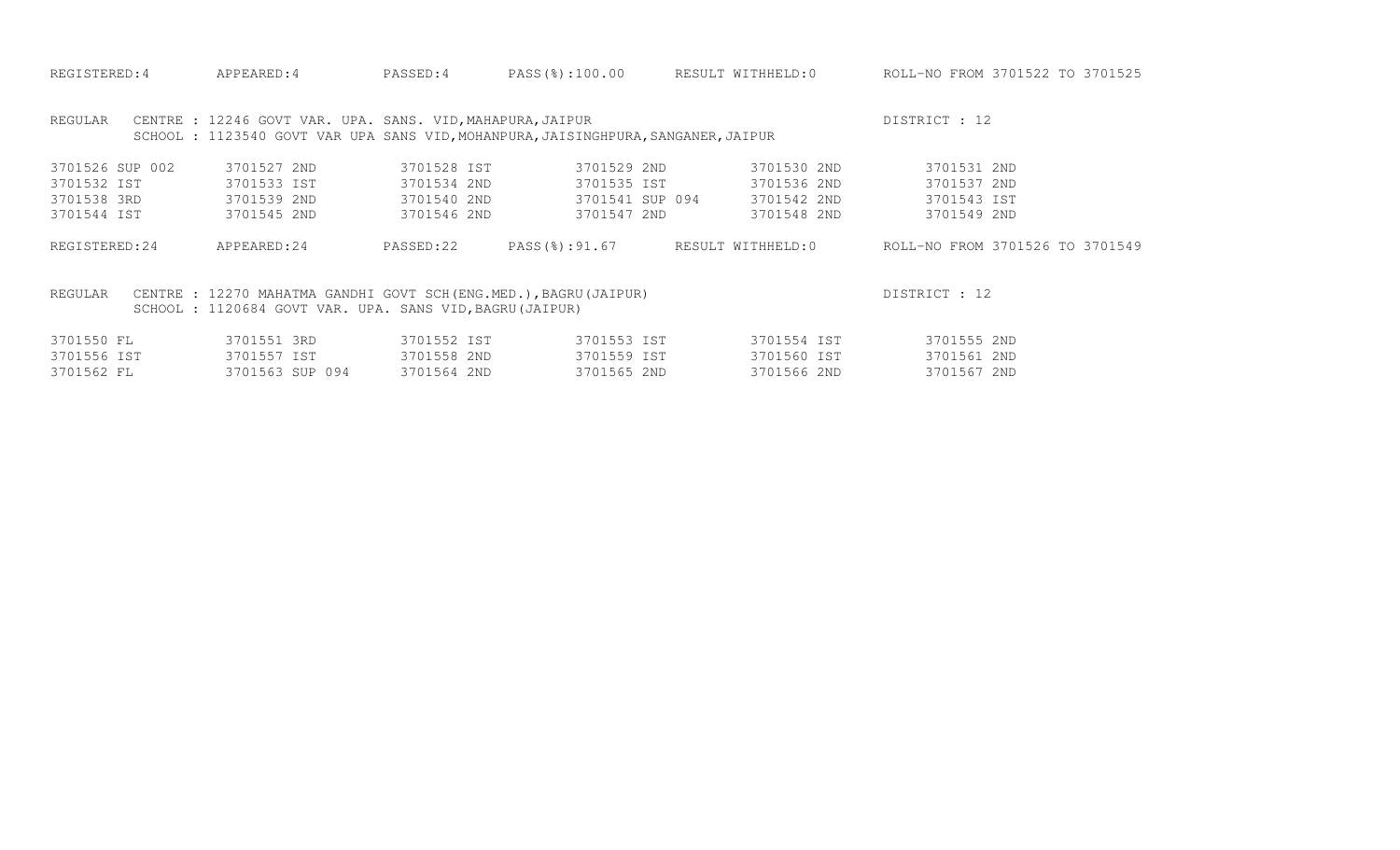REGISTERED:4 APPEARED:4 PASSED:4 PASS(%):100.00 RESULT WITHHELD:0 ROLL-NO FROM 3701522 TO 3701525

REGULAR CENTRE : 12246 GOVT VAR. UPA. SANS. VID,MAHAPURA,JAIPUR DISTRICT : 12
SCHOOL : 1123540 GOVT VAR UPA SANS VID,MOHANPURA,JAISINGHPURA,SANGANER,JAIPUR

| | | | | | |
|---|---|---|---|---|---|
| 3701526 SUP 002 | 3701527 2ND | 3701528 IST | 3701529 2ND | 3701530 2ND | 3701531 2ND |
| 3701532 IST | 3701533 IST | 3701534 2ND | 3701535 IST | 3701536 2ND | 3701537 2ND |
| 3701538 3RD | 3701539 2ND | 3701540 2ND | 3701541 SUP 094 | 3701542 2ND | 3701543 IST |
| 3701544 IST | 3701545 2ND | 3701546 2ND | 3701547 2ND | 3701548 2ND | 3701549 2ND |

REGISTERED:24 APPEARED:24 PASSED:22 PASS(%):91.67 RESULT WITHHELD:0 ROLL-NO FROM 3701526 TO 3701549

REGULAR CENTRE : 12270 MAHATMA GANDHI GOVT SCH(ENG.MED.),BAGRU(JAIPUR) DISTRICT : 12
SCHOOL : 1120684 GOVT VAR. UPA. SANS VID,BAGRU(JAIPUR)

| | | | | | |
|---|---|---|---|---|---|
| 3701550 FL | 3701551 3RD | 3701552 IST | 3701553 IST | 3701554 IST | 3701555 2ND |
| 3701556 IST | 3701557 IST | 3701558 2ND | 3701559 IST | 3701560 IST | 3701561 2ND |
| 3701562 FL | 3701563 SUP 094 | 3701564 2ND | 3701565 2ND | 3701566 2ND | 3701567 2ND |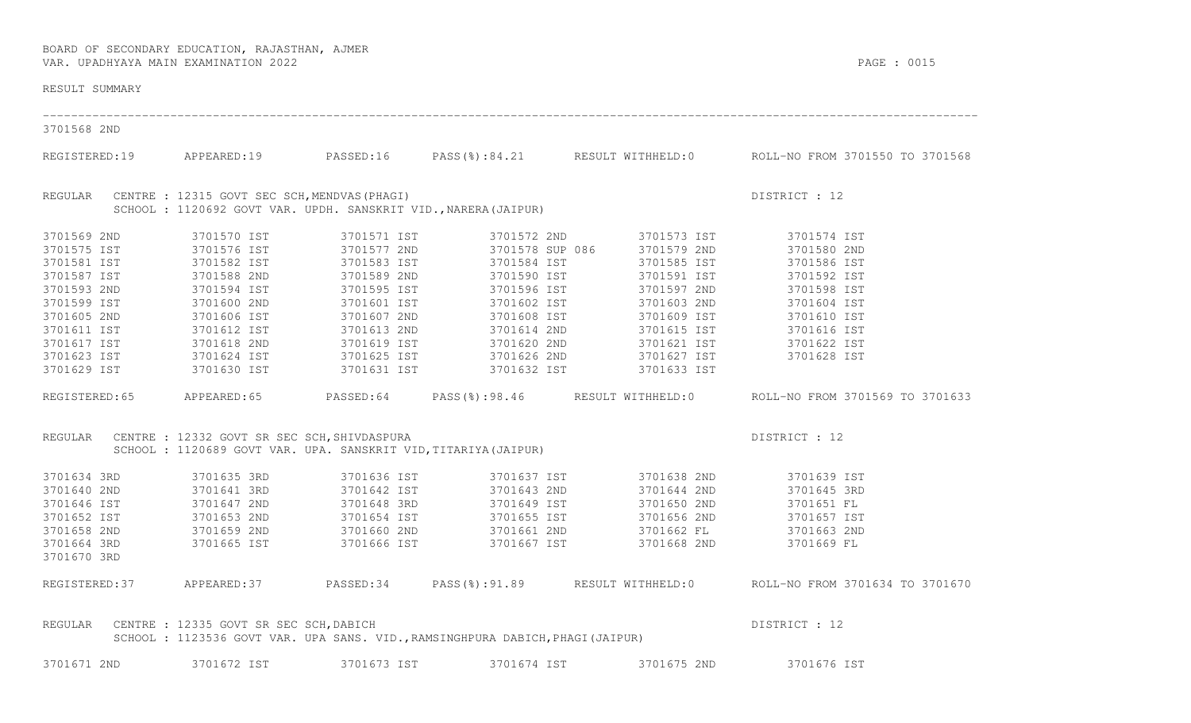BOARD OF SECONDARY EDUCATION, RAJASTHAN, AJMER
VAR. UPADHYAYA MAIN EXAMINATION 2022

RESULT SUMMARY

3701568 2ND

REGISTERED:19 APPEARED:19 PASSED:16 PASS(%):84.21 RESULT WITHHELD:0 ROLL-NO FROM 3701550 TO 3701568

REGULAR CENTRE : 12315 GOVT SEC SCH,MENDVAS(PHAGI) DISTRICT : 12
SCHOOL : 1120692 GOVT VAR. UPDH. SANSKRIT VID.,NARERA(JAIPUR)

| | | | | | |
|---|---|---|---|---|---|
| 3701569 2ND | 3701570 IST | 3701571 IST | 3701572 2ND | 3701573 IST | 3701574 IST |
| 3701575 IST | 3701576 IST | 3701577 2ND | 3701578 SUP 086 | 3701579 2ND | 3701580 2ND |
| 3701581 IST | 3701582 IST | 3701583 IST | 3701584 IST | 3701585 IST | 3701586 IST |
| 3701587 IST | 3701588 2ND | 3701589 2ND | 3701590 IST | 3701591 IST | 3701592 IST |
| 3701593 2ND | 3701594 IST | 3701595 IST | 3701596 IST | 3701597 2ND | 3701598 IST |
| 3701599 IST | 3701600 2ND | 3701601 IST | 3701602 IST | 3701603 2ND | 3701604 IST |
| 3701605 2ND | 3701606 IST | 3701607 2ND | 3701608 IST | 3701609 IST | 3701610 IST |
| 3701611 IST | 3701612 IST | 3701613 2ND | 3701614 2ND | 3701615 IST | 3701616 IST |
| 3701617 IST | 3701618 2ND | 3701619 IST | 3701620 2ND | 3701621 IST | 3701622 IST |
| 3701623 IST | 3701624 IST | 3701625 IST | 3701626 2ND | 3701627 IST | 3701628 IST |
| 3701629 IST | 3701630 IST | 3701631 IST | 3701632 IST | 3701633 IST | |

REGISTERED:65 APPEARED:65 PASSED:64 PASS(%):98.46 RESULT WITHHELD:0 ROLL-NO FROM 3701569 TO 3701633

REGULAR CENTRE : 12332 GOVT SR SEC SCH,SHIVDASPURA DISTRICT : 12
SCHOOL : 1120689 GOVT VAR. UPA. SANSKRIT VID,TITARIYA(JAIPUR)

| | | | | | |
|---|---|---|---|---|---|
| 3701634 3RD | 3701635 3RD | 3701636 IST | 3701637 IST | 3701638 2ND | 3701639 IST |
| 3701640 2ND | 3701641 3RD | 3701642 IST | 3701643 2ND | 3701644 2ND | 3701645 3RD |
| 3701646 IST | 3701647 2ND | 3701648 3RD | 3701649 IST | 3701650 2ND | 3701651 FL |
| 3701652 IST | 3701653 2ND | 3701654 IST | 3701655 IST | 3701656 2ND | 3701657 IST |
| 3701658 2ND | 3701659 2ND | 3701660 2ND | 3701661 2ND | 3701662 FL | 3701663 2ND |
| 3701664 3RD | 3701665 IST | 3701666 IST | 3701667 IST | 3701668 2ND | 3701669 FL |
| 3701670 3RD | | | | | |

REGISTERED:37 APPEARED:37 PASSED:34 PASS(%):91.89 RESULT WITHHELD:0 ROLL-NO FROM 3701634 TO 3701670

REGULAR CENTRE : 12335 GOVT SR SEC SCH,DABICH DISTRICT : 12
SCHOOL : 1123536 GOVT VAR. UPA SANS. VID.,RAMSINGHPURA DABICH,PHAGI(JAIPUR)

| | | | | | |
|---|---|---|---|---|---|
| 3701671 2ND | 3701672 IST | 3701673 IST | 3701674 IST | 3701675 2ND | 3701676 IST |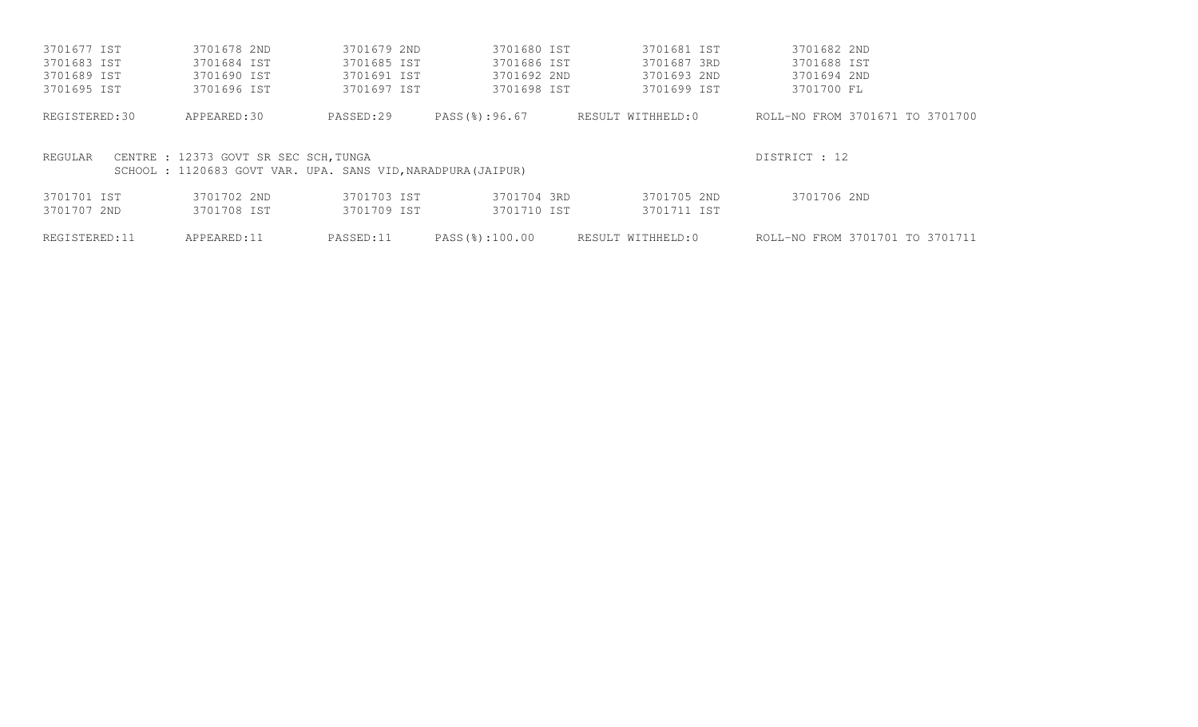| | | | | | |
|---|---|---|---|---|---|
| 3701677 IST | 3701678 2ND | 3701679 2ND | 3701680 IST | 3701681 IST | 3701682 2ND |
| 3701683 IST | 3701684 IST | 3701685 IST | 3701686 IST | 3701687 3RD | 3701688 IST |
| 3701689 IST | 3701690 IST | 3701691 IST | 3701692 2ND | 3701693 2ND | 3701694 2ND |
| 3701695 IST | 3701696 IST | 3701697 IST | 3701698 IST | 3701699 IST | 3701700 FL |

REGISTERED:30 APPEARED:30 PASSED:29 PASS(%):96.67 RESULT WITHHELD:0 ROLL-NO FROM 3701671 TO 3701700

REGULAR CENTRE : 12373 GOVT SR SEC SCH,TUNGA DISTRICT : 12
SCHOOL : 1120683 GOVT VAR. UPA. SANS VID,NARADPURA(JAIPUR)

| | | | | | |
|---|---|---|---|---|---|
| 3701701 IST | 3701702 2ND | 3701703 IST | 3701704 3RD | 3701705 2ND | 3701706 2ND |
| 3701707 2ND | 3701708 IST | 3701709 IST | 3701710 IST | 3701711 IST | |

REGISTERED:11 APPEARED:11 PASSED:11 PASS(%):100.00 RESULT WITHHELD:0 ROLL-NO FROM 3701701 TO 3701711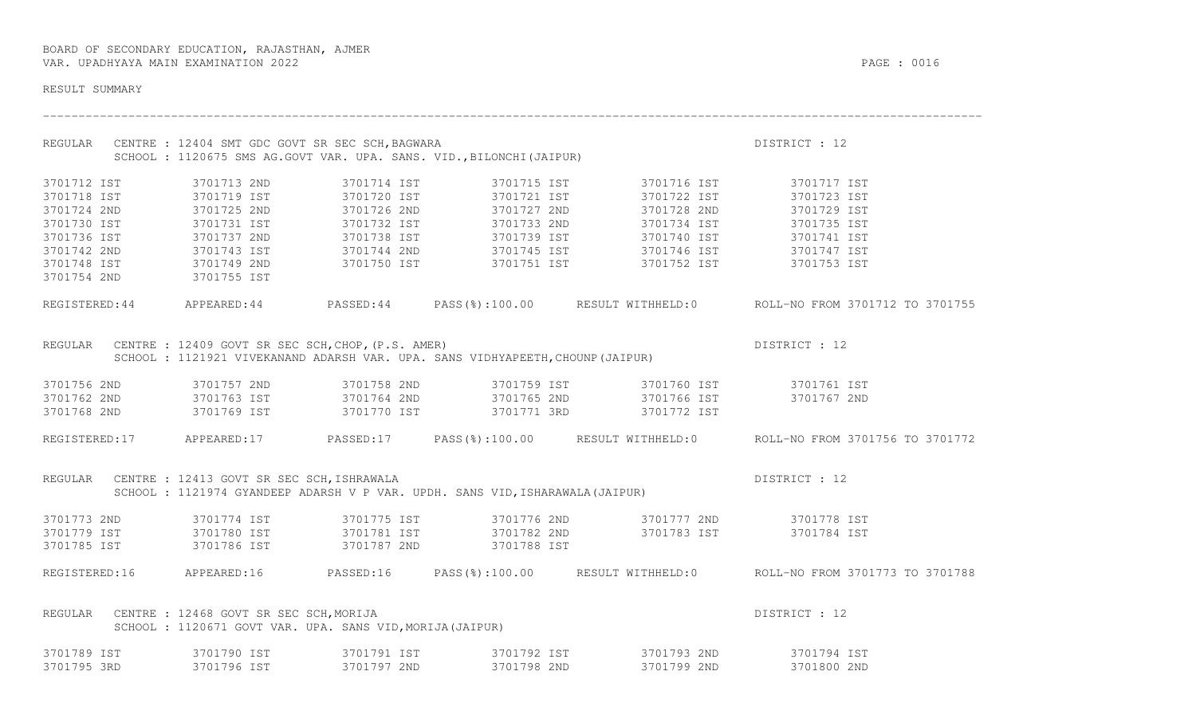BOARD OF SECONDARY EDUCATION, RAJASTHAN, AJMER
VAR. UPADHYAYA MAIN EXAMINATION 2022

RESULT SUMMARY

---

REGULAR CENTRE : 12404 SMT GDC GOVT SR SEC SCH,BAGWARA — DISTRICT : 12
SCHOOL : 1120675 SMS AG.GOVT VAR. UPA. SANS. VID.,BILONCHI(JAIPUR)

| | | | | | |
|---|---|---|---|---|---|
| 3701712 IST | 3701713 2ND | 3701714 IST | 3701715 IST | 3701716 IST | 3701717 IST |
| 3701718 IST | 3701719 IST | 3701720 IST | 3701721 IST | 3701722 IST | 3701723 IST |
| 3701724 2ND | 3701725 2ND | 3701726 2ND | 3701727 2ND | 3701728 2ND | 3701729 IST |
| 3701730 IST | 3701731 IST | 3701732 IST | 3701733 2ND | 3701734 IST | 3701735 IST |
| 3701736 IST | 3701737 2ND | 3701738 IST | 3701739 IST | 3701740 IST | 3701741 IST |
| 3701742 2ND | 3701743 IST | 3701744 2ND | 3701745 IST | 3701746 IST | 3701747 IST |
| 3701748 IST | 3701749 2ND | 3701750 IST | 3701751 IST | 3701752 IST | 3701753 IST |
| 3701754 2ND | 3701755 IST | | | | |

REGISTERED:44 APPEARED:44 PASSED:44 PASS(%):100.00 RESULT WITHHELD:0 ROLL-NO FROM 3701712 TO 3701755

REGULAR CENTRE : 12409 GOVT SR SEC SCH,CHOP,(P.S. AMER) — DISTRICT : 12
SCHOOL : 1121921 VIVEKANAND ADARSH VAR. UPA. SANS VIDHYAPEETH,CHOUNP(JAIPUR)

| | | | | | |
|---|---|---|---|---|---|
| 3701756 2ND | 3701757 2ND | 3701758 2ND | 3701759 IST | 3701760 IST | 3701761 IST |
| 3701762 2ND | 3701763 IST | 3701764 2ND | 3701765 2ND | 3701766 IST | 3701767 2ND |
| 3701768 2ND | 3701769 IST | 3701770 IST | 3701771 3RD | 3701772 IST | |

REGISTERED:17 APPEARED:17 PASSED:17 PASS(%):100.00 RESULT WITHHELD:0 ROLL-NO FROM 3701756 TO 3701772

REGULAR CENTRE : 12413 GOVT SR SEC SCH,ISHRAWALA — DISTRICT : 12
SCHOOL : 1121974 GYANDEEP ADARSH V P VAR. UPDH. SANS VID,ISHARAWALA(JAIPUR)

| | | | | | |
|---|---|---|---|---|---|
| 3701773 2ND | 3701774 IST | 3701775 IST | 3701776 2ND | 3701777 2ND | 3701778 IST |
| 3701779 IST | 3701780 IST | 3701781 IST | 3701782 2ND | 3701783 IST | 3701784 IST |
| 3701785 IST | 3701786 IST | 3701787 2ND | 3701788 IST | | |

REGISTERED:16 APPEARED:16 PASSED:16 PASS(%):100.00 RESULT WITHHELD:0 ROLL-NO FROM 3701773 TO 3701788

REGULAR CENTRE : 12468 GOVT SR SEC SCH,MORIJA — DISTRICT : 12
SCHOOL : 1120671 GOVT VAR. UPA. SANS VID,MORIJA(JAIPUR)

| | | | | | |
|---|---|---|---|---|---|
| 3701789 IST | 3701790 IST | 3701791 IST | 3701792 IST | 3701793 2ND | 3701794 IST |
| 3701795 3RD | 3701796 IST | 3701797 2ND | 3701798 2ND | 3701799 2ND | 3701800 2ND |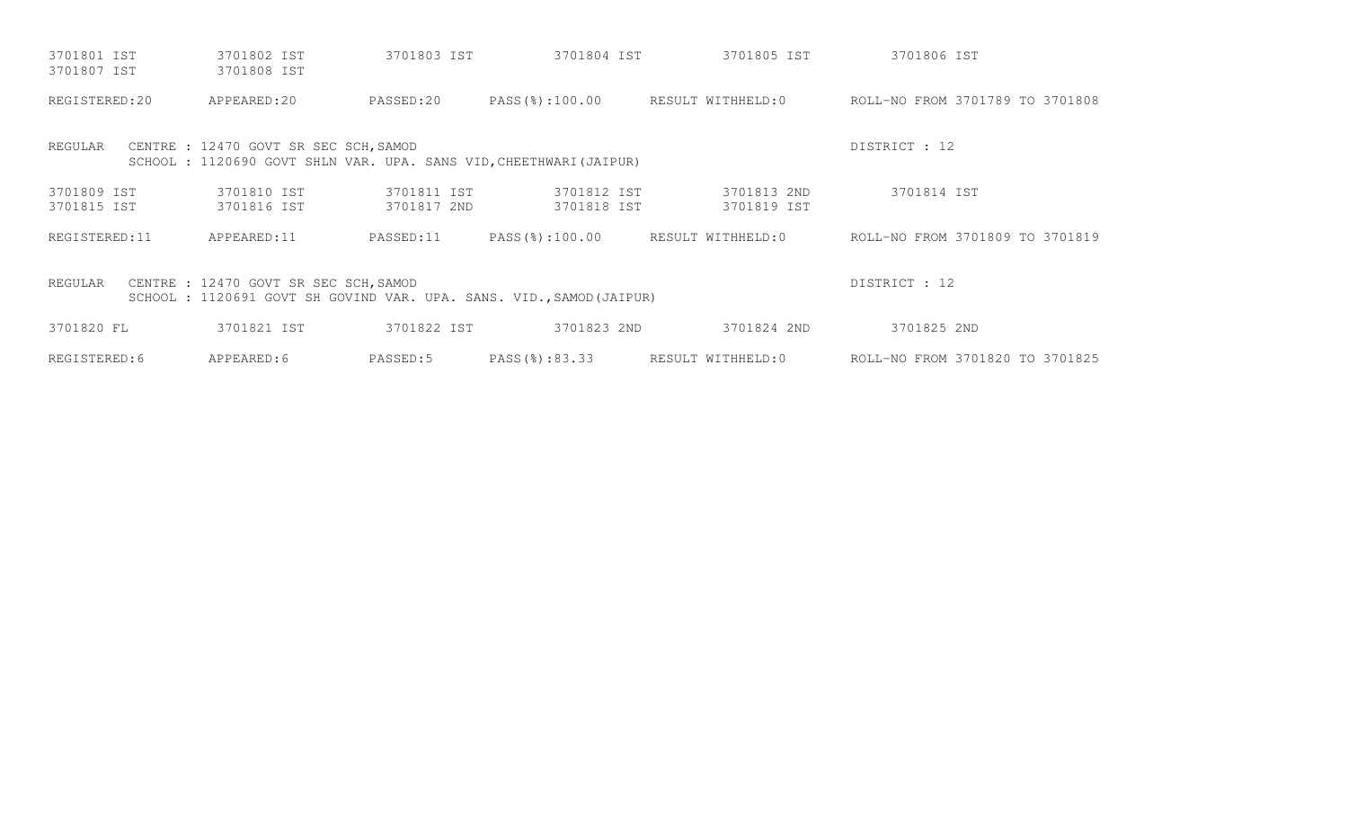| | | | | | |
|---|---|---|---|---|---|
| 3701801 IST | 3701802 IST | 3701803 IST | 3701804 IST | 3701805 IST | 3701806 IST |
| 3701807 IST | 3701808 IST | | | | |

REGISTERED:20 APPEARED:20 PASSED:20 PASS(%):100.00 RESULT WITHHELD:0 ROLL-NO FROM 3701789 TO 3701808

REGULAR CENTRE : 12470 GOVT SR SEC SCH,SAMOD DISTRICT : 12
SCHOOL : 1120690 GOVT SHLN VAR. UPA. SANS VID,CHEETHWARI(JAIPUR)

| | | | | | |
|---|---|---|---|---|---|
| 3701809 IST | 3701810 IST | 3701811 IST | 3701812 IST | 3701813 2ND | 3701814 IST |
| 3701815 IST | 3701816 IST | 3701817 2ND | 3701818 IST | 3701819 IST | |

REGISTERED:11 APPEARED:11 PASSED:11 PASS(%):100.00 RESULT WITHHELD:0 ROLL-NO FROM 3701809 TO 3701819

REGULAR CENTRE : 12470 GOVT SR SEC SCH,SAMOD DISTRICT : 12
SCHOOL : 1120691 GOVT SH GOVIND VAR. UPA. SANS. VID.,SAMOD(JAIPUR)

| | | | | | |
|---|---|---|---|---|---|
| 3701820 FL | 3701821 IST | 3701822 IST | 3701823 2ND | 3701824 2ND | 3701825 2ND |

REGISTERED:6 APPEARED:6 PASSED:5 PASS(%):83.33 RESULT WITHHELD:0 ROLL-NO FROM 3701820 TO 3701825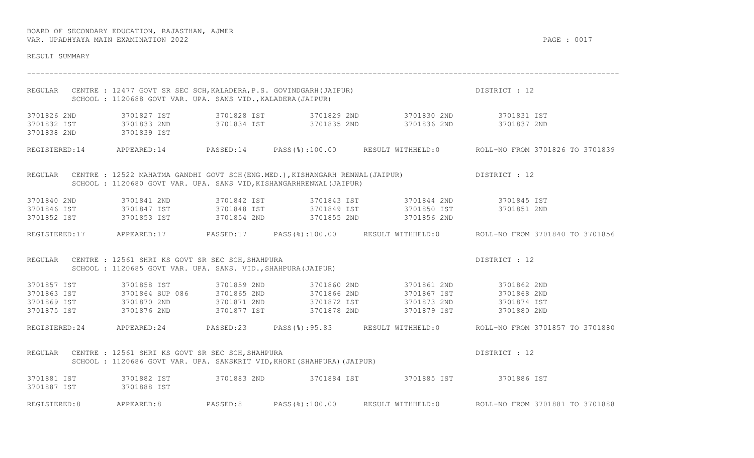BOARD OF SECONDARY EDUCATION, RAJASTHAN, AJMER
VAR. UPADHYAYA MAIN EXAMINATION 2022

RESULT SUMMARY

---

REGULAR CENTRE : 12477 GOVT SR SEC SCH,KALADERA,P.S. GOVINDGARH(JAIPUR) DISTRICT : 12
SCHOOL : 1120688 GOVT VAR. UPA. SANS VID.,KALADERA(JAIPUR)

| | | | | | |
|---|---|---|---|---|---|
| 3701826 2ND | 3701827 IST | 3701828 IST | 3701829 2ND | 3701830 2ND | 3701831 IST |
| 3701832 IST | 3701833 2ND | 3701834 IST | 3701835 2ND | 3701836 2ND | 3701837 2ND |
| 3701838 2ND | 3701839 IST | | | | |

REGISTERED:14 APPEARED:14 PASSED:14 PASS(%):100.00 RESULT WITHHELD:0 ROLL-NO FROM 3701826 TO 3701839

REGULAR CENTRE : 12522 MAHATMA GANDHI GOVT SCH(ENG.MED.),KISHANGARH RENWAL(JAIPUR) DISTRICT : 12
SCHOOL : 1120680 GOVT VAR. UPA. SANS VID,KISHANGARHRENWAL(JAIPUR)

| | | | | | |
|---|---|---|---|---|---|
| 3701840 2ND | 3701841 2ND | 3701842 IST | 3701843 IST | 3701844 2ND | 3701845 IST |
| 3701846 IST | 3701847 IST | 3701848 IST | 3701849 IST | 3701850 IST | 3701851 2ND |
| 3701852 IST | 3701853 IST | 3701854 2ND | 3701855 2ND | 3701856 2ND | |

REGISTERED:17 APPEARED:17 PASSED:17 PASS(%):100.00 RESULT WITHHELD:0 ROLL-NO FROM 3701840 TO 3701856

REGULAR CENTRE : 12561 SHRI KS GOVT SR SEC SCH,SHAHPURA DISTRICT : 12
SCHOOL : 1120685 GOVT VAR. UPA. SANS. VID.,SHAHPURA(JAIPUR)

| | | | | | |
|---|---|---|---|---|---|
| 3701857 IST | 3701858 IST | 3701859 2ND | 3701860 2ND | 3701861 2ND | 3701862 2ND |
| 3701863 IST | 3701864 SUP 086 | 3701865 2ND | 3701866 2ND | 3701867 IST | 3701868 2ND |
| 3701869 IST | 3701870 2ND | 3701871 2ND | 3701872 IST | 3701873 2ND | 3701874 IST |
| 3701875 IST | 3701876 2ND | 3701877 IST | 3701878 2ND | 3701879 IST | 3701880 2ND |

REGISTERED:24 APPEARED:24 PASSED:23 PASS(%):95.83 RESULT WITHHELD:0 ROLL-NO FROM 3701857 TO 3701880

REGULAR CENTRE : 12561 SHRI KS GOVT SR SEC SCH,SHAHPURA DISTRICT : 12
SCHOOL : 1120686 GOVT VAR. UPA. SANSKRIT VID,KHORI(SHAHPURA)(JAIPUR)

| | | | | | |
|---|---|---|---|---|---|
| 3701881 IST | 3701882 IST | 3701883 2ND | 3701884 IST | 3701885 IST | 3701886 IST |
| 3701887 IST | 3701888 IST | | | | |

REGISTERED:8 APPEARED:8 PASSED:8 PASS(%):100.00 RESULT WITHHELD:0 ROLL-NO FROM 3701881 TO 3701888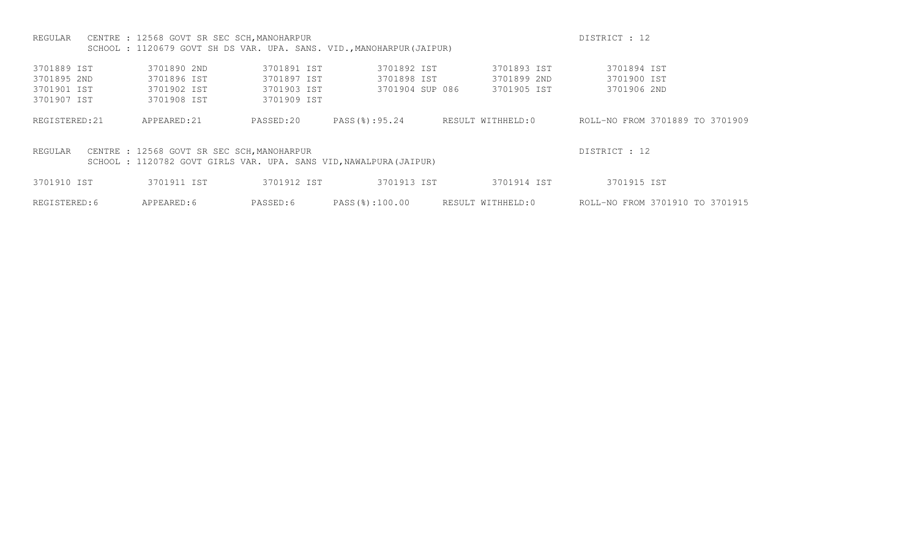REGULAR CENTRE : 12568 GOVT SR SEC SCH,MANOHARPUR DISTRICT : 12
SCHOOL : 1120679 GOVT SH DS VAR. UPA. SANS. VID.,MANOHARPUR(JAIPUR)

| | | | | | |
|---|---|---|---|---|---|
| 3701889 IST | 3701890 2ND | 3701891 IST | 3701892 IST | 3701893 IST | 3701894 IST |
| 3701895 2ND | 3701896 IST | 3701897 IST | 3701898 IST | 3701899 2ND | 3701900 IST |
| 3701901 IST | 3701902 IST | 3701903 IST | 3701904 SUP 086 | 3701905 IST | 3701906 2ND |
| 3701907 IST | 3701908 IST | 3701909 IST | | | |

REGISTERED:21 APPEARED:21 PASSED:20 PASS(%):95.24 RESULT WITHHELD:0 ROLL-NO FROM 3701889 TO 3701909

REGULAR CENTRE : 12568 GOVT SR SEC SCH,MANOHARPUR DISTRICT : 12
SCHOOL : 1120782 GOVT GIRLS VAR. UPA. SANS VID,NAWALPURA(JAIPUR)

| | | | | | |
|---|---|---|---|---|---|
| 3701910 IST | 3701911 IST | 3701912 IST | 3701913 IST | 3701914 IST | 3701915 IST |

REGISTERED:6 APPEARED:6 PASSED:6 PASS(%):100.00 RESULT WITHHELD:0 ROLL-NO FROM 3701910 TO 3701915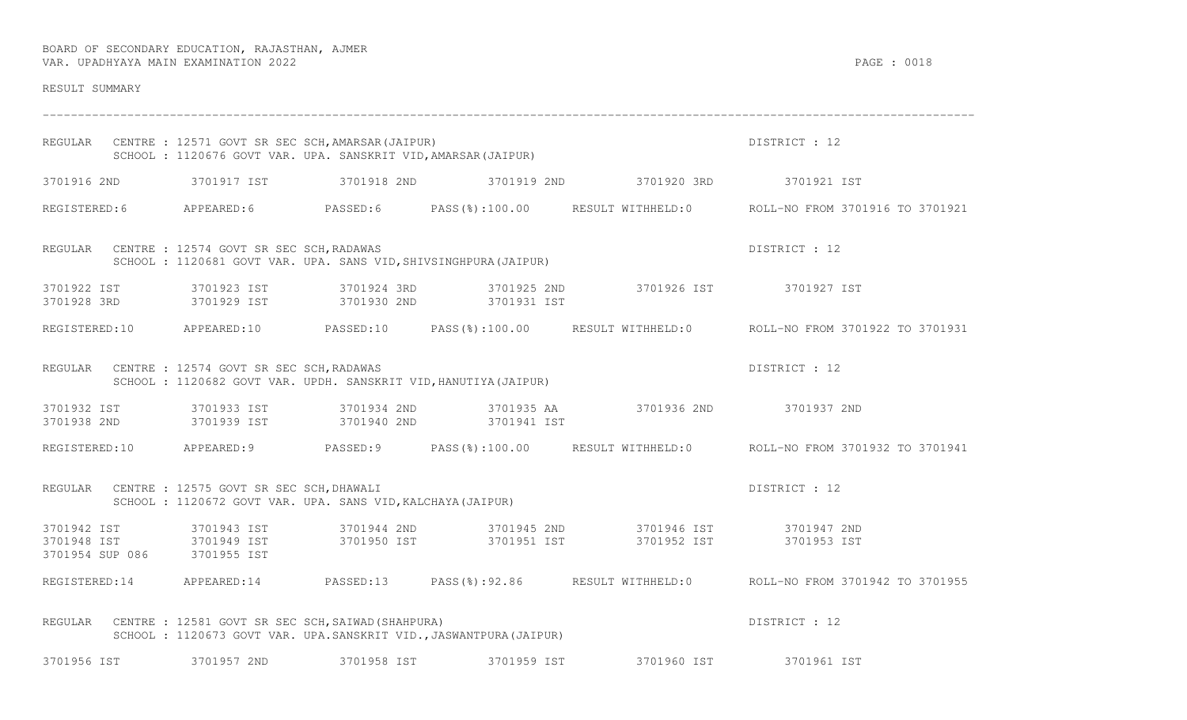BOARD OF SECONDARY EDUCATION, RAJASTHAN, AJMER
VAR. UPADHYAYA MAIN EXAMINATION 2022

RESULT SUMMARY

---

REGULAR CENTRE : 12571 GOVT SR SEC SCH,AMARSAR(JAIPUR) DISTRICT : 12
SCHOOL : 1120676 GOVT VAR. UPA. SANSKRIT VID,AMARSAR(JAIPUR)

3701916 2ND 3701917 IST 3701918 2ND 3701919 2ND 3701920 3RD 3701921 IST

REGISTERED:6 APPEARED:6 PASSED:6 PASS(%):100.00 RESULT WITHHELD:0 ROLL-NO FROM 3701916 TO 3701921

REGULAR CENTRE : 12574 GOVT SR SEC SCH,RADAWAS DISTRICT : 12
SCHOOL : 1120681 GOVT VAR. UPA. SANS VID,SHIVSINGHPURA(JAIPUR)

3701922 IST 3701923 IST 3701924 3RD 3701925 2ND 3701926 IST 3701927 IST
3701928 3RD 3701929 IST 3701930 2ND 3701931 IST

REGISTERED:10 APPEARED:10 PASSED:10 PASS(%):100.00 RESULT WITHHELD:0 ROLL-NO FROM 3701922 TO 3701931

REGULAR CENTRE : 12574 GOVT SR SEC SCH,RADAWAS DISTRICT : 12
SCHOOL : 1120682 GOVT VAR. UPDH. SANSKRIT VID,HANUTIYA(JAIPUR)

3701932 IST 3701933 IST 3701934 2ND 3701935 AA 3701936 2ND 3701937 2ND
3701938 2ND 3701939 IST 3701940 2ND 3701941 IST

REGISTERED:10 APPEARED:9 PASSED:9 PASS(%):100.00 RESULT WITHHELD:0 ROLL-NO FROM 3701932 TO 3701941

REGULAR CENTRE : 12575 GOVT SR SEC SCH,DHAWALI DISTRICT : 12
SCHOOL : 1120672 GOVT VAR. UPA. SANS VID,KALCHAYA(JAIPUR)

3701942 IST 3701943 IST 3701944 2ND 3701945 2ND 3701946 IST 3701947 2ND
3701948 IST 3701949 IST 3701950 IST 3701951 IST 3701952 IST 3701953 IST
3701954 SUP 086 3701955 IST

REGISTERED:14 APPEARED:14 PASSED:13 PASS(%):92.86 RESULT WITHHELD:0 ROLL-NO FROM 3701942 TO 3701955

REGULAR CENTRE : 12581 GOVT SR SEC SCH,SAIWAD(SHAHPURA) DISTRICT : 12
SCHOOL : 1120673 GOVT VAR. UPA.SANSKRIT VID.,JASWANTPURA(JAIPUR)

3701956 IST 3701957 2ND 3701958 IST 3701959 IST 3701960 IST 3701961 IST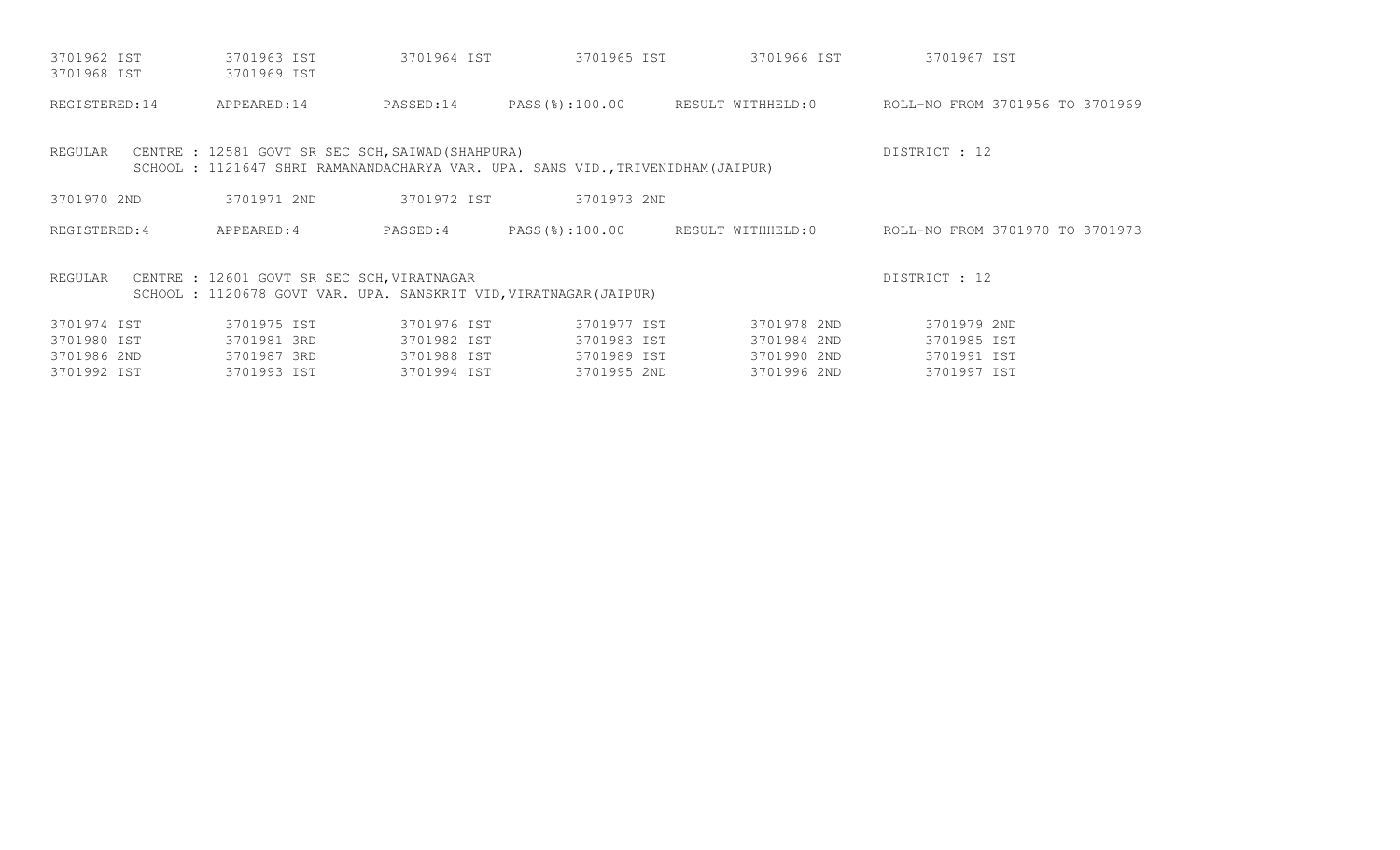3701962 IST 3701963 IST 3701964 IST 3701965 IST 3701966 IST 3701967 IST
3701968 IST 3701969 IST

REGISTERED:14 APPEARED:14 PASSED:14 PASS(%):100.00 RESULT WITHHELD:0 ROLL-NO FROM 3701956 TO 3701969

REGULAR CENTRE : 12581 GOVT SR SEC SCH,SAIWAD(SHAHPURA) DISTRICT : 12
SCHOOL : 1121647 SHRI RAMANANDACHARYA VAR. UPA. SANS VID.,TRIVENIDHAM(JAIPUR)

3701970 2ND 3701971 2ND 3701972 IST 3701973 2ND

REGISTERED:4 APPEARED:4 PASSED:4 PASS(%):100.00 RESULT WITHHELD:0 ROLL-NO FROM 3701970 TO 3701973

REGULAR CENTRE : 12601 GOVT SR SEC SCH,VIRATNAGAR DISTRICT : 12
SCHOOL : 1120678 GOVT VAR. UPA. SANSKRIT VID,VIRATNAGAR(JAIPUR)

3701974 IST 3701975 IST 3701976 IST 3701977 IST 3701978 2ND 3701979 2ND
3701980 IST 3701981 3RD 3701982 IST 3701983 IST 3701984 2ND 3701985 IST
3701986 2ND 3701987 3RD 3701988 IST 3701989 IST 3701990 2ND 3701991 IST
3701992 IST 3701993 IST 3701994 IST 3701995 2ND 3701996 2ND 3701997 IST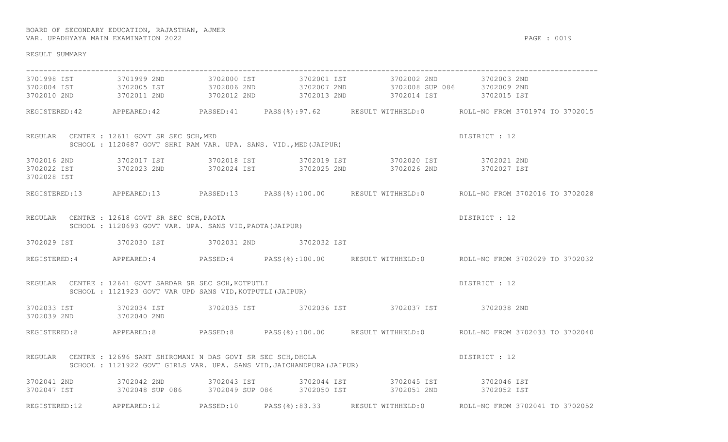BOARD OF SECONDARY EDUCATION, RAJASTHAN, AJMER
VAR. UPADHYAYA MAIN EXAMINATION 2022

RESULT SUMMARY

```
3701998 IST        3701999 2ND        3702000 IST        3702001 IST        3702002 2ND        3702003 2ND
3702004 IST        3702005 IST        3702006 2ND        3702007 2ND        3702008 SUP 086    3702009 2ND
3702010 2ND        3702011 2ND        3702012 2ND        3702013 2ND        3702014 IST        3702015 IST
```

REGISTERED:42    APPEARED:42    PASSED:41    PASS(%):97.62    RESULT WITHHELD:0    ROLL-NO FROM 3701974 TO 3702015

REGULAR    CENTRE : 12611 GOVT SR SEC SCH,MED    DISTRICT : 12
SCHOOL : 1120687 GOVT SHRI RAM VAR. UPA. SANS. VID.,MED(JAIPUR)

```
3702016 2ND        3702017 IST        3702018 IST        3702019 IST        3702020 IST        3702021 2ND
3702022 IST        3702023 2ND        3702024 IST        3702025 2ND        3702026 2ND        3702027 IST
3702028 IST
```

REGISTERED:13    APPEARED:13    PASSED:13    PASS(%):100.00    RESULT WITHHELD:0    ROLL-NO FROM 3702016 TO 3702028

REGULAR    CENTRE : 12618 GOVT SR SEC SCH,PAOTA    DISTRICT : 12
SCHOOL : 1120693 GOVT VAR. UPA. SANS VID,PAOTA(JAIPUR)

```
3702029 IST        3702030 IST        3702031 2ND        3702032 IST
```

REGISTERED:4    APPEARED:4    PASSED:4    PASS(%):100.00    RESULT WITHHELD:0    ROLL-NO FROM 3702029 TO 3702032

REGULAR    CENTRE : 12641 GOVT SARDAR SR SEC SCH,KOTPUTLI    DISTRICT : 12
SCHOOL : 1121923 GOVT VAR UPD SANS VID,KOTPUTLI(JAIPUR)

```
3702033 IST        3702034 IST        3702035 IST        3702036 IST        3702037 IST        3702038 2ND
3702039 2ND        3702040 2ND
```

REGISTERED:8    APPEARED:8    PASSED:8    PASS(%):100.00    RESULT WITHHELD:0    ROLL-NO FROM 3702033 TO 3702040

REGULAR    CENTRE : 12696 SANT SHIROMANI N DAS GOVT SR SEC SCH,DHOLA    DISTRICT : 12
SCHOOL : 1121922 GOVT GIRLS VAR. UPA. SANS VID,JAICHANDPURA(JAIPUR)

```
3702041 2ND        3702042 2ND        3702043 IST        3702044 IST        3702045 IST        3702046 IST
3702047 IST        3702048 SUP 086    3702049 SUP 086    3702050 IST        3702051 2ND        3702052 IST
```

REGISTERED:12    APPEARED:12    PASSED:10    PASS(%):83.33    RESULT WITHHELD:0    ROLL-NO FROM 3702041 TO 3702052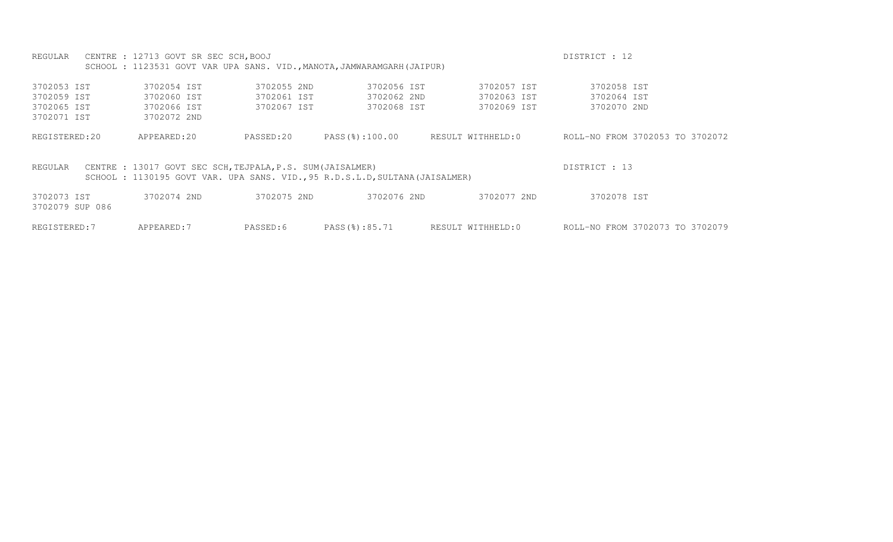REGULAR CENTRE : 12713 GOVT SR SEC SCH,BOOJ DISTRICT : 12
SCHOOL : 1123531 GOVT VAR UPA SANS. VID.,MANOTA,JAMWARAMGARH(JAIPUR)

| | | | | | |
|---|---|---|---|---|---|
| 3702053 IST | 3702054 IST | 3702055 2ND | 3702056 IST | 3702057 IST | 3702058 IST |
| 3702059 IST | 3702060 IST | 3702061 IST | 3702062 2ND | 3702063 IST | 3702064 IST |
| 3702065 IST | 3702066 IST | 3702067 IST | 3702068 IST | 3702069 IST | 3702070 2ND |
| 3702071 IST | 3702072 2ND | | | | |

REGISTERED:20 APPEARED:20 PASSED:20 PASS(%):100.00 RESULT WITHHELD:0 ROLL-NO FROM 3702053 TO 3702072

REGULAR CENTRE : 13017 GOVT SEC SCH,TEJPALA,P.S. SUM(JAISALMER) DISTRICT : 13
SCHOOL : 1130195 GOVT VAR. UPA SANS. VID.,95 R.D.S.L.D,SULTANA(JAISALMER)

| | | | | | |
|---|---|---|---|---|---|
| 3702073 IST | 3702074 2ND | 3702075 2ND | 3702076 2ND | 3702077 2ND | 3702078 IST |
| 3702079 SUP 086 | | | | | |

REGISTERED:7 APPEARED:7 PASSED:6 PASS(%):85.71 RESULT WITHHELD:0 ROLL-NO FROM 3702073 TO 3702079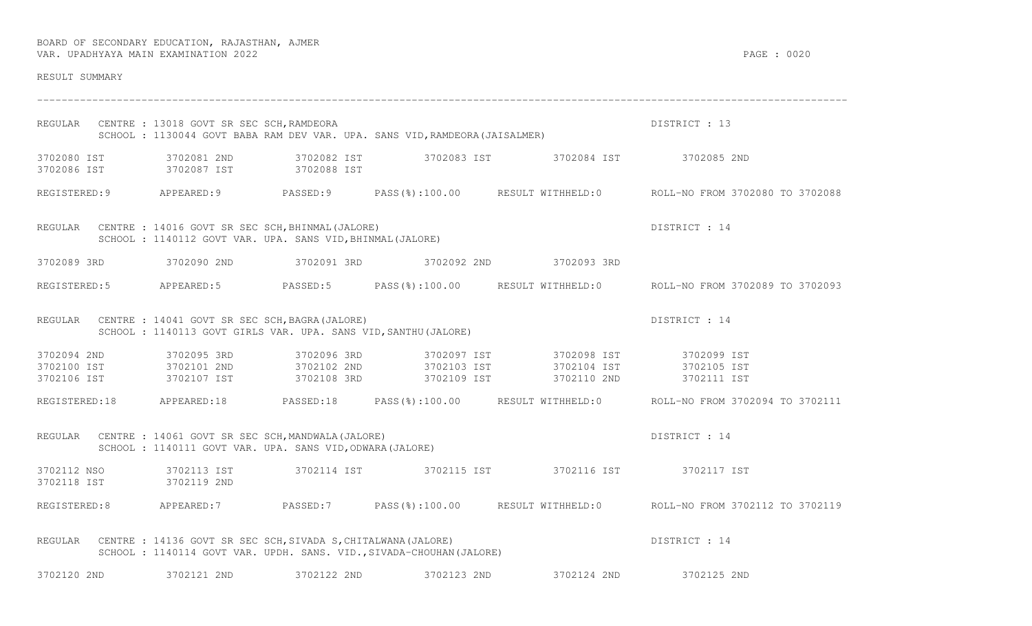BOARD OF SECONDARY EDUCATION, RAJASTHAN, AJMER
VAR. UPADHYAYA MAIN EXAMINATION 2022

RESULT SUMMARY

---

REGULAR CENTRE : 13018 GOVT SR SEC SCH,RAMDEORA DISTRICT : 13
SCHOOL : 1130044 GOVT BABA RAM DEV VAR. UPA. SANS VID,RAMDEORA(JAISALMER)

3702080 IST 3702081 2ND 3702082 IST 3702083 IST 3702084 IST 3702085 2ND
3702086 IST 3702087 IST 3702088 IST

REGISTERED:9 APPEARED:9 PASSED:9 PASS(%):100.00 RESULT WITHHELD:0 ROLL-NO FROM 3702080 TO 3702088

REGULAR CENTRE : 14016 GOVT SR SEC SCH,BHINMAL(JALORE) DISTRICT : 14
SCHOOL : 1140112 GOVT VAR. UPA. SANS VID,BHINMAL(JALORE)

3702089 3RD 3702090 2ND 3702091 3RD 3702092 2ND 3702093 3RD

REGISTERED:5 APPEARED:5 PASSED:5 PASS(%):100.00 RESULT WITHHELD:0 ROLL-NO FROM 3702089 TO 3702093

REGULAR CENTRE : 14041 GOVT SR SEC SCH,BAGRA(JALORE) DISTRICT : 14
SCHOOL : 1140113 GOVT GIRLS VAR. UPA. SANS VID,SANTHU(JALORE)

3702094 2ND 3702095 3RD 3702096 3RD 3702097 IST 3702098 IST 3702099 IST
3702100 IST 3702101 2ND 3702102 2ND 3702103 IST 3702104 IST 3702105 IST
3702106 IST 3702107 IST 3702108 3RD 3702109 IST 3702110 2ND 3702111 IST

REGISTERED:18 APPEARED:18 PASSED:18 PASS(%):100.00 RESULT WITHHELD:0 ROLL-NO FROM 3702094 TO 3702111

REGULAR CENTRE : 14061 GOVT SR SEC SCH,MANDWALA(JALORE) DISTRICT : 14
SCHOOL : 1140111 GOVT VAR. UPA. SANS VID,ODWARA(JALORE)

3702112 NSO 3702113 IST 3702114 IST 3702115 IST 3702116 IST 3702117 IST
3702118 IST 3702119 2ND

REGISTERED:8 APPEARED:7 PASSED:7 PASS(%):100.00 RESULT WITHHELD:0 ROLL-NO FROM 3702112 TO 3702119

REGULAR CENTRE : 14136 GOVT SR SEC SCH,SIVADA S,CHITALWANA(JALORE) DISTRICT : 14
SCHOOL : 1140114 GOVT VAR. UPDH. SANS. VID.,SIVADA-CHOUHAN(JALORE)

3702120 2ND 3702121 2ND 3702122 2ND 3702123 2ND 3702124 2ND 3702125 2ND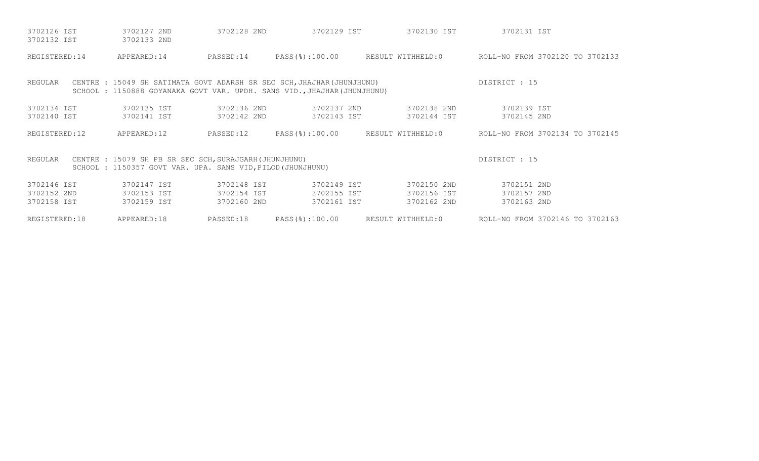| | | | | | |
|---|---|---|---|---|---|
| 3702126 IST | 3702127 2ND | 3702128 2ND | 3702129 IST | 3702130 IST | 3702131 IST |
| 3702132 IST | 3702133 2ND | | | | |

REGISTERED:14 APPEARED:14 PASSED:14 PASS(%):100.00 RESULT WITHHELD:0 ROLL-NO FROM 3702120 TO 3702133

REGULAR CENTRE : 15049 SH SATIMATA GOVT ADARSH SR SEC SCH,JHAJHAR(JHUNJHUNU) DISTRICT : 15
SCHOOL : 1150888 GOYANAKA GOVT VAR. UPDH. SANS VID.,JHAJHAR(JHUNJHUNU)

| | | | | | |
|---|---|---|---|---|---|
| 3702134 IST | 3702135 IST | 3702136 2ND | 3702137 2ND | 3702138 2ND | 3702139 IST |
| 3702140 IST | 3702141 IST | 3702142 2ND | 3702143 IST | 3702144 IST | 3702145 2ND |

REGISTERED:12 APPEARED:12 PASSED:12 PASS(%):100.00 RESULT WITHHELD:0 ROLL-NO FROM 3702134 TO 3702145

REGULAR CENTRE : 15079 SH PB SR SEC SCH,SURAJGARH(JHUNJHUNU) DISTRICT : 15
SCHOOL : 1150357 GOVT VAR. UPA. SANS VID,PILOD(JHUNJHUNU)

| | | | | | |
|---|---|---|---|---|---|
| 3702146 IST | 3702147 IST | 3702148 IST | 3702149 IST | 3702150 2ND | 3702151 2ND |
| 3702152 2ND | 3702153 IST | 3702154 IST | 3702155 IST | 3702156 IST | 3702157 2ND |
| 3702158 IST | 3702159 IST | 3702160 2ND | 3702161 IST | 3702162 2ND | 3702163 2ND |

REGISTERED:18 APPEARED:18 PASSED:18 PASS(%):100.00 RESULT WITHHELD:0 ROLL-NO FROM 3702146 TO 3702163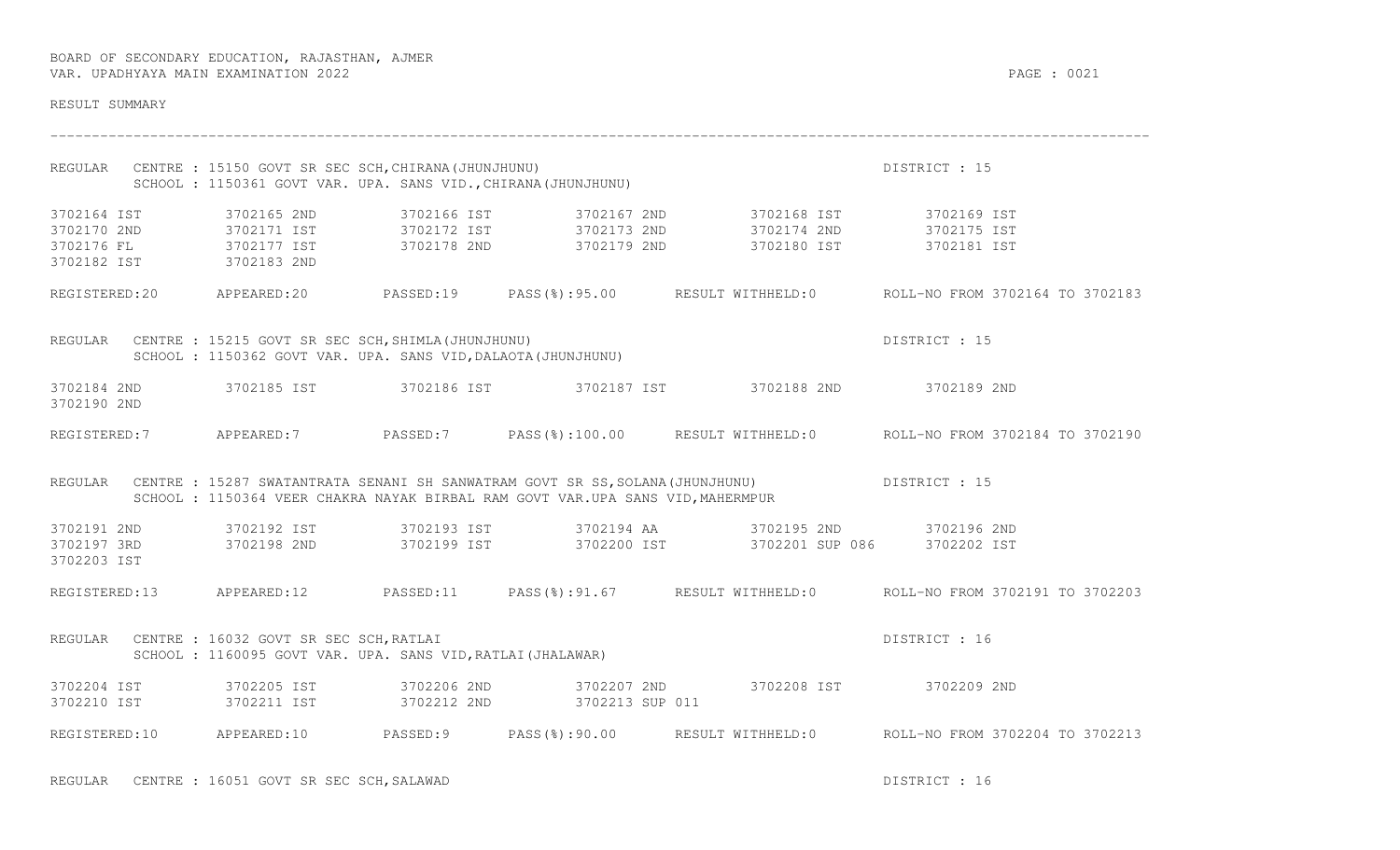BOARD OF SECONDARY EDUCATION, RAJASTHAN, AJMER
VAR. UPADHYAYA MAIN EXAMINATION 2022

RESULT SUMMARY

---

REGULAR CENTRE : 15150 GOVT SR SEC SCH,CHIRANA(JHUNJHUNU) DISTRICT : 15
SCHOOL : 1150361 GOVT VAR. UPA. SANS VID.,CHIRANA(JHUNJHUNU)

| | | | | | |
|---|---|---|---|---|---|
| 3702164 IST | 3702165 2ND | 3702166 IST | 3702167 2ND | 3702168 IST | 3702169 IST |
| 3702170 2ND | 3702171 IST | 3702172 IST | 3702173 2ND | 3702174 2ND | 3702175 IST |
| 3702176 FL | 3702177 IST | 3702178 2ND | 3702179 2ND | 3702180 IST | 3702181 IST |
| 3702182 IST | 3702183 2ND | | | | |

REGISTERED:20 APPEARED:20 PASSED:19 PASS(%):95.00 RESULT WITHHELD:0 ROLL-NO FROM 3702164 TO 3702183

REGULAR CENTRE : 15215 GOVT SR SEC SCH,SHIMLA(JHUNJHUNU) DISTRICT : 15
SCHOOL : 1150362 GOVT VAR. UPA. SANS VID,DALAOTA(JHUNJHUNU)

| | | | | | |
|---|---|---|---|---|---|
| 3702184 2ND | 3702185 IST | 3702186 IST | 3702187 IST | 3702188 2ND | 3702189 2ND |
| 3702190 2ND | | | | | |

REGISTERED:7 APPEARED:7 PASSED:7 PASS(%):100.00 RESULT WITHHELD:0 ROLL-NO FROM 3702184 TO 3702190

REGULAR CENTRE : 15287 SWATANTRATA SENANI SH SANWATRAM GOVT SR SS,SOLANA(JHUNJHUNU) DISTRICT : 15
SCHOOL : 1150364 VEER CHAKRA NAYAK BIRBAL RAM GOVT VAR.UPA SANS VID,MAHERMPUR

| | | | | | |
|---|---|---|---|---|---|
| 3702191 2ND | 3702192 IST | 3702193 IST | 3702194 AA | 3702195 2ND | 3702196 2ND |
| 3702197 3RD | 3702198 2ND | 3702199 IST | 3702200 IST | 3702201 SUP 086 | 3702202 IST |
| 3702203 IST | | | | | |

REGISTERED:13 APPEARED:12 PASSED:11 PASS(%):91.67 RESULT WITHHELD:0 ROLL-NO FROM 3702191 TO 3702203

REGULAR CENTRE : 16032 GOVT SR SEC SCH,RATLAI DISTRICT : 16
SCHOOL : 1160095 GOVT VAR. UPA. SANS VID,RATLAI(JHALAWAR)

| | | | | | |
|---|---|---|---|---|---|
| 3702204 IST | 3702205 IST | 3702206 2ND | 3702207 2ND | 3702208 IST | 3702209 2ND |
| 3702210 IST | 3702211 IST | 3702212 2ND | 3702213 SUP 011 | | |

REGISTERED:10 APPEARED:10 PASSED:9 PASS(%):90.00 RESULT WITHHELD:0 ROLL-NO FROM 3702204 TO 3702213

REGULAR CENTRE : 16051 GOVT SR SEC SCH,SALAWAD DISTRICT : 16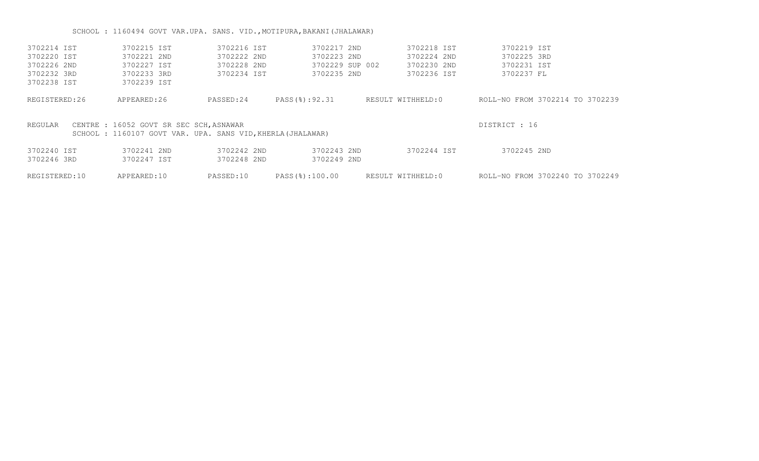SCHOOL : 1160494 GOVT VAR.UPA. SANS. VID.,MOTIPURA,BAKANI(JHALAWAR)

| | | | | | |
|---|---|---|---|---|---|
| 3702214 IST | 3702215 IST | 3702216 IST | 3702217 2ND | 3702218 IST | 3702219 IST |
| 3702220 IST | 3702221 2ND | 3702222 2ND | 3702223 2ND | 3702224 2ND | 3702225 3RD |
| 3702226 2ND | 3702227 IST | 3702228 2ND | 3702229 SUP 002 | 3702230 2ND | 3702231 IST |
| 3702232 3RD | 3702233 3RD | 3702234 IST | 3702235 2ND | 3702236 IST | 3702237 FL |
| 3702238 IST | 3702239 IST | | | | |

REGISTERED:26 APPEARED:26 PASSED:24 PASS(%):92.31 RESULT WITHHELD:0 ROLL-NO FROM 3702214 TO 3702239

REGULAR CENTRE : 16052 GOVT SR SEC SCH,ASNAWAR DISTRICT : 16

SCHOOL : 1160107 GOVT VAR. UPA. SANS VID,KHERLA(JHALAWAR)

| | | | | | |
|---|---|---|---|---|---|
| 3702240 IST | 3702241 2ND | 3702242 2ND | 3702243 2ND | 3702244 IST | 3702245 2ND |
| 3702246 3RD | 3702247 IST | 3702248 2ND | 3702249 2ND | | |

REGISTERED:10 APPEARED:10 PASSED:10 PASS(%):100.00 RESULT WITHHELD:0 ROLL-NO FROM 3702240 TO 3702249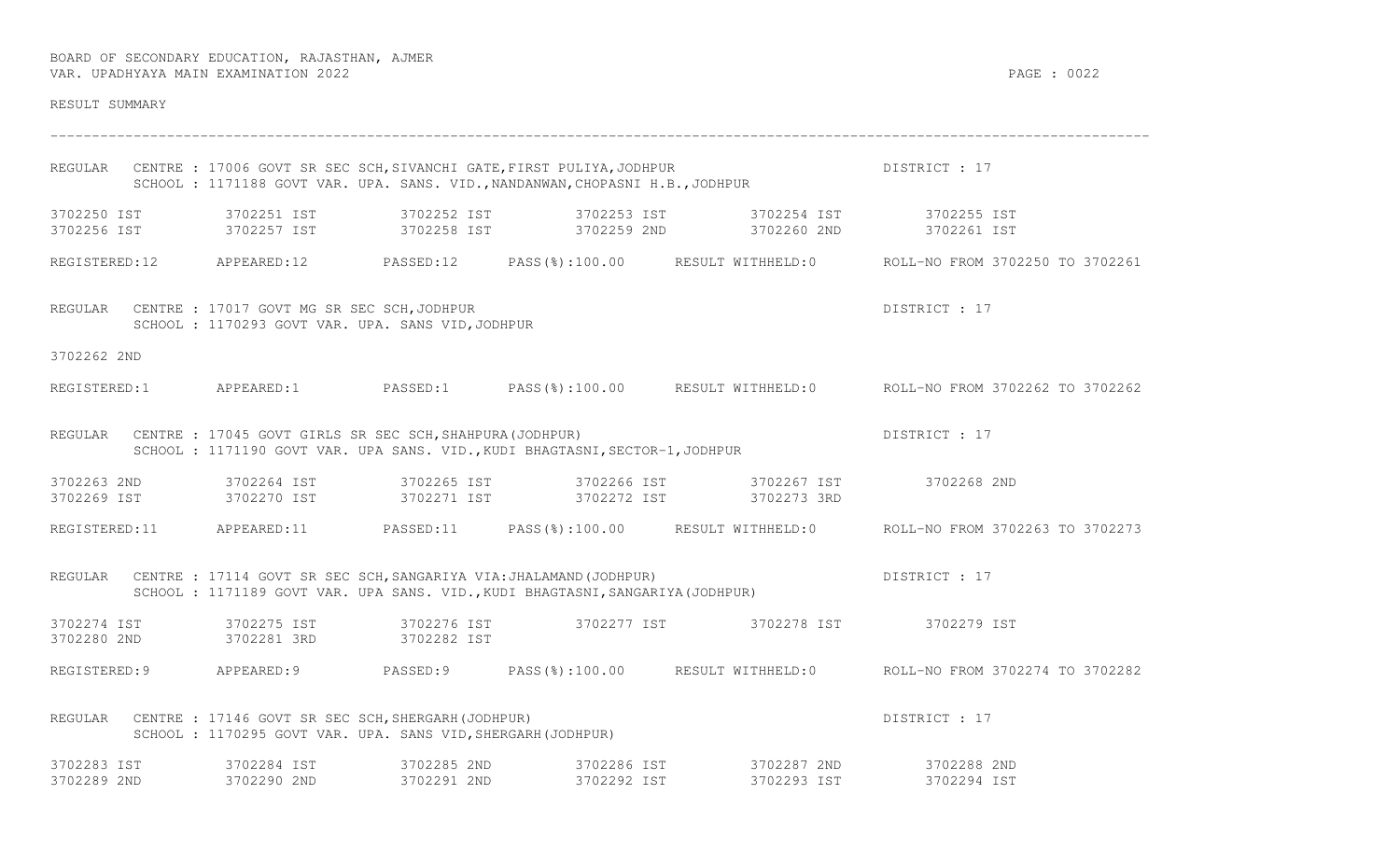BOARD OF SECONDARY EDUCATION, RAJASTHAN, AJMER
VAR. UPADHYAYA MAIN EXAMINATION 2022

RESULT SUMMARY

---

REGULAR CENTRE : 17006 GOVT SR SEC SCH,SIVANCHI GATE,FIRST PULIYA,JODHPUR — DISTRICT : 17
SCHOOL : 1171188 GOVT VAR. UPA. SANS. VID.,NANDANWAN,CHOPASNI H.B.,JODHPUR

| | | | | | |
|---|---|---|---|---|---|
| 3702250 IST | 3702251 IST | 3702252 IST | 3702253 IST | 3702254 IST | 3702255 IST |
| 3702256 IST | 3702257 IST | 3702258 IST | 3702259 2ND | 3702260 2ND | 3702261 IST |

REGISTERED:12 APPEARED:12 PASSED:12 PASS(%):100.00 RESULT WITHHELD:0 ROLL-NO FROM 3702250 TO 3702261

REGULAR CENTRE : 17017 GOVT MG SR SEC SCH,JODHPUR — DISTRICT : 17
SCHOOL : 1170293 GOVT VAR. UPA. SANS VID,JODHPUR

3702262 2ND

REGISTERED:1 APPEARED:1 PASSED:1 PASS(%):100.00 RESULT WITHHELD:0 ROLL-NO FROM 3702262 TO 3702262

REGULAR CENTRE : 17045 GOVT GIRLS SR SEC SCH,SHAHPURA(JODHPUR) — DISTRICT : 17
SCHOOL : 1171190 GOVT VAR. UPA SANS. VID.,KUDI BHAGTASNI,SECTOR-1,JODHPUR

| | | | | | |
|---|---|---|---|---|---|
| 3702263 2ND | 3702264 IST | 3702265 IST | 3702266 IST | 3702267 IST | 3702268 2ND |
| 3702269 IST | 3702270 IST | 3702271 IST | 3702272 IST | 3702273 3RD | |

REGISTERED:11 APPEARED:11 PASSED:11 PASS(%):100.00 RESULT WITHHELD:0 ROLL-NO FROM 3702263 TO 3702273

REGULAR CENTRE : 17114 GOVT SR SEC SCH,SANGARIYA VIA:JHALAMAND(JODHPUR) — DISTRICT : 17
SCHOOL : 1171189 GOVT VAR. UPA SANS. VID.,KUDI BHAGTASNI,SANGARIYA(JODHPUR)

| | | | | | |
|---|---|---|---|---|---|
| 3702274 IST | 3702275 IST | 3702276 IST | 3702277 IST | 3702278 IST | 3702279 IST |
| 3702280 2ND | 3702281 3RD | 3702282 IST | | | |

REGISTERED:9 APPEARED:9 PASSED:9 PASS(%):100.00 RESULT WITHHELD:0 ROLL-NO FROM 3702274 TO 3702282

REGULAR CENTRE : 17146 GOVT SR SEC SCH,SHERGARH(JODHPUR) — DISTRICT : 17
SCHOOL : 1170295 GOVT VAR. UPA. SANS VID,SHERGARH(JODHPUR)

| | | | | | |
|---|---|---|---|---|---|
| 3702283 IST | 3702284 IST | 3702285 2ND | 3702286 IST | 3702287 2ND | 3702288 2ND |
| 3702289 2ND | 3702290 2ND | 3702291 2ND | 3702292 IST | 3702293 IST | 3702294 IST |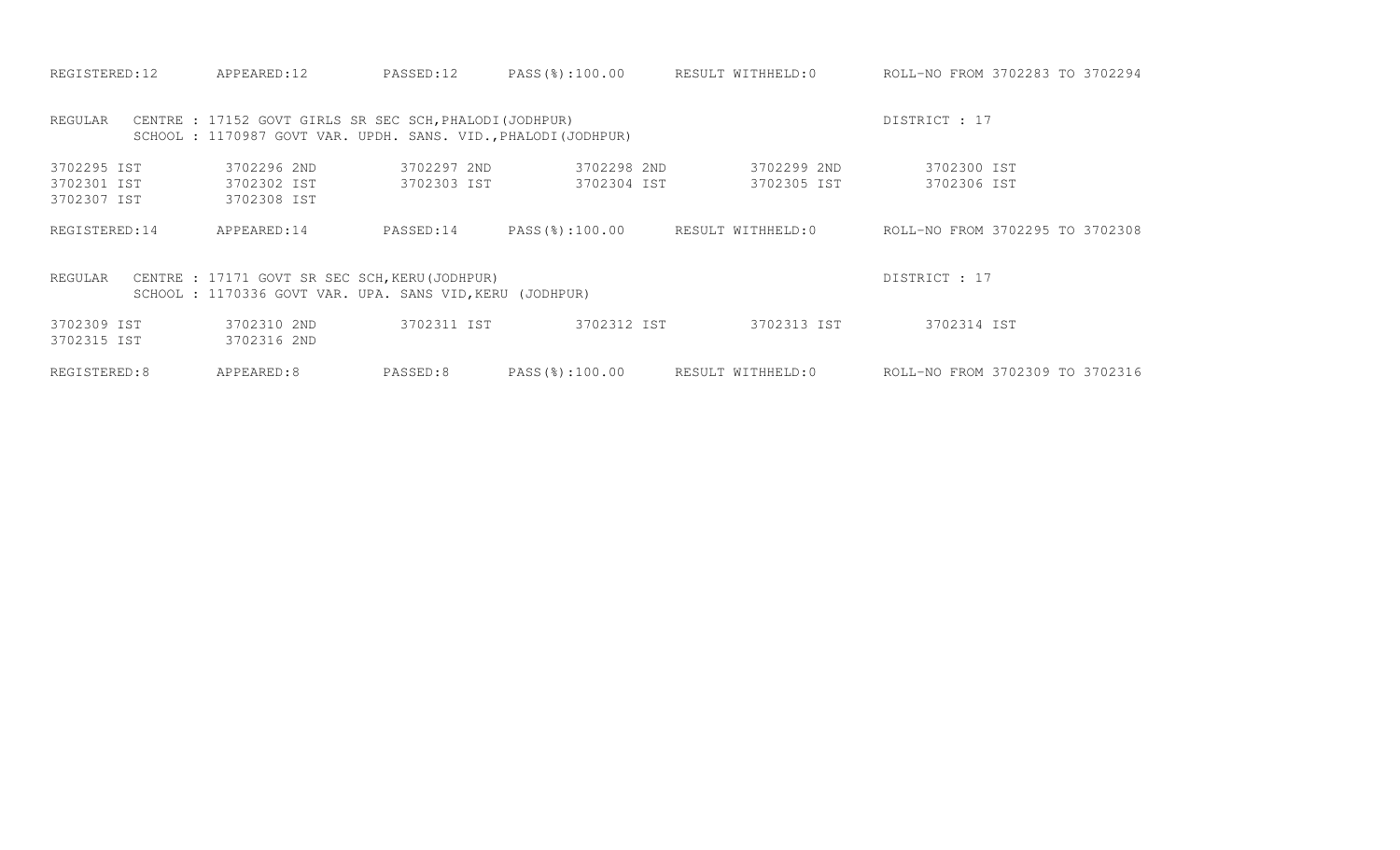REGISTERED:12 APPEARED:12 PASSED:12 PASS(%):100.00 RESULT WITHHELD:0 ROLL-NO FROM 3702283 TO 3702294

REGULAR CENTRE : 17152 GOVT GIRLS SR SEC SCH,PHALODI(JODHPUR) DISTRICT : 17
SCHOOL : 1170987 GOVT VAR. UPDH. SANS. VID.,PHALODI(JODHPUR)

| | | | | | |
|---|---|---|---|---|---|
| 3702295 IST | 3702296 2ND | 3702297 2ND | 3702298 2ND | 3702299 2ND | 3702300 IST |
| 3702301 IST | 3702302 IST | 3702303 IST | 3702304 IST | 3702305 IST | 3702306 IST |
| 3702307 IST | 3702308 IST | | | | |

REGISTERED:14 APPEARED:14 PASSED:14 PASS(%):100.00 RESULT WITHHELD:0 ROLL-NO FROM 3702295 TO 3702308

REGULAR CENTRE : 17171 GOVT SR SEC SCH,KERU(JODHPUR) DISTRICT : 17
SCHOOL : 1170336 GOVT VAR. UPA. SANS VID,KERU (JODHPUR)

| | | | | | |
|---|---|---|---|---|---|
| 3702309 IST | 3702310 2ND | 3702311 IST | 3702312 IST | 3702313 IST | 3702314 IST |
| 3702315 IST | 3702316 2ND | | | | |

REGISTERED:8 APPEARED:8 PASSED:8 PASS(%):100.00 RESULT WITHHELD:0 ROLL-NO FROM 3702309 TO 3702316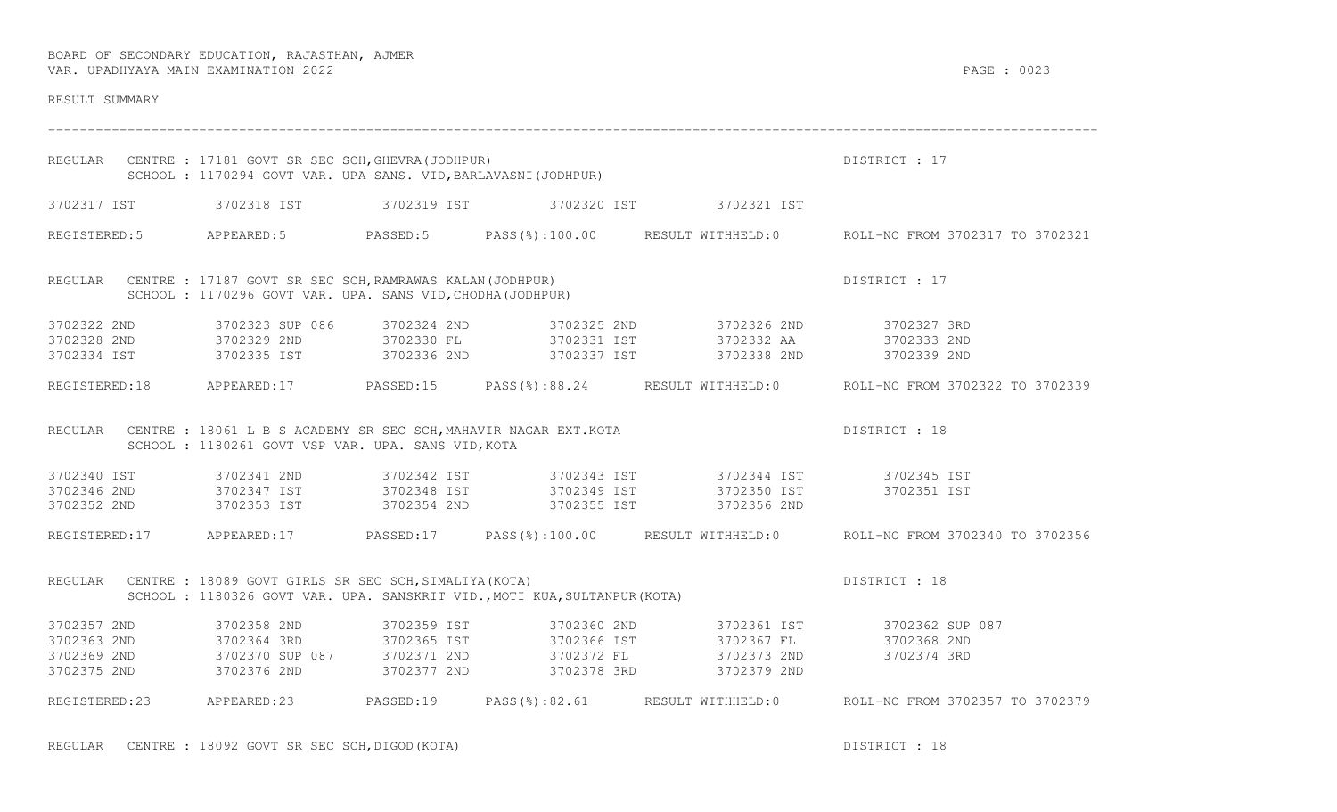BOARD OF SECONDARY EDUCATION, RAJASTHAN, AJMER
VAR. UPADHYAYA MAIN EXAMINATION 2022

RESULT SUMMARY

---

REGULAR CENTRE : 17181 GOVT SR SEC SCH,GHEVRA(JODHPUR) DISTRICT : 17
SCHOOL : 1170294 GOVT VAR. UPA SANS. VID,BARLAVASNI(JODHPUR)

| | | | | | |
|---|---|---|---|---|---|
| 3702317 IST | 3702318 IST | 3702319 IST | 3702320 IST | 3702321 IST | |

REGISTERED:5 APPEARED:5 PASSED:5 PASS(%):100.00 RESULT WITHHELD:0 ROLL-NO FROM 3702317 TO 3702321

REGULAR CENTRE : 17187 GOVT SR SEC SCH,RAMRAWAS KALAN(JODHPUR) DISTRICT : 17
SCHOOL : 1170296 GOVT VAR. UPA. SANS VID,CHODHA(JODHPUR)

| | | | | | |
|---|---|---|---|---|---|
| 3702322 2ND | 3702323 SUP 086 | 3702324 2ND | 3702325 2ND | 3702326 2ND | 3702327 3RD |
| 3702328 2ND | 3702329 2ND | 3702330 FL | 3702331 IST | 3702332 AA | 3702333 2ND |
| 3702334 IST | 3702335 IST | 3702336 2ND | 3702337 IST | 3702338 2ND | 3702339 2ND |

REGISTERED:18 APPEARED:17 PASSED:15 PASS(%):88.24 RESULT WITHHELD:0 ROLL-NO FROM 3702322 TO 3702339

REGULAR CENTRE : 18061 L B S ACADEMY SR SEC SCH,MAHAVIR NAGAR EXT.KOTA DISTRICT : 18
SCHOOL : 1180261 GOVT VSP VAR. UPA. SANS VID,KOTA

| | | | | | |
|---|---|---|---|---|---|
| 3702340 IST | 3702341 2ND | 3702342 IST | 3702343 IST | 3702344 IST | 3702345 IST |
| 3702346 2ND | 3702347 IST | 3702348 IST | 3702349 IST | 3702350 IST | 3702351 IST |
| 3702352 2ND | 3702353 IST | 3702354 2ND | 3702355 IST | 3702356 2ND | |

REGISTERED:17 APPEARED:17 PASSED:17 PASS(%):100.00 RESULT WITHHELD:0 ROLL-NO FROM 3702340 TO 3702356

REGULAR CENTRE : 18089 GOVT GIRLS SR SEC SCH,SIMALIYA(KOTA) DISTRICT : 18
SCHOOL : 1180326 GOVT VAR. UPA. SANSKRIT VID.,MOTI KUA,SULTANPUR(KOTA)

| | | | | | |
|---|---|---|---|---|---|
| 3702357 2ND | 3702358 2ND | 3702359 IST | 3702360 2ND | 3702361 IST | 3702362 SUP 087 |
| 3702363 2ND | 3702364 3RD | 3702365 IST | 3702366 IST | 3702367 FL | 3702368 2ND |
| 3702369 2ND | 3702370 SUP 087 | 3702371 2ND | 3702372 FL | 3702373 2ND | 3702374 3RD |
| 3702375 2ND | 3702376 2ND | 3702377 2ND | 3702378 3RD | 3702379 2ND | |

REGISTERED:23 APPEARED:23 PASSED:19 PASS(%):82.61 RESULT WITHHELD:0 ROLL-NO FROM 3702357 TO 3702379

REGULAR CENTRE : 18092 GOVT SR SEC SCH,DIGOD(KOTA) DISTRICT : 18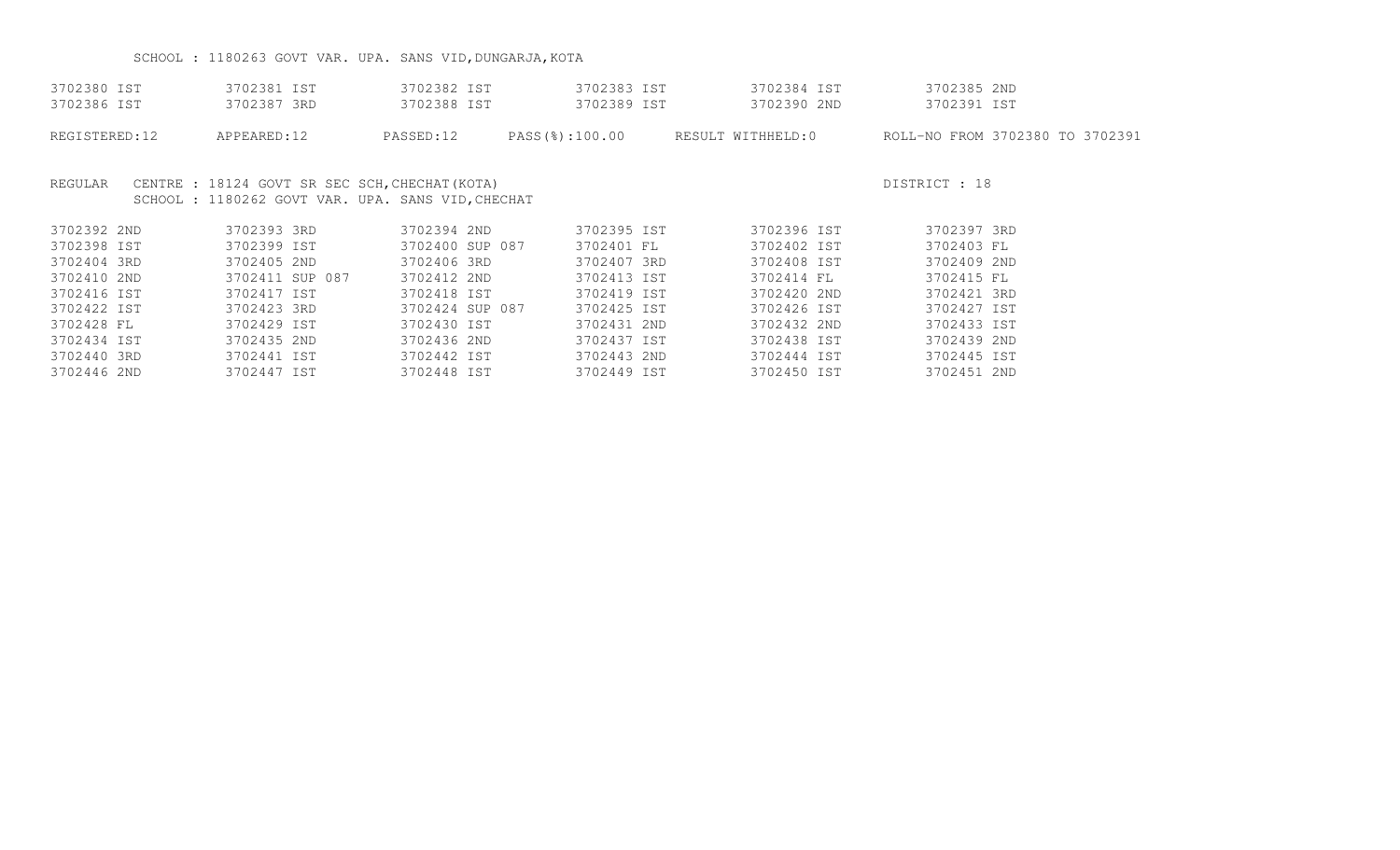SCHOOL : 1180263 GOVT VAR. UPA. SANS VID,DUNGARJA,KOTA

| | | | | | |
|---|---|---|---|---|---|
| 3702380 IST | 3702381 IST | 3702382 IST | 3702383 IST | 3702384 IST | 3702385 2ND |
| 3702386 IST | 3702387 3RD | 3702388 IST | 3702389 IST | 3702390 2ND | 3702391 IST |

REGISTERED:12 APPEARED:12 PASSED:12 PASS(%):100.00 RESULT WITHHELD:0 ROLL-NO FROM 3702380 TO 3702391

REGULAR CENTRE : 18124 GOVT SR SEC SCH,CHECHAT(KOTA) DISTRICT : 18

SCHOOL : 1180262 GOVT VAR. UPA. SANS VID,CHECHAT

| | | | | | |
|---|---|---|---|---|---|
| 3702392 2ND | 3702393 3RD | 3702394 2ND | 3702395 IST | 3702396 IST | 3702397 3RD |
| 3702398 IST | 3702399 IST | 3702400 SUP 087 | 3702401 FL | 3702402 IST | 3702403 FL |
| 3702404 3RD | 3702405 2ND | 3702406 3RD | 3702407 3RD | 3702408 IST | 3702409 2ND |
| 3702410 2ND | 3702411 SUP 087 | 3702412 2ND | 3702413 IST | 3702414 FL | 3702415 FL |
| 3702416 IST | 3702417 IST | 3702418 IST | 3702419 IST | 3702420 2ND | 3702421 3RD |
| 3702422 IST | 3702423 3RD | 3702424 SUP 087 | 3702425 IST | 3702426 IST | 3702427 IST |
| 3702428 FL | 3702429 IST | 3702430 IST | 3702431 2ND | 3702432 2ND | 3702433 IST |
| 3702434 IST | 3702435 2ND | 3702436 2ND | 3702437 IST | 3702438 IST | 3702439 2ND |
| 3702440 3RD | 3702441 IST | 3702442 IST | 3702443 2ND | 3702444 IST | 3702445 IST |
| 3702446 2ND | 3702447 IST | 3702448 IST | 3702449 IST | 3702450 IST | 3702451 2ND |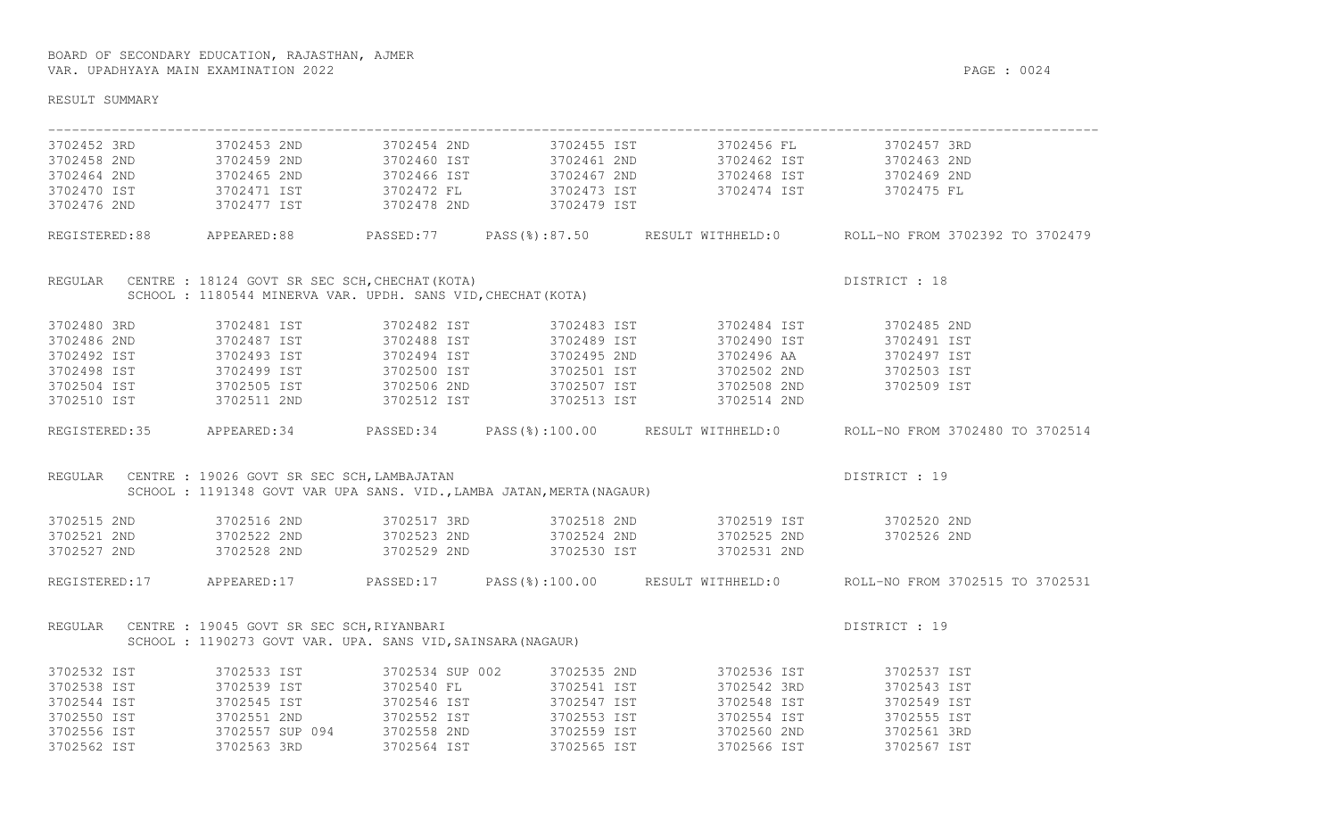BOARD OF SECONDARY EDUCATION, RAJASTHAN, AJMER
VAR. UPADHYAYA MAIN EXAMINATION 2022

RESULT SUMMARY

| | | | | | |
|---|---|---|---|---|---|
| 3702452 3RD | 3702453 2ND | 3702454 2ND | 3702455 IST | 3702456 FL | 3702457 3RD |
| 3702458 2ND | 3702459 2ND | 3702460 IST | 3702461 2ND | 3702462 IST | 3702463 2ND |
| 3702464 2ND | 3702465 2ND | 3702466 IST | 3702467 2ND | 3702468 IST | 3702469 2ND |
| 3702470 IST | 3702471 IST | 3702472 FL | 3702473 IST | 3702474 IST | 3702475 FL |
| 3702476 2ND | 3702477 IST | 3702478 2ND | 3702479 IST | | |

REGISTERED:88 APPEARED:88 PASSED:77 PASS(%):87.50 RESULT WITHHELD:0 ROLL-NO FROM 3702392 TO 3702479

REGULAR CENTRE : 18124 GOVT SR SEC SCH,CHECHAT(KOTA) DISTRICT : 18
SCHOOL : 1180544 MINERVA VAR. UPDH. SANS VID,CHECHAT(KOTA)

| | | | | | |
|---|---|---|---|---|---|
| 3702480 3RD | 3702481 IST | 3702482 IST | 3702483 IST | 3702484 IST | 3702485 2ND |
| 3702486 2ND | 3702487 IST | 3702488 IST | 3702489 IST | 3702490 IST | 3702491 IST |
| 3702492 IST | 3702493 IST | 3702494 IST | 3702495 2ND | 3702496 AA | 3702497 IST |
| 3702498 IST | 3702499 IST | 3702500 IST | 3702501 IST | 3702502 2ND | 3702503 IST |
| 3702504 IST | 3702505 IST | 3702506 2ND | 3702507 IST | 3702508 2ND | 3702509 IST |
| 3702510 IST | 3702511 2ND | 3702512 IST | 3702513 IST | 3702514 2ND | |

REGISTERED:35 APPEARED:34 PASSED:34 PASS(%):100.00 RESULT WITHHELD:0 ROLL-NO FROM 3702480 TO 3702514

REGULAR CENTRE : 19026 GOVT SR SEC SCH,LAMBAJATAN DISTRICT : 19
SCHOOL : 1191348 GOVT VAR UPA SANS. VID.,LAMBA JATAN,MERTA(NAGAUR)

| | | | | | |
|---|---|---|---|---|---|
| 3702515 2ND | 3702516 2ND | 3702517 3RD | 3702518 2ND | 3702519 IST | 3702520 2ND |
| 3702521 2ND | 3702522 2ND | 3702523 2ND | 3702524 2ND | 3702525 2ND | 3702526 2ND |
| 3702527 2ND | 3702528 2ND | 3702529 2ND | 3702530 IST | 3702531 2ND | |

REGISTERED:17 APPEARED:17 PASSED:17 PASS(%):100.00 RESULT WITHHELD:0 ROLL-NO FROM 3702515 TO 3702531

REGULAR CENTRE : 19045 GOVT SR SEC SCH,RIYANBARI DISTRICT : 19
SCHOOL : 1190273 GOVT VAR. UPA. SANS VID,SAINSARA(NAGAUR)

| | | | | | |
|---|---|---|---|---|---|
| 3702532 IST | 3702533 IST | 3702534 SUP 002 | 3702535 2ND | 3702536 IST | 3702537 IST |
| 3702538 IST | 3702539 IST | 3702540 FL | 3702541 IST | 3702542 3RD | 3702543 IST |
| 3702544 IST | 3702545 IST | 3702546 IST | 3702547 IST | 3702548 IST | 3702549 IST |
| 3702550 IST | 3702551 2ND | 3702552 IST | 3702553 IST | 3702554 IST | 3702555 IST |
| 3702556 IST | 3702557 SUP 094 | 3702558 2ND | 3702559 IST | 3702560 2ND | 3702561 3RD |
| 3702562 IST | 3702563 3RD | 3702564 IST | 3702565 IST | 3702566 IST | 3702567 IST |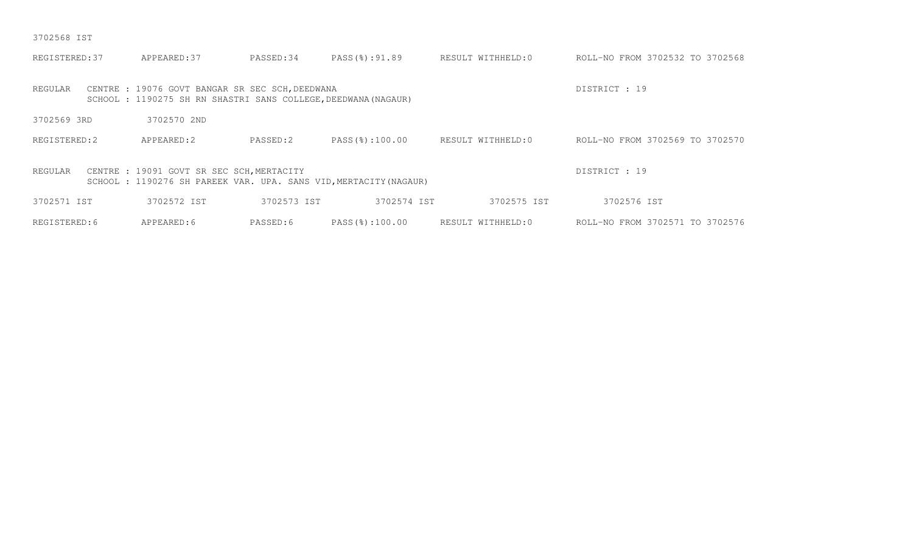3702568 IST

REGISTERED:37 APPEARED:37 PASSED:34 PASS(%):91.89 RESULT WITHHELD:0 ROLL-NO FROM 3702532 TO 3702568

REGULAR CENTRE : 19076 GOVT BANGAR SR SEC SCH,DEEDWANA DISTRICT : 19
SCHOOL : 1190275 SH RN SHASTRI SANS COLLEGE,DEEDWANA(NAGAUR)

3702569 3RD 3702570 2ND

REGISTERED:2 APPEARED:2 PASSED:2 PASS(%):100.00 RESULT WITHHELD:0 ROLL-NO FROM 3702569 TO 3702570

REGULAR CENTRE : 19091 GOVT SR SEC SCH,MERTACITY DISTRICT : 19
SCHOOL : 1190276 SH PAREEK VAR. UPA. SANS VID,MERTACITY(NAGAUR)

3702571 IST 3702572 IST 3702573 IST 3702574 IST 3702575 IST 3702576 IST

REGISTERED:6 APPEARED:6 PASSED:6 PASS(%):100.00 RESULT WITHHELD:0 ROLL-NO FROM 3702571 TO 3702576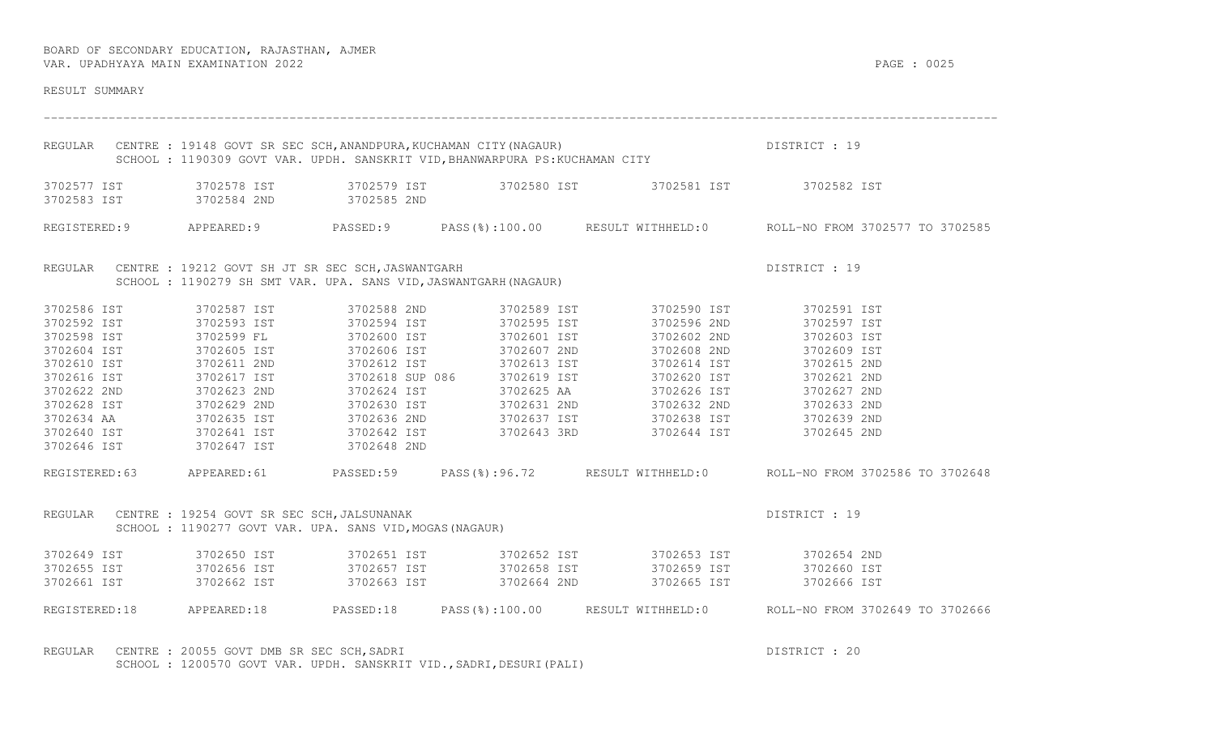BOARD OF SECONDARY EDUCATION, RAJASTHAN, AJMER
VAR. UPADHYAYA MAIN EXAMINATION 2022

RESULT SUMMARY

---

REGULAR CENTRE : 19148 GOVT SR SEC SCH,ANANDPURA,KUCHAMAN CITY(NAGAUR) DISTRICT : 19
SCHOOL : 1190309 GOVT VAR. UPDH. SANSKRIT VID,BHANWARPURA PS:KUCHAMAN CITY

| | | | | | |
|---|---|---|---|---|---|
| 3702577 IST | 3702578 IST | 3702579 IST | 3702580 IST | 3702581 IST | 3702582 IST |
| 3702583 IST | 3702584 2ND | 3702585 2ND | | | |

REGISTERED:9 APPEARED:9 PASSED:9 PASS(%):100.00 RESULT WITHHELD:0 ROLL-NO FROM 3702577 TO 3702585

REGULAR CENTRE : 19212 GOVT SH JT SR SEC SCH,JASWANTGARH DISTRICT : 19
SCHOOL : 1190279 SH SMT VAR. UPA. SANS VID,JASWANTGARH(NAGAUR)

| | | | | | |
|---|---|---|---|---|---|
| 3702586 IST | 3702587 IST | 3702588 2ND | 3702589 IST | 3702590 IST | 3702591 IST |
| 3702592 IST | 3702593 IST | 3702594 IST | 3702595 IST | 3702596 2ND | 3702597 IST |
| 3702598 IST | 3702599 FL | 3702600 IST | 3702601 IST | 3702602 2ND | 3702603 IST |
| 3702604 IST | 3702605 IST | 3702606 IST | 3702607 2ND | 3702608 2ND | 3702609 IST |
| 3702610 IST | 3702611 2ND | 3702612 IST | 3702613 IST | 3702614 IST | 3702615 2ND |
| 3702616 IST | 3702617 IST | 3702618 SUP 086 | 3702619 IST | 3702620 IST | 3702621 2ND |
| 3702622 2ND | 3702623 2ND | 3702624 IST | 3702625 AA | 3702626 IST | 3702627 2ND |
| 3702628 IST | 3702629 2ND | 3702630 IST | 3702631 2ND | 3702632 2ND | 3702633 2ND |
| 3702634 AA | 3702635 IST | 3702636 2ND | 3702637 IST | 3702638 IST | 3702639 2ND |
| 3702640 IST | 3702641 IST | 3702642 IST | 3702643 3RD | 3702644 IST | 3702645 2ND |
| 3702646 IST | 3702647 IST | 3702648 2ND | | | |

REGISTERED:63 APPEARED:61 PASSED:59 PASS(%):96.72 RESULT WITHHELD:0 ROLL-NO FROM 3702586 TO 3702648

REGULAR CENTRE : 19254 GOVT SR SEC SCH,JALSUNANAK DISTRICT : 19
SCHOOL : 1190277 GOVT VAR. UPA. SANS VID,MOGAS(NAGAUR)

| | | | | | |
|---|---|---|---|---|---|
| 3702649 IST | 3702650 IST | 3702651 IST | 3702652 IST | 3702653 IST | 3702654 2ND |
| 3702655 IST | 3702656 IST | 3702657 IST | 3702658 IST | 3702659 IST | 3702660 IST |
| 3702661 IST | 3702662 IST | 3702663 IST | 3702664 2ND | 3702665 IST | 3702666 IST |

REGISTERED:18 APPEARED:18 PASSED:18 PASS(%):100.00 RESULT WITHHELD:0 ROLL-NO FROM 3702649 TO 3702666

REGULAR CENTRE : 20055 GOVT DMB SR SEC SCH,SADRI DISTRICT : 20
SCHOOL : 1200570 GOVT VAR. UPDH. SANSKRIT VID.,SADRI,DESURI(PALI)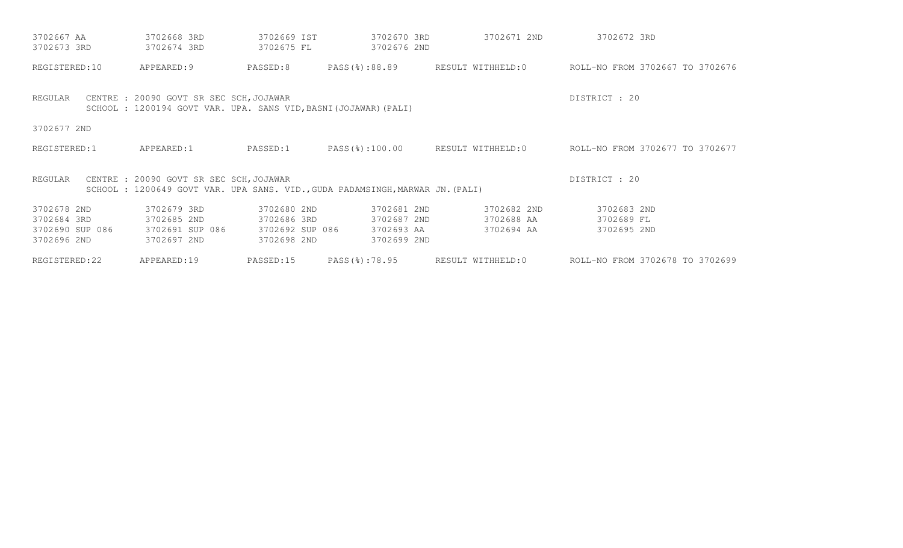3702667 AA 3702668 3RD 3702669 IST 3702670 3RD 3702671 2ND 3702672 3RD
3702673 3RD 3702674 3RD 3702675 FL 3702676 2ND

REGISTERED:10 APPEARED:9 PASSED:8 PASS(%):88.89 RESULT WITHHELD:0 ROLL-NO FROM 3702667 TO 3702676

REGULAR CENTRE : 20090 GOVT SR SEC SCH,JOJAWAR DISTRICT : 20
SCHOOL : 1200194 GOVT VAR. UPA. SANS VID,BASNI(JOJAWAR)(PALI)

3702677 2ND

REGISTERED:1 APPEARED:1 PASSED:1 PASS(%):100.00 RESULT WITHHELD:0 ROLL-NO FROM 3702677 TO 3702677

REGULAR CENTRE : 20090 GOVT SR SEC SCH,JOJAWAR DISTRICT : 20
SCHOOL : 1200649 GOVT VAR. UPA SANS. VID.,GUDA PADAMSINGH,MARWAR JN.(PALI)

3702678 2ND 3702679 3RD 3702680 2ND 3702681 2ND 3702682 2ND 3702683 2ND
3702684 3RD 3702685 2ND 3702686 3RD 3702687 2ND 3702688 AA 3702689 FL
3702690 SUP 086 3702691 SUP 086 3702692 SUP 086 3702693 AA 3702694 AA 3702695 2ND
3702696 2ND 3702697 2ND 3702698 2ND 3702699 2ND

REGISTERED:22 APPEARED:19 PASSED:15 PASS(%):78.95 RESULT WITHHELD:0 ROLL-NO FROM 3702678 TO 3702699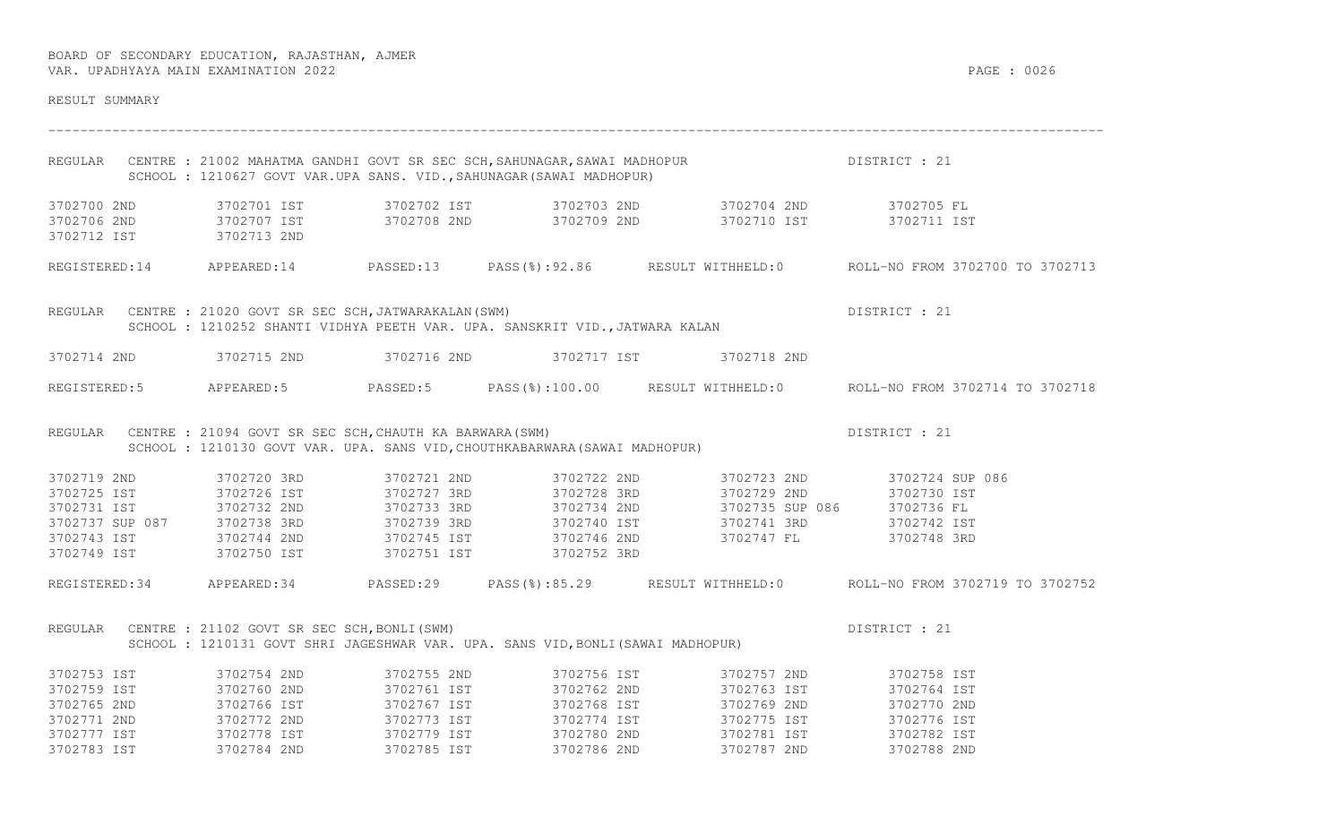BOARD OF SECONDARY EDUCATION, RAJASTHAN, AJMER
VAR. UPADHYAYA MAIN EXAMINATION 2022

RESULT SUMMARY

---

REGULAR CENTRE : 21002 MAHATMA GANDHI GOVT SR SEC SCH,SAHUNAGAR,SAWAI MADHOPUR DISTRICT : 21
SCHOOL : 1210627 GOVT VAR.UPA SANS. VID.,SAHUNAGAR(SAWAI MADHOPUR)

| | | | | | |
|---|---|---|---|---|---|
| 3702700 2ND | 3702701 IST | 3702702 IST | 3702703 2ND | 3702704 2ND | 3702705 FL |
| 3702706 2ND | 3702707 IST | 3702708 2ND | 3702709 2ND | 3702710 IST | 3702711 IST |
| 3702712 IST | 3702713 2ND | | | | |

REGISTERED:14 APPEARED:14 PASSED:13 PASS(%):92.86 RESULT WITHHELD:0 ROLL-NO FROM 3702700 TO 3702713

REGULAR CENTRE : 21020 GOVT SR SEC SCH,JATWARAKALAN(SWM) DISTRICT : 21
SCHOOL : 1210252 SHANTI VIDHYA PEETH VAR. UPA. SANSKRIT VID.,JATWARA KALAN

| | | | | |
|---|---|---|---|---|
| 3702714 2ND | 3702715 2ND | 3702716 2ND | 3702717 IST | 3702718 2ND |

REGISTERED:5 APPEARED:5 PASSED:5 PASS(%):100.00 RESULT WITHHELD:0 ROLL-NO FROM 3702714 TO 3702718

REGULAR CENTRE : 21094 GOVT SR SEC SCH,CHAUTH KA BARWARA(SWM) DISTRICT : 21
SCHOOL : 1210130 GOVT VAR. UPA. SANS VID,CHOUTHKABARWARA(SAWAI MADHOPUR)

| | | | | | |
|---|---|---|---|---|---|
| 3702719 2ND | 3702720 3RD | 3702721 2ND | 3702722 2ND | 3702723 2ND | 3702724 SUP 086 |
| 3702725 IST | 3702726 IST | 3702727 3RD | 3702728 3RD | 3702729 2ND | 3702730 IST |
| 3702731 IST | 3702732 2ND | 3702733 3RD | 3702734 2ND | 3702735 SUP 086 | 3702736 FL |
| 3702737 SUP 087 | 3702738 3RD | 3702739 3RD | 3702740 IST | 3702741 3RD | 3702742 IST |
| 3702743 IST | 3702744 2ND | 3702745 IST | 3702746 2ND | 3702747 FL | 3702748 3RD |
| 3702749 IST | 3702750 IST | 3702751 IST | 3702752 3RD | | |

REGISTERED:34 APPEARED:34 PASSED:29 PASS(%):85.29 RESULT WITHHELD:0 ROLL-NO FROM 3702719 TO 3702752

REGULAR CENTRE : 21102 GOVT SR SEC SCH,BONLI(SWM) DISTRICT : 21
SCHOOL : 1210131 GOVT SHRI JAGESHWAR VAR. UPA. SANS VID,BONLI(SAWAI MADHOPUR)

| | | | | | |
|---|---|---|---|---|---|
| 3702753 IST | 3702754 2ND | 3702755 2ND | 3702756 IST | 3702757 2ND | 3702758 IST |
| 3702759 IST | 3702760 2ND | 3702761 IST | 3702762 2ND | 3702763 IST | 3702764 IST |
| 3702765 2ND | 3702766 IST | 3702767 IST | 3702768 IST | 3702769 2ND | 3702770 2ND |
| 3702771 2ND | 3702772 2ND | 3702773 IST | 3702774 IST | 3702775 IST | 3702776 IST |
| 3702777 IST | 3702778 IST | 3702779 IST | 3702780 2ND | 3702781 IST | 3702782 IST |
| 3702783 IST | 3702784 2ND | 3702785 IST | 3702786 2ND | 3702787 2ND | 3702788 2ND |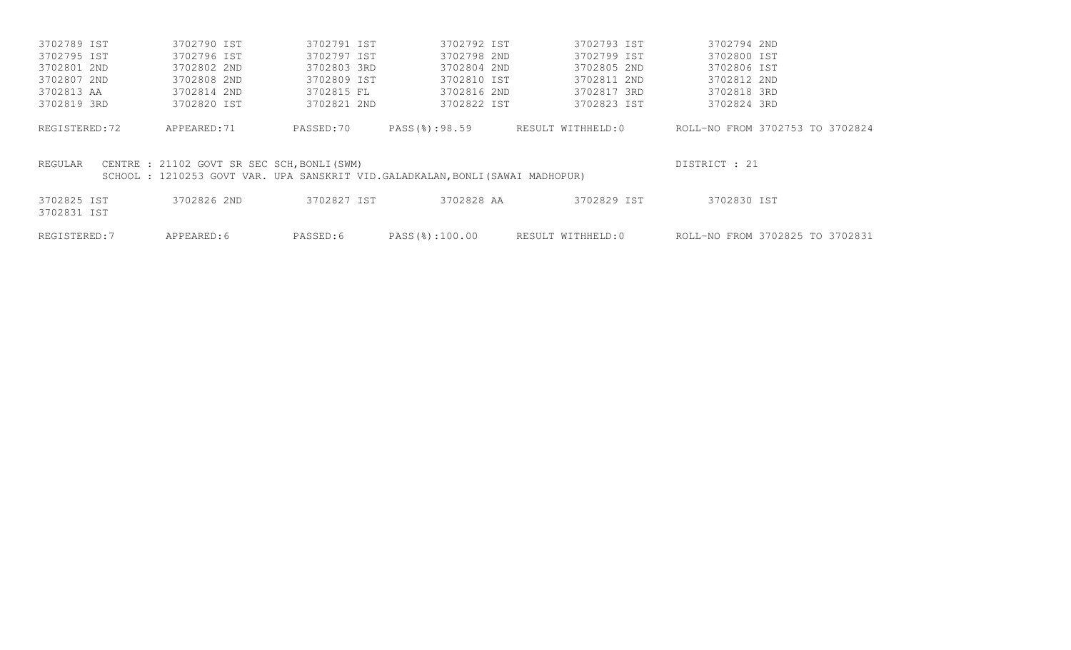| | | | | | |
|---|---|---|---|---|---|
| 3702789 IST | 3702790 IST | 3702791 IST | 3702792 IST | 3702793 IST | 3702794 2ND |
| 3702795 IST | 3702796 IST | 3702797 IST | 3702798 2ND | 3702799 IST | 3702800 IST |
| 3702801 2ND | 3702802 2ND | 3702803 3RD | 3702804 2ND | 3702805 2ND | 3702806 IST |
| 3702807 2ND | 3702808 2ND | 3702809 IST | 3702810 IST | 3702811 2ND | 3702812 2ND |
| 3702813 AA | 3702814 2ND | 3702815 FL | 3702816 2ND | 3702817 3RD | 3702818 3RD |
| 3702819 3RD | 3702820 IST | 3702821 2ND | 3702822 IST | 3702823 IST | 3702824 3RD |

REGISTERED:72 APPEARED:71 PASSED:70 PASS(%):98.59 RESULT WITHHELD:0 ROLL-NO FROM 3702753 TO 3702824

REGULAR CENTRE : 21102 GOVT SR SEC SCH,BONLI(SWM) DISTRICT : 21
SCHOOL : 1210253 GOVT VAR. UPA SANSKRIT VID.GALADKALAN,BONLI(SAWAI MADHOPUR)

| | | | | | |
|---|---|---|---|---|---|
| 3702825 IST | 3702826 2ND | 3702827 IST | 3702828 AA | 3702829 IST | 3702830 IST |
| 3702831 IST | | | | | |

REGISTERED:7 APPEARED:6 PASSED:6 PASS(%):100.00 RESULT WITHHELD:0 ROLL-NO FROM 3702825 TO 3702831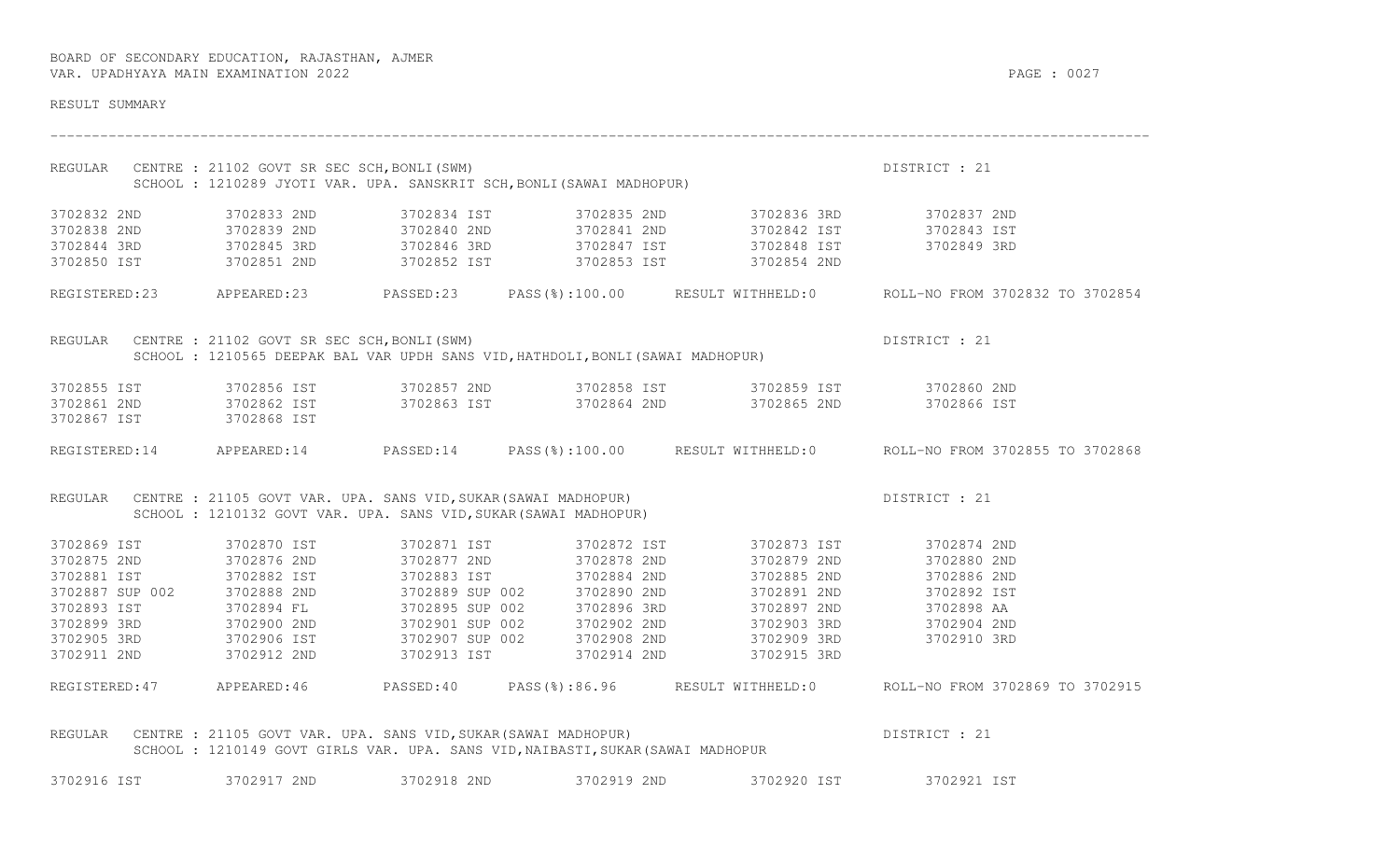BOARD OF SECONDARY EDUCATION, RAJASTHAN, AJMER
VAR. UPADHYAYA MAIN EXAMINATION 2022

RESULT SUMMARY

---

REGULAR CENTRE : 21102 GOVT SR SEC SCH,BONLI(SWM) DISTRICT : 21
SCHOOL : 1210289 JYOTI VAR. UPA. SANSKRIT SCH,BONLI(SAWAI MADHOPUR)

| | | | | | |
|---|---|---|---|---|---|
| 3702832 2ND | 3702833 2ND | 3702834 IST | 3702835 2ND | 3702836 3RD | 3702837 2ND |
| 3702838 2ND | 3702839 2ND | 3702840 2ND | 3702841 2ND | 3702842 IST | 3702843 IST |
| 3702844 3RD | 3702845 3RD | 3702846 3RD | 3702847 IST | 3702848 IST | 3702849 3RD |
| 3702850 IST | 3702851 2ND | 3702852 IST | 3702853 IST | 3702854 2ND | |

REGISTERED:23 APPEARED:23 PASSED:23 PASS(%):100.00 RESULT WITHHELD:0 ROLL-NO FROM 3702832 TO 3702854

REGULAR CENTRE : 21102 GOVT SR SEC SCH,BONLI(SWM) DISTRICT : 21
SCHOOL : 1210565 DEEPAK BAL VAR UPDH SANS VID,HATHDOLI,BONLI(SAWAI MADHOPUR)

| | | | | | |
|---|---|---|---|---|---|
| 3702855 IST | 3702856 IST | 3702857 2ND | 3702858 IST | 3702859 IST | 3702860 2ND |
| 3702861 2ND | 3702862 IST | 3702863 IST | 3702864 2ND | 3702865 2ND | 3702866 IST |
| 3702867 IST | 3702868 IST | | | | |

REGISTERED:14 APPEARED:14 PASSED:14 PASS(%):100.00 RESULT WITHHELD:0 ROLL-NO FROM 3702855 TO 3702868

REGULAR CENTRE : 21105 GOVT VAR. UPA. SANS VID,SUKAR(SAWAI MADHOPUR) DISTRICT : 21
SCHOOL : 1210132 GOVT VAR. UPA. SANS VID,SUKAR(SAWAI MADHOPUR)

| | | | | | |
|---|---|---|---|---|---|
| 3702869 IST | 3702870 IST | 3702871 IST | 3702872 IST | 3702873 IST | 3702874 2ND |
| 3702875 2ND | 3702876 2ND | 3702877 2ND | 3702878 2ND | 3702879 2ND | 3702880 2ND |
| 3702881 IST | 3702882 IST | 3702883 IST | 3702884 2ND | 3702885 2ND | 3702886 2ND |
| 3702887 SUP 002 | 3702888 2ND | 3702889 SUP 002 | 3702890 2ND | 3702891 2ND | 3702892 IST |
| 3702893 IST | 3702894 FL | 3702895 SUP 002 | 3702896 3RD | 3702897 2ND | 3702898 AA |
| 3702899 3RD | 3702900 2ND | 3702901 SUP 002 | 3702902 2ND | 3702903 3RD | 3702904 2ND |
| 3702905 3RD | 3702906 IST | 3702907 SUP 002 | 3702908 2ND | 3702909 3RD | 3702910 3RD |
| 3702911 2ND | 3702912 2ND | 3702913 IST | 3702914 2ND | 3702915 3RD | |

REGISTERED:47 APPEARED:46 PASSED:40 PASS(%):86.96 RESULT WITHHELD:0 ROLL-NO FROM 3702869 TO 3702915

REGULAR CENTRE : 21105 GOVT VAR. UPA. SANS VID,SUKAR(SAWAI MADHOPUR) DISTRICT : 21
SCHOOL : 1210149 GOVT GIRLS VAR. UPA. SANS VID,NAIBASTI,SUKAR(SAWAI MADHOPUR

| | | | | | |
|---|---|---|---|---|---|
| 3702916 IST | 3702917 2ND | 3702918 2ND | 3702919 2ND | 3702920 IST | 3702921 IST |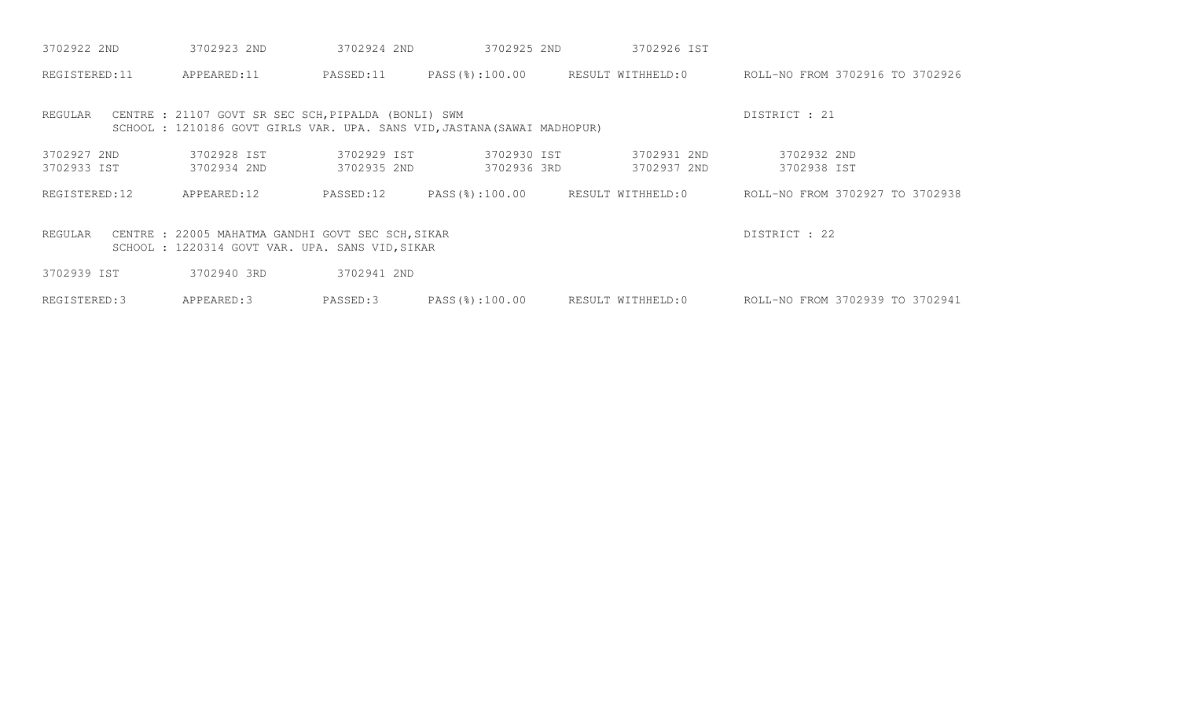3702922 2ND    3702923 2ND    3702924 2ND    3702925 2ND    3702926 IST

REGISTERED:11    APPEARED:11    PASSED:11    PASS(%):100.00    RESULT WITHHELD:0    ROLL-NO FROM 3702916 TO 3702926

REGULAR    CENTRE : 21107 GOVT SR SEC SCH,PIPALDA (BONLI) SWM    DISTRICT : 21
SCHOOL : 1210186 GOVT GIRLS VAR. UPA. SANS VID,JASTANA(SAWAI MADHOPUR)

3702927 2ND    3702928 IST    3702929 IST    3702930 IST    3702931 2ND    3702932 2ND
3702933 IST    3702934 2ND    3702935 2ND    3702936 3RD    3702937 2ND    3702938 IST

REGISTERED:12    APPEARED:12    PASSED:12    PASS(%):100.00    RESULT WITHHELD:0    ROLL-NO FROM 3702927 TO 3702938

REGULAR    CENTRE : 22005 MAHATMA GANDHI GOVT SEC SCH,SIKAR    DISTRICT : 22
SCHOOL : 1220314 GOVT VAR. UPA. SANS VID,SIKAR

3702939 IST    3702940 3RD    3702941 2ND

REGISTERED:3    APPEARED:3    PASSED:3    PASS(%):100.00    RESULT WITHHELD:0    ROLL-NO FROM 3702939 TO 3702941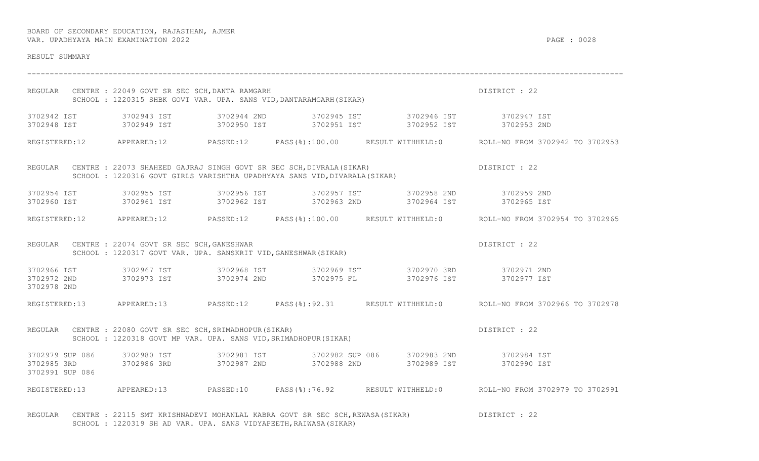BOARD OF SECONDARY EDUCATION, RAJASTHAN, AJMER
VAR. UPADHYAYA MAIN EXAMINATION 2022

RESULT SUMMARY

---

REGULAR CENTRE : 22049 GOVT SR SEC SCH,DANTA RAMGARH DISTRICT : 22
SCHOOL : 1220315 SHBK GOVT VAR. UPA. SANS VID,DANTARAMGARH(SIKAR)

| | | | | | |
|---|---|---|---|---|---|
| 3702942 IST | 3702943 IST | 3702944 2ND | 3702945 IST | 3702946 IST | 3702947 IST |
| 3702948 IST | 3702949 IST | 3702950 IST | 3702951 IST | 3702952 IST | 3702953 2ND |

REGISTERED:12 APPEARED:12 PASSED:12 PASS(%):100.00 RESULT WITHHELD:0 ROLL-NO FROM 3702942 TO 3702953

REGULAR CENTRE : 22073 SHAHEED GAJRAJ SINGH GOVT SR SEC SCH,DIVRALA(SIKAR) DISTRICT : 22
SCHOOL : 1220316 GOVT GIRLS VARISHTHA UPADHYAYA SANS VID,DIVARALA(SIKAR)

| | | | | | |
|---|---|---|---|---|---|
| 3702954 IST | 3702955 IST | 3702956 IST | 3702957 IST | 3702958 2ND | 3702959 2ND |
| 3702960 IST | 3702961 IST | 3702962 IST | 3702963 2ND | 3702964 IST | 3702965 IST |

REGISTERED:12 APPEARED:12 PASSED:12 PASS(%):100.00 RESULT WITHHELD:0 ROLL-NO FROM 3702954 TO 3702965

REGULAR CENTRE : 22074 GOVT SR SEC SCH,GANESHWAR DISTRICT : 22
SCHOOL : 1220317 GOVT VAR. UPA. SANSKRIT VID,GANESHWAR(SIKAR)

| | | | | | |
|---|---|---|---|---|---|
| 3702966 IST | 3702967 IST | 3702968 IST | 3702969 IST | 3702970 3RD | 3702971 2ND |
| 3702972 2ND | 3702973 IST | 3702974 2ND | 3702975 FL | 3702976 IST | 3702977 IST |
| 3702978 2ND | | | | | |

REGISTERED:13 APPEARED:13 PASSED:12 PASS(%):92.31 RESULT WITHHELD:0 ROLL-NO FROM 3702966 TO 3702978

REGULAR CENTRE : 22080 GOVT SR SEC SCH,SRIMADHOPUR(SIKAR) DISTRICT : 22
SCHOOL : 1220318 GOVT MP VAR. UPA. SANS VID,SRIMADHOPUR(SIKAR)

| | | | | | |
|---|---|---|---|---|---|
| 3702979 SUP 086 | 3702980 IST | 3702981 IST | 3702982 SUP 086 | 3702983 2ND | 3702984 IST |
| 3702985 3RD | 3702986 3RD | 3702987 2ND | 3702988 2ND | 3702989 IST | 3702990 IST |
| 3702991 SUP 086 | | | | | |

REGISTERED:13 APPEARED:13 PASSED:10 PASS(%):76.92 RESULT WITHHELD:0 ROLL-NO FROM 3702979 TO 3702991

REGULAR CENTRE : 22115 SMT KRISHNADEVI MOHANLAL KABRA GOVT SR SEC SCH,REWASA(SIKAR) DISTRICT : 22
SCHOOL : 1220319 SH AD VAR. UPA. SANS VIDYAPEETH,RAIWASA(SIKAR)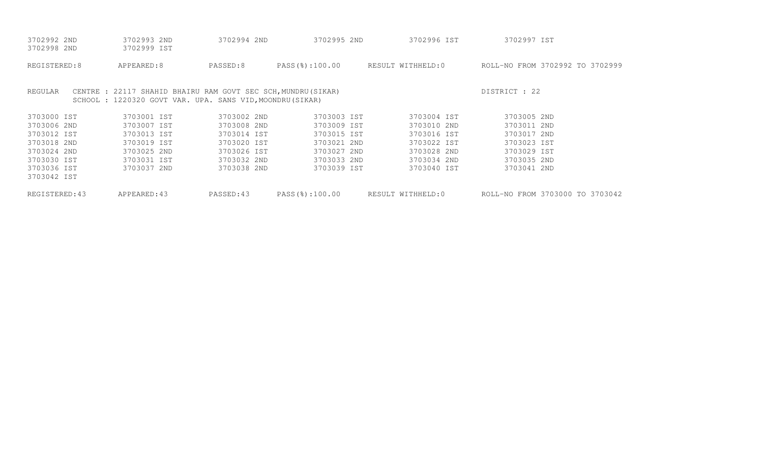| | | | | | |
|---|---|---|---|---|---|
| 3702992 2ND | 3702993 2ND | 3702994 2ND | 3702995 2ND | 3702996 IST | 3702997 IST |
| 3702998 2ND | 3702999 IST | | | | |

REGISTERED:8 APPEARED:8 PASSED:8 PASS(%):100.00 RESULT WITHHELD:0 ROLL-NO FROM 3702992 TO 3702999

REGULAR CENTRE : 22117 SHAHID BHAIRU RAM GOVT SEC SCH,MUNDRU(SIKAR) DISTRICT : 22
SCHOOL : 1220320 GOVT VAR. UPA. SANS VID,MOONDRU(SIKAR)

| | | | | | |
|---|---|---|---|---|---|
| 3703000 IST | 3703001 IST | 3703002 2ND | 3703003 IST | 3703004 IST | 3703005 2ND |
| 3703006 2ND | 3703007 IST | 3703008 2ND | 3703009 IST | 3703010 2ND | 3703011 2ND |
| 3703012 IST | 3703013 IST | 3703014 IST | 3703015 IST | 3703016 IST | 3703017 2ND |
| 3703018 2ND | 3703019 IST | 3703020 IST | 3703021 2ND | 3703022 IST | 3703023 IST |
| 3703024 2ND | 3703025 2ND | 3703026 IST | 3703027 2ND | 3703028 2ND | 3703029 IST |
| 3703030 IST | 3703031 IST | 3703032 2ND | 3703033 2ND | 3703034 2ND | 3703035 2ND |
| 3703036 IST | 3703037 2ND | 3703038 2ND | 3703039 IST | 3703040 IST | 3703041 2ND |
| 3703042 IST | | | | | |

REGISTERED:43 APPEARED:43 PASSED:43 PASS(%):100.00 RESULT WITHHELD:0 ROLL-NO FROM 3703000 TO 3703042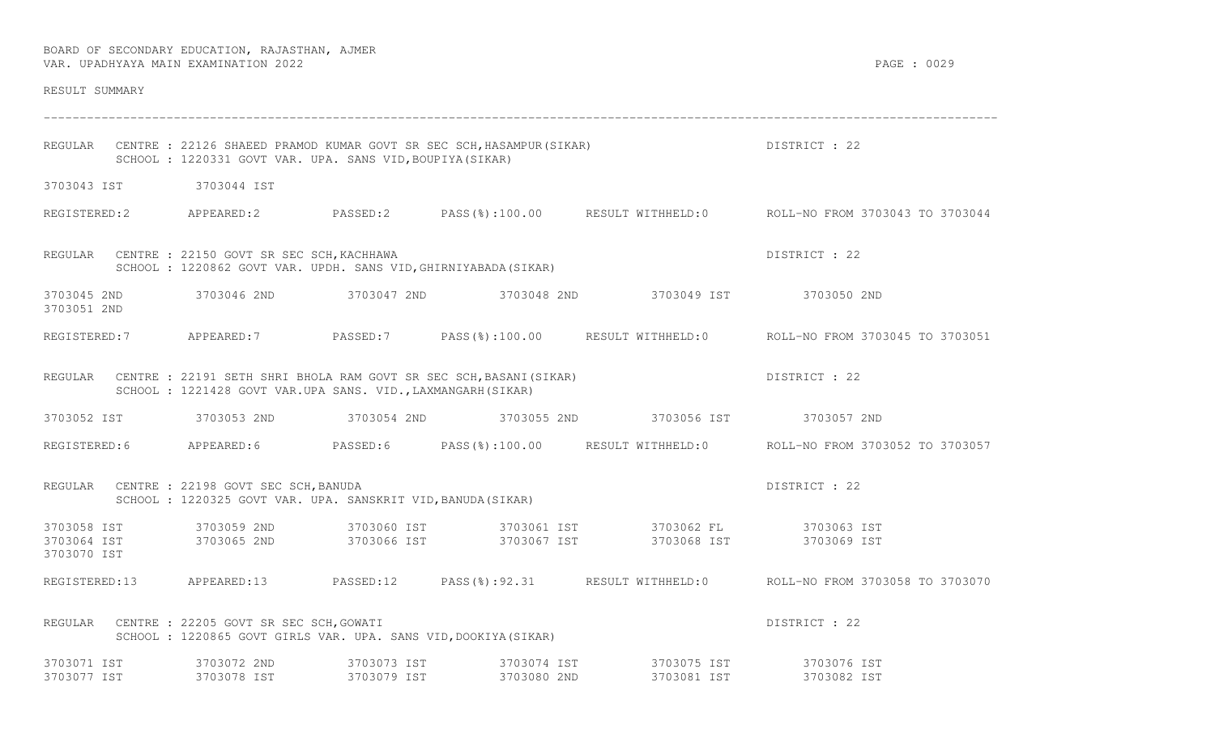BOARD OF SECONDARY EDUCATION, RAJASTHAN, AJMER
VAR. UPADHYAYA MAIN EXAMINATION 2022

RESULT SUMMARY

---

REGULAR CENTRE : 22126 SHAEED PRAMOD KUMAR GOVT SR SEC SCH,HASAMPUR(SIKAR) DISTRICT : 22
SCHOOL : 1220331 GOVT VAR. UPA. SANS VID,BOUPIYA(SIKAR)

3703043 IST 3703044 IST

REGISTERED:2 APPEARED:2 PASSED:2 PASS(%):100.00 RESULT WITHHELD:0 ROLL-NO FROM 3703043 TO 3703044

REGULAR CENTRE : 22150 GOVT SR SEC SCH,KACHHAWA DISTRICT : 22
SCHOOL : 1220862 GOVT VAR. UPDH. SANS VID,GHIRNIYABADA(SIKAR)

3703045 2ND 3703046 2ND 3703047 2ND 3703048 2ND 3703049 IST 3703050 2ND
3703051 2ND

REGISTERED:7 APPEARED:7 PASSED:7 PASS(%):100.00 RESULT WITHHELD:0 ROLL-NO FROM 3703045 TO 3703051

REGULAR CENTRE : 22191 SETH SHRI BHOLA RAM GOVT SR SEC SCH,BASANI(SIKAR) DISTRICT : 22
SCHOOL : 1221428 GOVT VAR.UPA SANS. VID.,LAXMANGARH(SIKAR)

3703052 IST 3703053 2ND 3703054 2ND 3703055 2ND 3703056 IST 3703057 2ND

REGISTERED:6 APPEARED:6 PASSED:6 PASS(%):100.00 RESULT WITHHELD:0 ROLL-NO FROM 3703052 TO 3703057

REGULAR CENTRE : 22198 GOVT SR SEC SCH,BANUDA DISTRICT : 22
SCHOOL : 1220325 GOVT VAR. UPA. SANSKRIT VID,BANUDA(SIKAR)

3703058 IST 3703059 2ND 3703060 IST 3703061 IST 3703062 FL 3703063 IST
3703064 IST 3703065 2ND 3703066 IST 3703067 IST 3703068 IST 3703069 IST
3703070 IST

REGISTERED:13 APPEARED:13 PASSED:12 PASS(%):92.31 RESULT WITHHELD:0 ROLL-NO FROM 3703058 TO 3703070

REGULAR CENTRE : 22205 GOVT SR SEC SCH,GOWATI DISTRICT : 22
SCHOOL : 1220865 GOVT GIRLS VAR. UPA. SANS VID,DOOKIYA(SIKAR)

3703071 IST 3703072 2ND 3703073 IST 3703074 IST 3703075 IST 3703076 IST
3703077 IST 3703078 IST 3703079 IST 3703080 2ND 3703081 IST 3703082 IST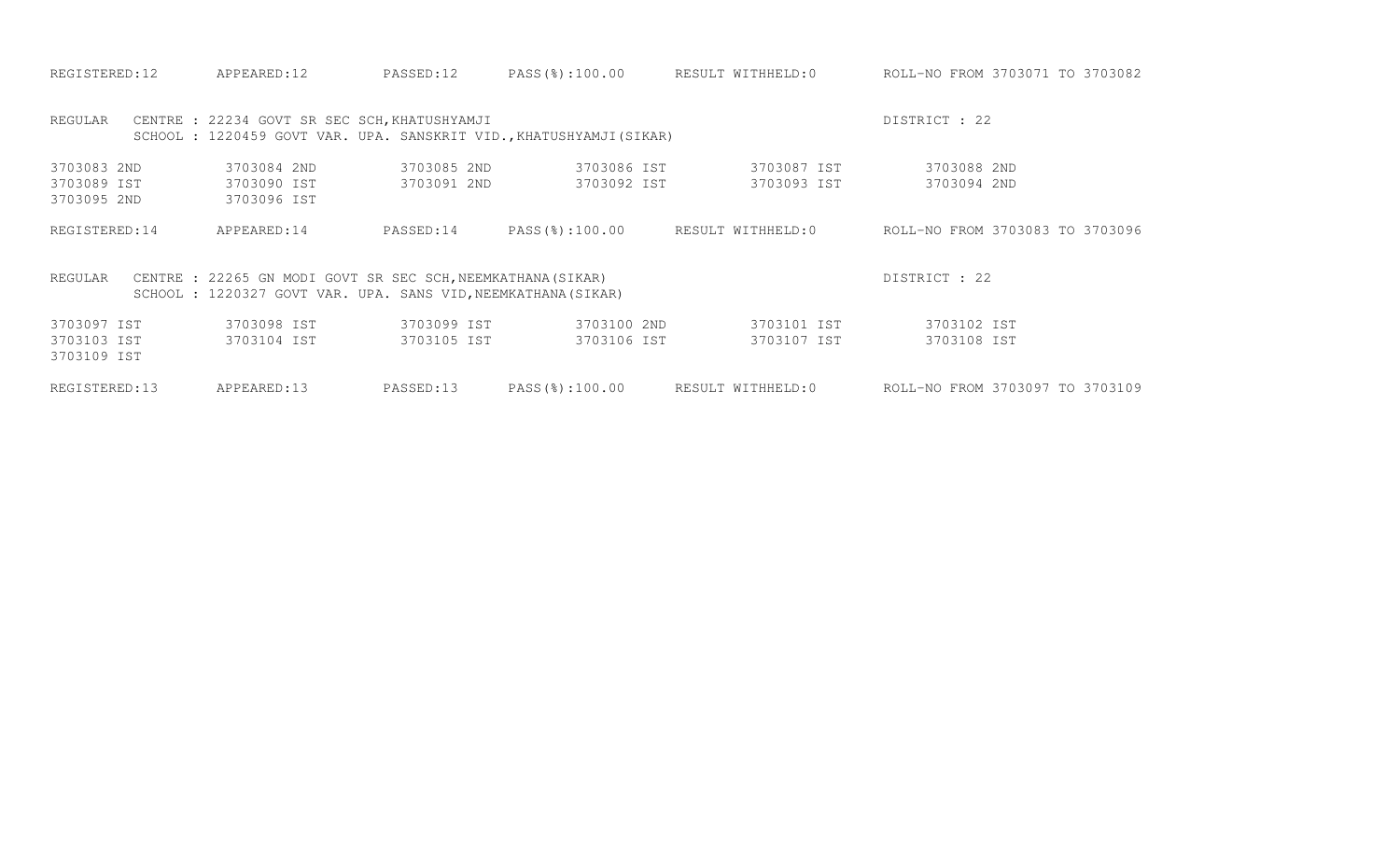REGISTERED:12 APPEARED:12 PASSED:12 PASS(%):100.00 RESULT WITHHELD:0 ROLL-NO FROM 3703071 TO 3703082

REGULAR CENTRE : 22234 GOVT SR SEC SCH,KHATUSHYAMJI DISTRICT : 22
SCHOOL : 1220459 GOVT VAR. UPA. SANSKRIT VID.,KHATUSHYAMJI(SIKAR)

| | | | | | |
|---|---|---|---|---|---|
| 3703083 2ND | 3703084 2ND | 3703085 2ND | 3703086 IST | 3703087 IST | 3703088 2ND |
| 3703089 IST | 3703090 IST | 3703091 2ND | 3703092 IST | 3703093 IST | 3703094 2ND |
| 3703095 2ND | 3703096 IST | | | | |

REGISTERED:14 APPEARED:14 PASSED:14 PASS(%):100.00 RESULT WITHHELD:0 ROLL-NO FROM 3703083 TO 3703096

REGULAR CENTRE : 22265 GN MODI GOVT SR SEC SCH,NEEMKATHANA(SIKAR) DISTRICT : 22
SCHOOL : 1220327 GOVT VAR. UPA. SANS VID,NEEMKATHANA(SIKAR)

| | | | | | |
|---|---|---|---|---|---|
| 3703097 IST | 3703098 IST | 3703099 IST | 3703100 2ND | 3703101 IST | 3703102 IST |
| 3703103 IST | 3703104 IST | 3703105 IST | 3703106 IST | 3703107 IST | 3703108 IST |
| 3703109 IST | | | | | |

REGISTERED:13 APPEARED:13 PASSED:13 PASS(%):100.00 RESULT WITHHELD:0 ROLL-NO FROM 3703097 TO 3703109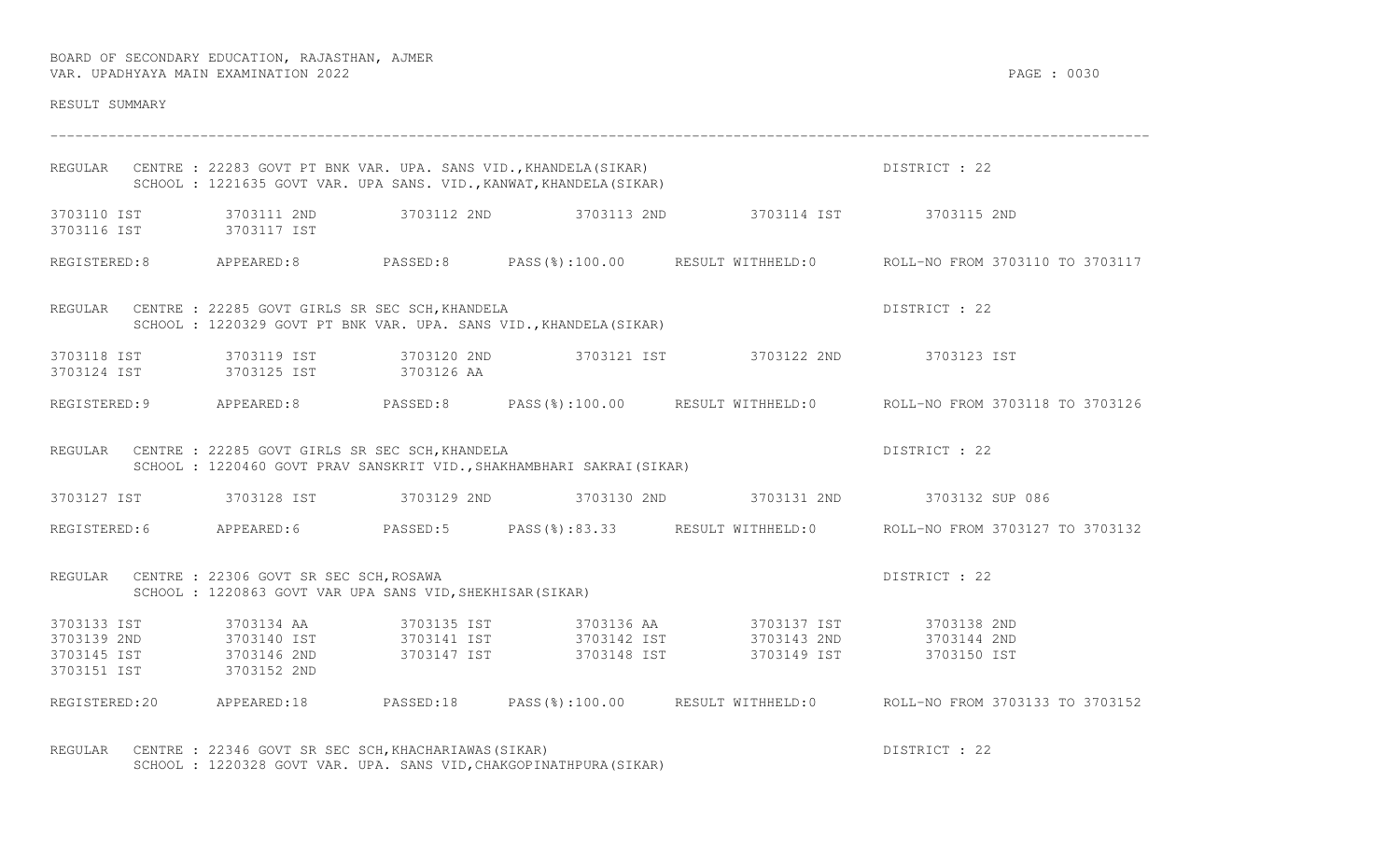BOARD OF SECONDARY EDUCATION, RAJASTHAN, AJMER
VAR. UPADHYAYA MAIN EXAMINATION 2022

RESULT SUMMARY

---

REGULAR CENTRE : 22283 GOVT PT BNK VAR. UPA. SANS VID., KHANDELA(SIKAR) DISTRICT : 22
SCHOOL : 1221635 GOVT VAR. UPA SANS. VID., KANWAT, KHANDELA(SIKAR)

| | | | | | |
|---|---|---|---|---|---|
| 3703110 IST | 3703111 2ND | 3703112 2ND | 3703113 2ND | 3703114 IST | 3703115 2ND |
| 3703116 IST | 3703117 IST | | | | |

REGISTERED:8 APPEARED:8 PASSED:8 PASS(%):100.00 RESULT WITHHELD:0 ROLL-NO FROM 3703110 TO 3703117

REGULAR CENTRE : 22285 GOVT GIRLS SR SEC SCH, KHANDELA DISTRICT : 22
SCHOOL : 1220329 GOVT PT BNK VAR. UPA. SANS VID., KHANDELA(SIKAR)

| | | | | | |
|---|---|---|---|---|---|
| 3703118 IST | 3703119 IST | 3703120 2ND | 3703121 IST | 3703122 2ND | 3703123 IST |
| 3703124 IST | 3703125 IST | 3703126 AA | | | |

REGISTERED:9 APPEARED:8 PASSED:8 PASS(%):100.00 RESULT WITHHELD:0 ROLL-NO FROM 3703118 TO 3703126

REGULAR CENTRE : 22285 GOVT GIRLS SR SEC SCH, KHANDELA DISTRICT : 22
SCHOOL : 1220460 GOVT PRAV SANSKRIT VID., SHAKHAMBHARI SAKRAI(SIKAR)

| | | | | | |
|---|---|---|---|---|---|
| 3703127 IST | 3703128 IST | 3703129 2ND | 3703130 2ND | 3703131 2ND | 3703132 SUP 086 |

REGISTERED:6 APPEARED:6 PASSED:5 PASS(%):83.33 RESULT WITHHELD:0 ROLL-NO FROM 3703127 TO 3703132

REGULAR CENTRE : 22306 GOVT SR SEC SCH, ROSAWA DISTRICT : 22
SCHOOL : 1220863 GOVT VAR UPA SANS VID, SHEKHISAR(SIKAR)

| | | | | | |
|---|---|---|---|---|---|
| 3703133 IST | 3703134 AA | 3703135 IST | 3703136 AA | 3703137 IST | 3703138 2ND |
| 3703139 2ND | 3703140 IST | 3703141 IST | 3703142 IST | 3703143 2ND | 3703144 2ND |
| 3703145 IST | 3703146 2ND | 3703147 IST | 3703148 IST | 3703149 IST | 3703150 IST |
| 3703151 IST | 3703152 2ND | | | | |

REGISTERED:20 APPEARED:18 PASSED:18 PASS(%):100.00 RESULT WITHHELD:0 ROLL-NO FROM 3703133 TO 3703152

REGULAR CENTRE : 22346 GOVT SR SEC SCH, KHACHARIAWAS(SIKAR) DISTRICT : 22
SCHOOL : 1220328 GOVT VAR. UPA. SANS VID, CHAKGOPINATHPURA(SIKAR)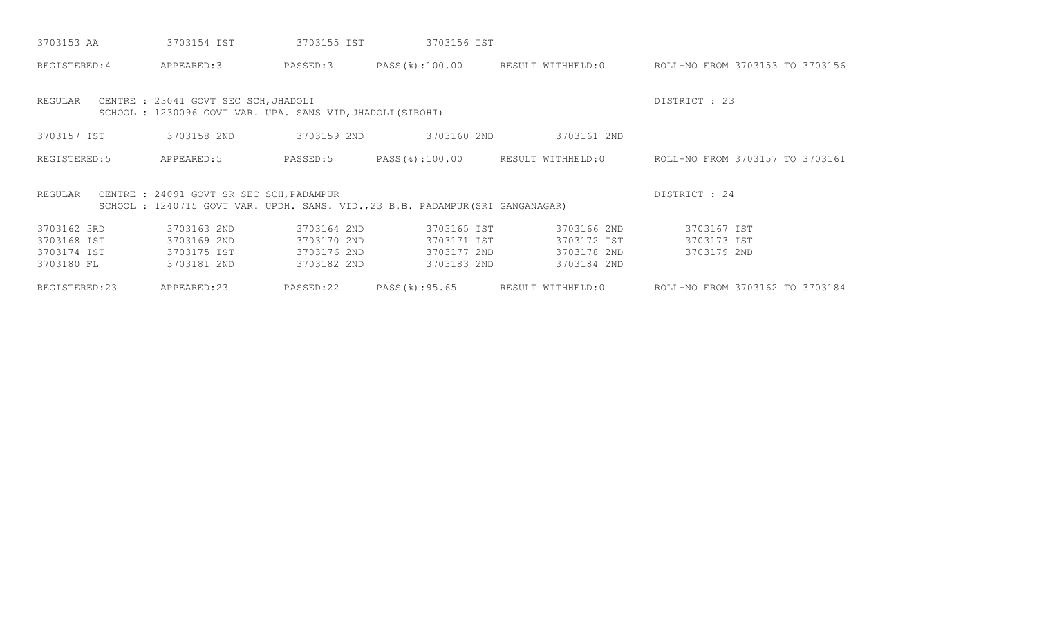3703153 AA    3703154 IST    3703155 IST    3703156 IST

REGISTERED:4    APPEARED:3    PASSED:3    PASS(%):100.00    RESULT WITHHELD:0    ROLL-NO FROM 3703153 TO 3703156

REGULAR    CENTRE : 23041 GOVT SEC SCH,JHADOLI    DISTRICT : 23
SCHOOL : 1230096 GOVT VAR. UPA. SANS VID,JHADOLI(SIROHI)

3703157 IST    3703158 2ND    3703159 2ND    3703160 2ND    3703161 2ND

REGISTERED:5    APPEARED:5    PASSED:5    PASS(%):100.00    RESULT WITHHELD:0    ROLL-NO FROM 3703157 TO 3703161

REGULAR    CENTRE : 24091 GOVT SR SEC SCH,PADAMPUR    DISTRICT : 24
SCHOOL : 1240715 GOVT VAR. UPDH. SANS. VID.,23 B.B. PADAMPUR(SRI GANGANAGAR)

3703162 3RD    3703163 2ND    3703164 2ND    3703165 IST    3703166 2ND    3703167 IST
3703168 IST    3703169 2ND    3703170 2ND    3703171 IST    3703172 IST    3703173 IST
3703174 IST    3703175 IST    3703176 2ND    3703177 2ND    3703178 2ND    3703179 2ND
3703180 FL    3703181 2ND    3703182 2ND    3703183 2ND    3703184 2ND

REGISTERED:23    APPEARED:23    PASSED:22    PASS(%):95.65    RESULT WITHHELD:0    ROLL-NO FROM 3703162 TO 3703184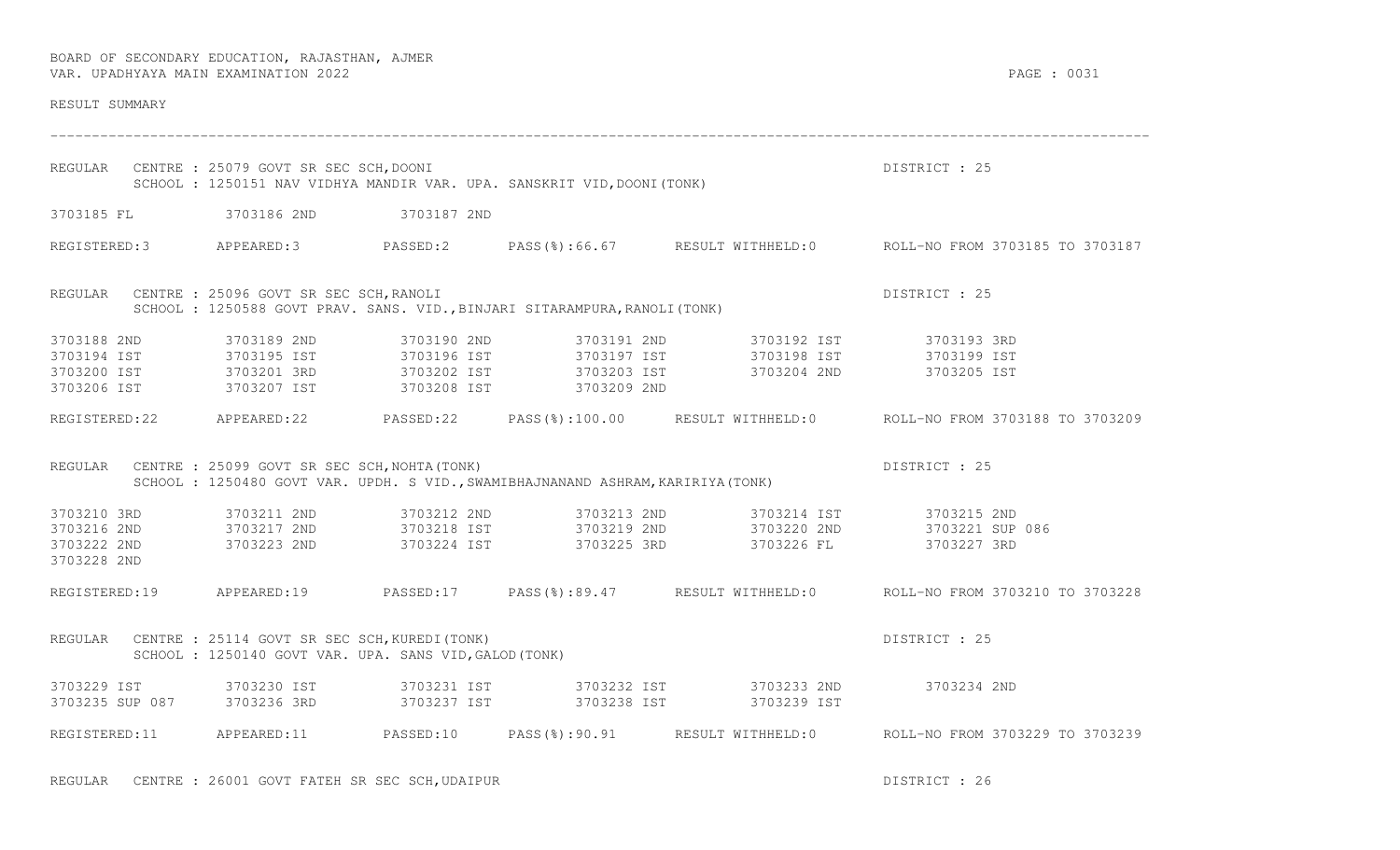BOARD OF SECONDARY EDUCATION, RAJASTHAN, AJMER
VAR. UPADHYAYA MAIN EXAMINATION 2022

RESULT SUMMARY

---

REGULAR CENTRE : 25079 GOVT SR SEC SCH,DOONI — DISTRICT : 25
SCHOOL : 1250151 NAV VIDHYA MANDIR VAR. UPA. SANSKRIT VID,DOONI(TONK)

3703185 FL  3703186 2ND  3703187 2ND

REGISTERED:3  APPEARED:3  PASSED:2  PASS(%):66.67  RESULT WITHHELD:0  ROLL-NO FROM 3703185 TO 3703187

REGULAR CENTRE : 25096 GOVT SR SEC SCH,RANOLI — DISTRICT : 25
SCHOOL : 1250588 GOVT PRAV. SANS. VID.,BINJARI SITARAMPURA,RANOLI(TONK)

3703188 2ND  3703189 2ND  3703190 2ND  3703191 2ND  3703192 IST  3703193 3RD
3703194 IST  3703195 IST  3703196 IST  3703197 IST  3703198 IST  3703199 IST
3703200 IST  3703201 3RD  3703202 IST  3703203 IST  3703204 2ND  3703205 IST
3703206 IST  3703207 IST  3703208 IST  3703209 2ND

REGISTERED:22  APPEARED:22  PASSED:22  PASS(%):100.00  RESULT WITHHELD:0  ROLL-NO FROM 3703188 TO 3703209

REGULAR CENTRE : 25099 GOVT SR SEC SCH,NOHTA(TONK) — DISTRICT : 25
SCHOOL : 1250480 GOVT VAR. UPDH. S VID.,SWAMIBHAJNANAND ASHRAM,KARIRIYA(TONK)

3703210 3RD  3703211 2ND  3703212 2ND  3703213 2ND  3703214 IST  3703215 2ND
3703216 2ND  3703217 2ND  3703218 IST  3703219 2ND  3703220 2ND  3703221 SUP 086
3703222 2ND  3703223 2ND  3703224 IST  3703225 3RD  3703226 FL  3703227 3RD
3703228 2ND

REGISTERED:19  APPEARED:19  PASSED:17  PASS(%):89.47  RESULT WITHHELD:0  ROLL-NO FROM 3703210 TO 3703228

REGULAR CENTRE : 25114 GOVT SR SEC SCH,KUREDI(TONK) — DISTRICT : 25
SCHOOL : 1250140 GOVT VAR. UPA. SANS VID,GALOD(TONK)

3703229 IST  3703230 IST  3703231 IST  3703232 IST  3703233 2ND  3703234 2ND
3703235 SUP 087  3703236 3RD  3703237 IST  3703238 IST  3703239 IST

REGISTERED:11  APPEARED:11  PASSED:10  PASS(%):90.91  RESULT WITHHELD:0  ROLL-NO FROM 3703229 TO 3703239

REGULAR CENTRE : 26001 GOVT FATEH SR SEC SCH,UDAIPUR — DISTRICT : 26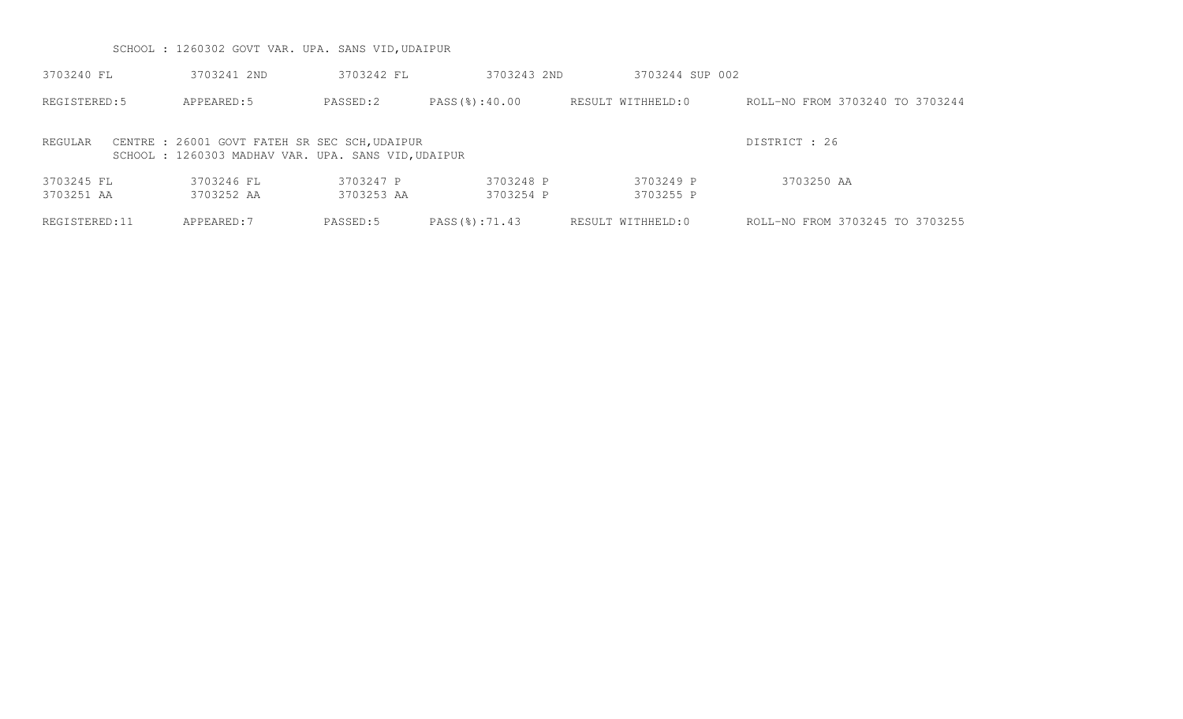SCHOOL : 1260302 GOVT VAR. UPA. SANS VID,UDAIPUR

| | | | | | |
|---|---|---|---|---|---|
| 3703240 FL | 3703241 2ND | 3703242 FL | 3703243 2ND | 3703244 SUP 002 | |

REGISTERED:5 APPEARED:5 PASSED:2 PASS(%):40.00 RESULT WITHHELD:0 ROLL-NO FROM 3703240 TO 3703244

REGULAR CENTRE : 26001 GOVT FATEH SR SEC SCH,UDAIPUR DISTRICT : 26
SCHOOL : 1260303 MADHAV VAR. UPA. SANS VID,UDAIPUR

| | | | | | |
|---|---|---|---|---|---|
| 3703245 FL | 3703246 FL | 3703247 P | 3703248 P | 3703249 P | 3703250 AA |
| 3703251 AA | 3703252 AA | 3703253 AA | 3703254 P | 3703255 P | |

REGISTERED:11 APPEARED:7 PASSED:5 PASS(%):71.43 RESULT WITHHELD:0 ROLL-NO FROM 3703245 TO 3703255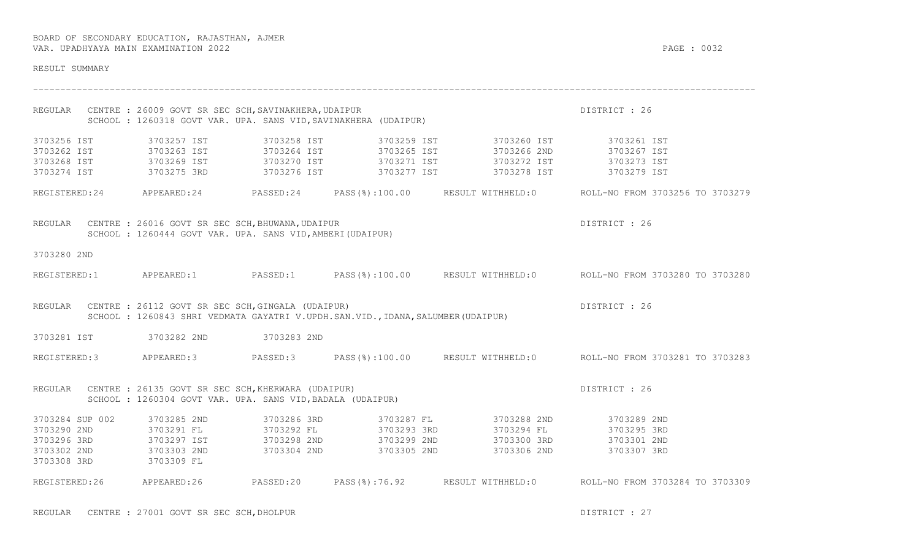BOARD OF SECONDARY EDUCATION, RAJASTHAN, AJMER
VAR. UPADHYAYA MAIN EXAMINATION 2022

RESULT SUMMARY

---

REGULAR CENTRE : 26009 GOVT SR SEC SCH,SAVINAKHERA,UDAIPUR DISTRICT : 26
SCHOOL : 1260318 GOVT VAR. UPA. SANS VID,SAVINAKHERA (UDAIPUR)

| | | | | | |
|---|---|---|---|---|---|
| 3703256 IST | 3703257 IST | 3703258 IST | 3703259 IST | 3703260 IST | 3703261 IST |
| 3703262 IST | 3703263 IST | 3703264 IST | 3703265 IST | 3703266 2ND | 3703267 IST |
| 3703268 IST | 3703269 IST | 3703270 IST | 3703271 IST | 3703272 IST | 3703273 IST |
| 3703274 IST | 3703275 3RD | 3703276 IST | 3703277 IST | 3703278 IST | 3703279 IST |

REGISTERED:24 APPEARED:24 PASSED:24 PASS(%):100.00 RESULT WITHHELD:0 ROLL-NO FROM 3703256 TO 3703279

REGULAR CENTRE : 26016 GOVT SR SEC SCH,BHUWANA,UDAIPUR DISTRICT : 26
SCHOOL : 1260444 GOVT VAR. UPA. SANS VID,AMBERI(UDAIPUR)

3703280 2ND

REGISTERED:1 APPEARED:1 PASSED:1 PASS(%):100.00 RESULT WITHHELD:0 ROLL-NO FROM 3703280 TO 3703280

REGULAR CENTRE : 26112 GOVT SR SEC SCH,GINGALA (UDAIPUR) DISTRICT : 26
SCHOOL : 1260843 SHRI VEDMATA GAYATRI V.UPDH.SAN.VID.,IDANA,SALUMBER(UDAIPUR)

3703281 IST 3703282 2ND 3703283 2ND

REGISTERED:3 APPEARED:3 PASSED:3 PASS(%):100.00 RESULT WITHHELD:0 ROLL-NO FROM 3703281 TO 3703283

REGULAR CENTRE : 26135 GOVT SR SEC SCH,KHERWARA (UDAIPUR) DISTRICT : 26
SCHOOL : 1260304 GOVT VAR. UPA. SANS VID,BADALA (UDAIPUR)

| | | | | | |
|---|---|---|---|---|---|
| 3703284 SUP 002 | 3703285 2ND | 3703286 3RD | 3703287 FL | 3703288 2ND | 3703289 2ND |
| 3703290 2ND | 3703291 FL | 3703292 FL | 3703293 3RD | 3703294 FL | 3703295 3RD |
| 3703296 3RD | 3703297 IST | 3703298 2ND | 3703299 2ND | 3703300 3RD | 3703301 2ND |
| 3703302 2ND | 3703303 2ND | 3703304 2ND | 3703305 2ND | 3703306 2ND | 3703307 3RD |
| 3703308 3RD | 3703309 FL | | | | |

REGISTERED:26 APPEARED:26 PASSED:20 PASS(%):76.92 RESULT WITHHELD:0 ROLL-NO FROM 3703284 TO 3703309

REGULAR CENTRE : 27001 GOVT SR SEC SCH,DHOLPUR DISTRICT : 27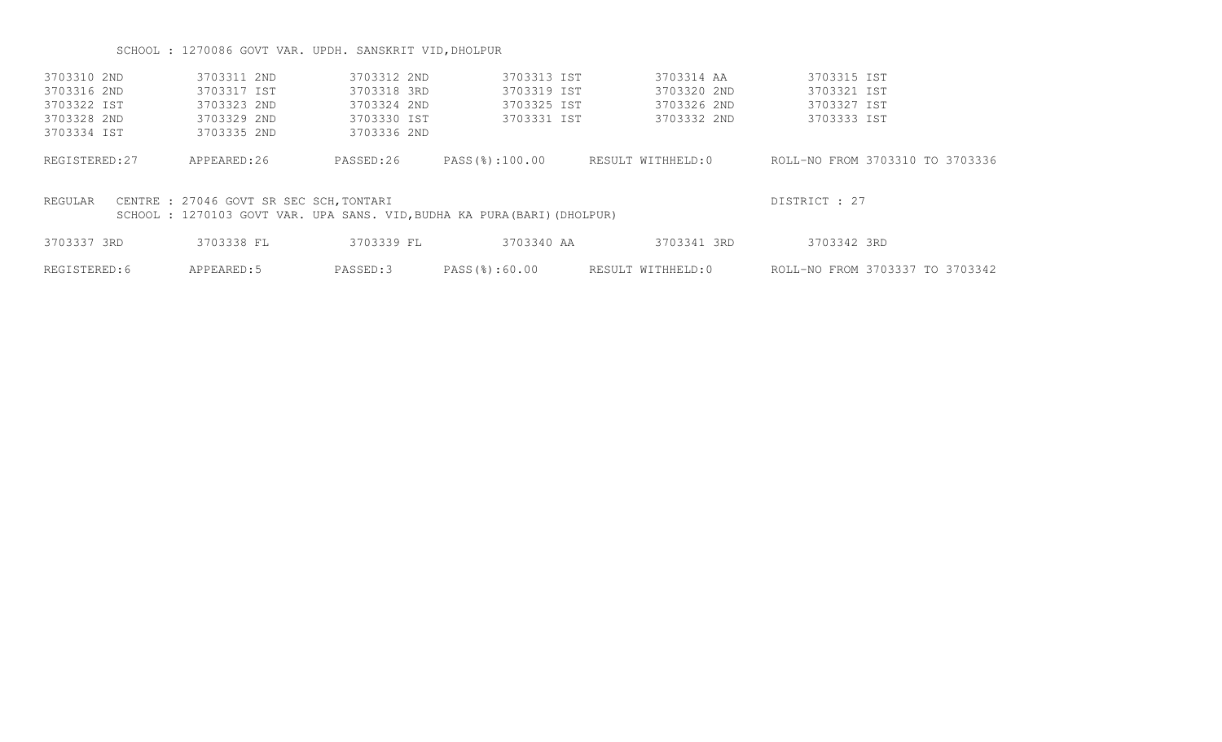SCHOOL : 1270086 GOVT VAR. UPDH. SANSKRIT VID,DHOLPUR

| | | | | | |
|---|---|---|---|---|---|
| 3703310 2ND | 3703311 2ND | 3703312 2ND | 3703313 IST | 3703314 AA | 3703315 IST |
| 3703316 2ND | 3703317 IST | 3703318 3RD | 3703319 IST | 3703320 2ND | 3703321 IST |
| 3703322 IST | 3703323 2ND | 3703324 2ND | 3703325 IST | 3703326 2ND | 3703327 IST |
| 3703328 2ND | 3703329 2ND | 3703330 IST | 3703331 IST | 3703332 2ND | 3703333 IST |
| 3703334 IST | 3703335 2ND | 3703336 2ND | | | |

REGISTERED:27 APPEARED:26 PASSED:26 PASS(%):100.00 RESULT WITHHELD:0 ROLL-NO FROM 3703310 TO 3703336

REGULAR CENTRE : 27046 GOVT SR SEC SCH,TONTARI DISTRICT : 27

SCHOOL : 1270103 GOVT VAR. UPA SANS. VID,BUDHA KA PURA(BARI)(DHOLPUR)

| | | | | | |
|---|---|---|---|---|---|
| 3703337 3RD | 3703338 FL | 3703339 FL | 3703340 AA | 3703341 3RD | 3703342 3RD |

REGISTERED:6 APPEARED:5 PASSED:3 PASS(%):60.00 RESULT WITHHELD:0 ROLL-NO FROM 3703337 TO 3703342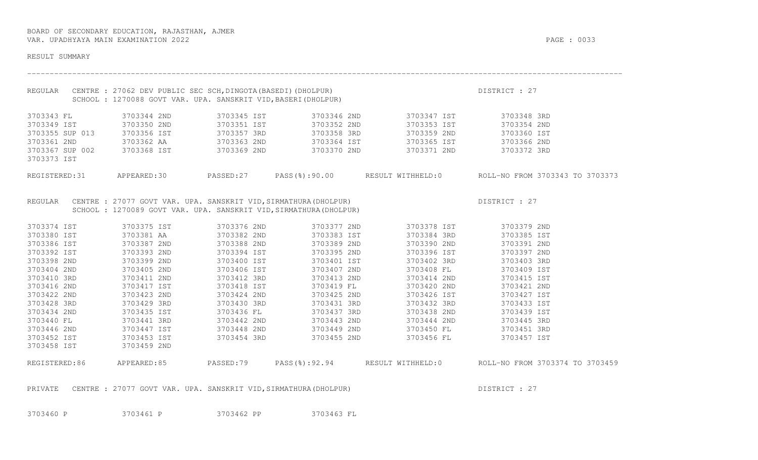BOARD OF SECONDARY EDUCATION, RAJASTHAN, AJMER
VAR. UPADHYAYA MAIN EXAMINATION 2022

RESULT SUMMARY

REGULAR CENTRE : 27062 DEV PUBLIC SEC SCH,DINGOTA(BASEDI)(DHOLPUR) DISTRICT : 27
SCHOOL : 1270088 GOVT VAR. UPA. SANSKRIT VID,BASERI(DHOLPUR)

| | | | | | |
|---|---|---|---|---|---|
| 3703343 FL | 3703344 2ND | 3703345 IST | 3703346 2ND | 3703347 IST | 3703348 3RD |
| 3703349 IST | 3703350 2ND | 3703351 IST | 3703352 2ND | 3703353 IST | 3703354 2ND |
| 3703355 SUP 013 | 3703356 IST | 3703357 3RD | 3703358 3RD | 3703359 2ND | 3703360 IST |
| 3703361 2ND | 3703362 AA | 3703363 2ND | 3703364 IST | 3703365 IST | 3703366 2ND |
| 3703367 SUP 002 | 3703368 IST | 3703369 2ND | 3703370 2ND | 3703371 2ND | 3703372 3RD |
| 3703373 IST | | | | | |

REGISTERED:31 APPEARED:30 PASSED:27 PASS(%):90.00 RESULT WITHHELD:0 ROLL-NO FROM 3703343 TO 3703373

REGULAR CENTRE : 27077 GOVT VAR. UPA. SANSKRIT VID,SIRMATHURA(DHOLPUR) DISTRICT : 27
SCHOOL : 1270089 GOVT VAR. UPA. SANSKRIT VID,SIRMATHURA(DHOLPUR)

| | | | | | |
|---|---|---|---|---|---|
| 3703374 IST | 3703375 IST | 3703376 2ND | 3703377 2ND | 3703378 IST | 3703379 2ND |
| 3703380 IST | 3703381 AA | 3703382 2ND | 3703383 IST | 3703384 3RD | 3703385 IST |
| 3703386 IST | 3703387 2ND | 3703388 2ND | 3703389 2ND | 3703390 2ND | 3703391 2ND |
| 3703392 IST | 3703393 2ND | 3703394 IST | 3703395 2ND | 3703396 IST | 3703397 2ND |
| 3703398 2ND | 3703399 2ND | 3703400 IST | 3703401 IST | 3703402 3RD | 3703403 3RD |
| 3703404 2ND | 3703405 2ND | 3703406 IST | 3703407 2ND | 3703408 FL | 3703409 IST |
| 3703410 3RD | 3703411 2ND | 3703412 3RD | 3703413 2ND | 3703414 2ND | 3703415 IST |
| 3703416 2ND | 3703417 IST | 3703418 IST | 3703419 FL | 3703420 2ND | 3703421 2ND |
| 3703422 2ND | 3703423 2ND | 3703424 2ND | 3703425 2ND | 3703426 IST | 3703427 IST |
| 3703428 3RD | 3703429 3RD | 3703430 3RD | 3703431 3RD | 3703432 3RD | 3703433 IST |
| 3703434 2ND | 3703435 IST | 3703436 FL | 3703437 3RD | 3703438 2ND | 3703439 IST |
| 3703440 FL | 3703441 3RD | 3703442 2ND | 3703443 2ND | 3703444 2ND | 3703445 3RD |
| 3703446 2ND | 3703447 IST | 3703448 2ND | 3703449 2ND | 3703450 FL | 3703451 3RD |
| 3703452 IST | 3703453 IST | 3703454 3RD | 3703455 2ND | 3703456 FL | 3703457 IST |
| 3703458 IST | 3703459 2ND | | | | |

REGISTERED:86 APPEARED:85 PASSED:79 PASS(%):92.94 RESULT WITHHELD:0 ROLL-NO FROM 3703374 TO 3703459

PRIVATE CENTRE : 27077 GOVT VAR. UPA. SANSKRIT VID,SIRMATHURA(DHOLPUR) DISTRICT : 27

| | | | |
|---|---|---|---|
| 3703460 P | 3703461 P | 3703462 PP | 3703463 FL |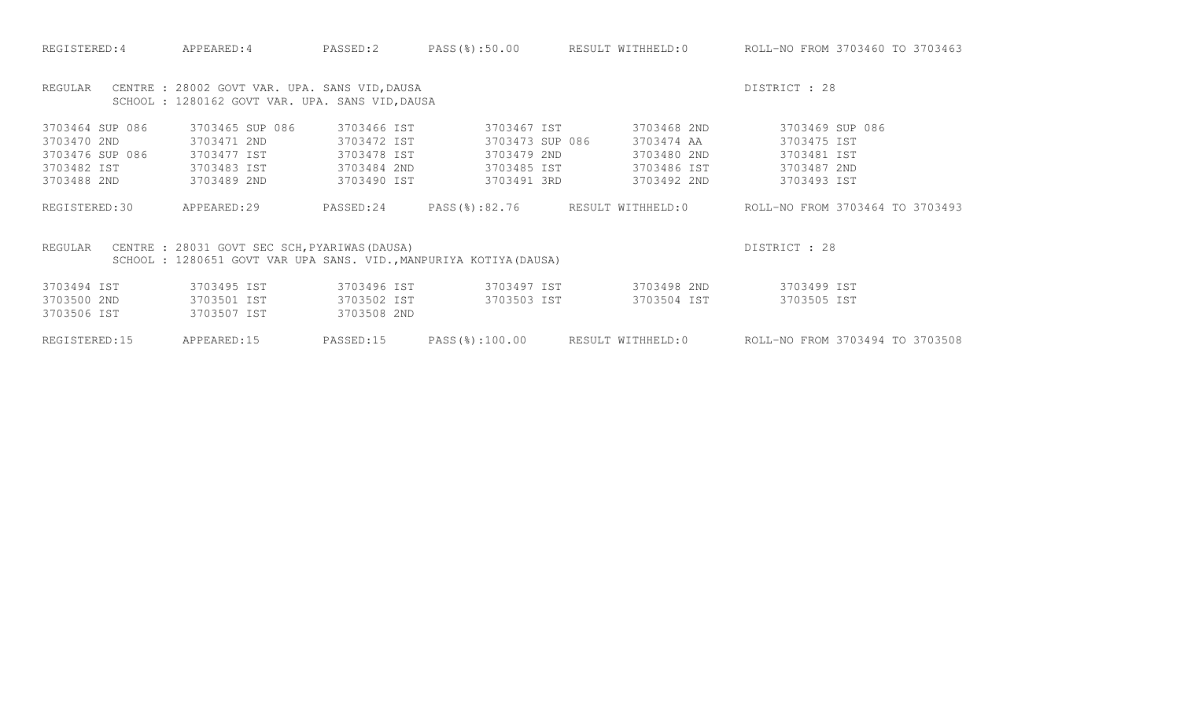REGISTERED:4 APPEARED:4 PASSED:2 PASS(%):50.00 RESULT WITHHELD:0 ROLL-NO FROM 3703460 TO 3703463

REGULAR CENTRE : 28002 GOVT VAR. UPA. SANS VID,DAUSA DISTRICT : 28
SCHOOL : 1280162 GOVT VAR. UPA. SANS VID,DAUSA

| | | | | | |
|---|---|---|---|---|---|
| 3703464 SUP 086 | 3703465 SUP 086 | 3703466 IST | 3703467 IST | 3703468 2ND | 3703469 SUP 086 |
| 3703470 2ND | 3703471 2ND | 3703472 IST | 3703473 SUP 086 | 3703474 AA | 3703475 IST |
| 3703476 SUP 086 | 3703477 IST | 3703478 IST | 3703479 2ND | 3703480 2ND | 3703481 IST |
| 3703482 IST | 3703483 IST | 3703484 2ND | 3703485 IST | 3703486 IST | 3703487 2ND |
| 3703488 2ND | 3703489 2ND | 3703490 IST | 3703491 3RD | 3703492 2ND | 3703493 IST |

REGISTERED:30 APPEARED:29 PASSED:24 PASS(%):82.76 RESULT WITHHELD:0 ROLL-NO FROM 3703464 TO 3703493

REGULAR CENTRE : 28031 GOVT SEC SCH,PYARIWAS(DAUSA) DISTRICT : 28
SCHOOL : 1280651 GOVT VAR UPA SANS. VID.,MANPURIYA KOTIYA(DAUSA)

| | | | | | |
|---|---|---|---|---|---|
| 3703494 IST | 3703495 IST | 3703496 IST | 3703497 IST | 3703498 2ND | 3703499 IST |
| 3703500 2ND | 3703501 IST | 3703502 IST | 3703503 IST | 3703504 IST | 3703505 IST |
| 3703506 IST | 3703507 IST | 3703508 2ND | | | |

REGISTERED:15 APPEARED:15 PASSED:15 PASS(%):100.00 RESULT WITHHELD:0 ROLL-NO FROM 3703494 TO 3703508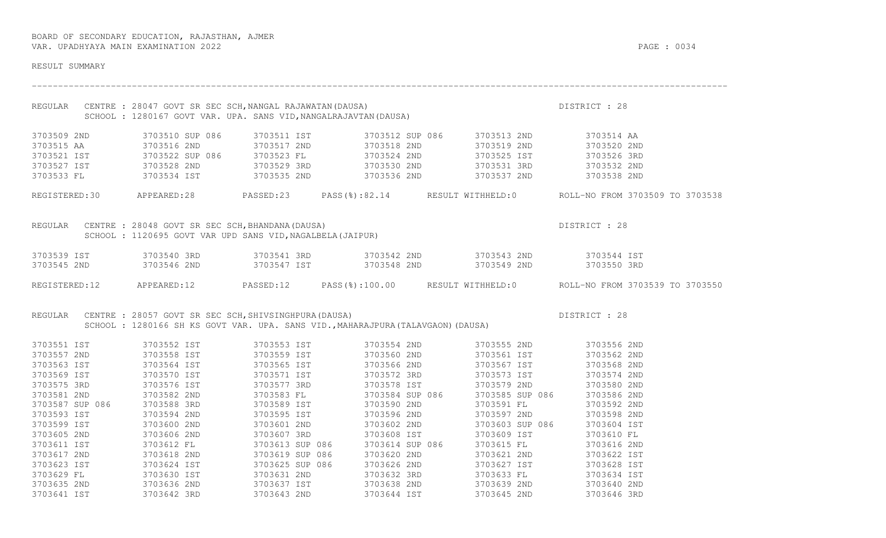BOARD OF SECONDARY EDUCATION, RAJASTHAN, AJMER
VAR. UPADHYAYA MAIN EXAMINATION 2022

RESULT SUMMARY

REGULAR CENTRE : 28047 GOVT SR SEC SCH,NANGAL RAJAWATAN(DAUSA) DISTRICT : 28
SCHOOL : 1280167 GOVT VAR. UPA. SANS VID,NANGALRAJAVTAN(DAUSA)

| | | | | | |
|---|---|---|---|---|---|
| 3703509 2ND | 3703510 SUP 086 | 3703511 IST | 3703512 SUP 086 | 3703513 2ND | 3703514 AA |
| 3703515 AA | 3703516 2ND | 3703517 2ND | 3703518 2ND | 3703519 2ND | 3703520 2ND |
| 3703521 IST | 3703522 SUP 086 | 3703523 FL | 3703524 2ND | 3703525 IST | 3703526 3RD |
| 3703527 IST | 3703528 2ND | 3703529 3RD | 3703530 2ND | 3703531 3RD | 3703532 2ND |
| 3703533 FL | 3703534 IST | 3703535 2ND | 3703536 2ND | 3703537 2ND | 3703538 2ND |

REGISTERED:30 APPEARED:28 PASSED:23 PASS(%):82.14 RESULT WITHHELD:0 ROLL-NO FROM 3703509 TO 3703538

REGULAR CENTRE : 28048 GOVT SR SEC SCH,BHANDANA(DAUSA) DISTRICT : 28
SCHOOL : 1120695 GOVT VAR UPD SANS VID,NAGALBELA(JAIPUR)

| | | | | | |
|---|---|---|---|---|---|
| 3703539 IST | 3703540 3RD | 3703541 3RD | 3703542 2ND | 3703543 2ND | 3703544 IST |
| 3703545 2ND | 3703546 2ND | 3703547 IST | 3703548 2ND | 3703549 2ND | 3703550 3RD |

REGISTERED:12 APPEARED:12 PASSED:12 PASS(%):100.00 RESULT WITHHELD:0 ROLL-NO FROM 3703539 TO 3703550

REGULAR CENTRE : 28057 GOVT SR SEC SCH,SHIVSINGHPURA(DAUSA) DISTRICT : 28
SCHOOL : 1280166 SH KS GOVT VAR. UPA. SANS VID.,MAHARAJPURA(TALAVGAON)(DAUSA)

| | | | | | |
|---|---|---|---|---|---|
| 3703551 IST | 3703552 IST | 3703553 IST | 3703554 2ND | 3703555 2ND | 3703556 2ND |
| 3703557 2ND | 3703558 IST | 3703559 IST | 3703560 2ND | 3703561 IST | 3703562 2ND |
| 3703563 IST | 3703564 IST | 3703565 IST | 3703566 2ND | 3703567 IST | 3703568 2ND |
| 3703569 IST | 3703570 IST | 3703571 IST | 3703572 3RD | 3703573 IST | 3703574 2ND |
| 3703575 3RD | 3703576 IST | 3703577 3RD | 3703578 IST | 3703579 2ND | 3703580 2ND |
| 3703581 2ND | 3703582 2ND | 3703583 FL | 3703584 SUP 086 | 3703585 SUP 086 | 3703586 2ND |
| 3703587 SUP 086 | 3703588 3RD | 3703589 IST | 3703590 2ND | 3703591 FL | 3703592 2ND |
| 3703593 IST | 3703594 2ND | 3703595 IST | 3703596 2ND | 3703597 2ND | 3703598 2ND |
| 3703599 IST | 3703600 2ND | 3703601 2ND | 3703602 2ND | 3703603 SUP 086 | 3703604 IST |
| 3703605 2ND | 3703606 2ND | 3703607 3RD | 3703608 IST | 3703609 IST | 3703610 FL |
| 3703611 IST | 3703612 FL | 3703613 SUP 086 | 3703614 SUP 086 | 3703615 FL | 3703616 2ND |
| 3703617 2ND | 3703618 2ND | 3703619 SUP 086 | 3703620 2ND | 3703621 2ND | 3703622 IST |
| 3703623 IST | 3703624 IST | 3703625 SUP 086 | 3703626 2ND | 3703627 IST | 3703628 IST |
| 3703629 FL | 3703630 IST | 3703631 2ND | 3703632 3RD | 3703633 FL | 3703634 IST |
| 3703635 2ND | 3703636 2ND | 3703637 IST | 3703638 2ND | 3703639 2ND | 3703640 2ND |
| 3703641 IST | 3703642 3RD | 3703643 2ND | 3703644 IST | 3703645 2ND | 3703646 3RD |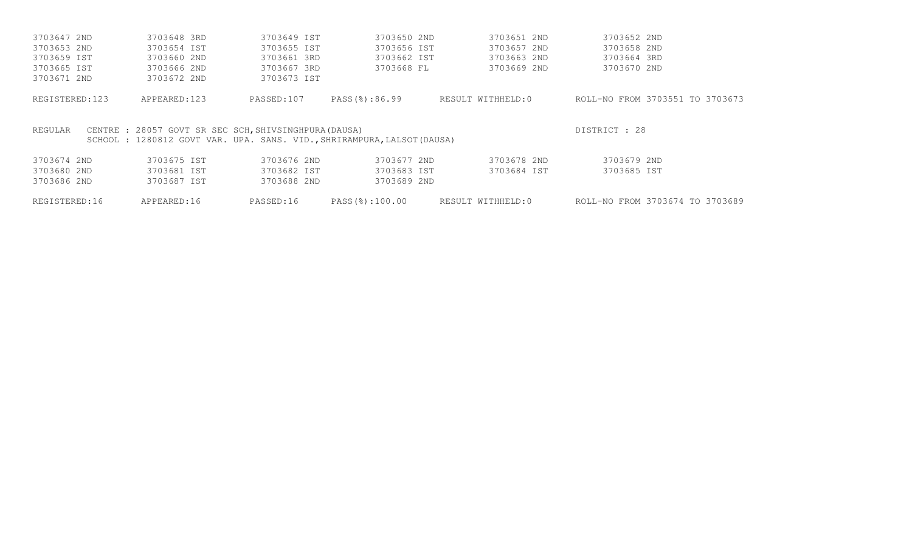| | | | | | |
|---|---|---|---|---|---|
| 3703647 2ND | 3703648 3RD | 3703649 IST | 3703650 2ND | 3703651 2ND | 3703652 2ND |
| 3703653 2ND | 3703654 IST | 3703655 IST | 3703656 IST | 3703657 2ND | 3703658 2ND |
| 3703659 IST | 3703660 2ND | 3703661 3RD | 3703662 IST | 3703663 2ND | 3703664 3RD |
| 3703665 IST | 3703666 2ND | 3703667 3RD | 3703668 FL | 3703669 2ND | 3703670 2ND |
| 3703671 2ND | 3703672 2ND | 3703673 IST | | | |

REGISTERED:123 APPEARED:123 PASSED:107 PASS(%):86.99 RESULT WITHHELD:0 ROLL-NO FROM 3703551 TO 3703673

REGULAR CENTRE : 28057 GOVT SR SEC SCH,SHIVSINGHPURA(DAUSA) DISTRICT : 28
SCHOOL : 1280812 GOVT VAR. UPA. SANS. VID.,SHRIRAMPURA,LALSOT(DAUSA)

| | | | | | |
|---|---|---|---|---|---|
| 3703674 2ND | 3703675 IST | 3703676 2ND | 3703677 2ND | 3703678 2ND | 3703679 2ND |
| 3703680 2ND | 3703681 IST | 3703682 IST | 3703683 IST | 3703684 IST | 3703685 IST |
| 3703686 2ND | 3703687 IST | 3703688 2ND | 3703689 2ND | | |

REGISTERED:16 APPEARED:16 PASSED:16 PASS(%):100.00 RESULT WITHHELD:0 ROLL-NO FROM 3703674 TO 3703689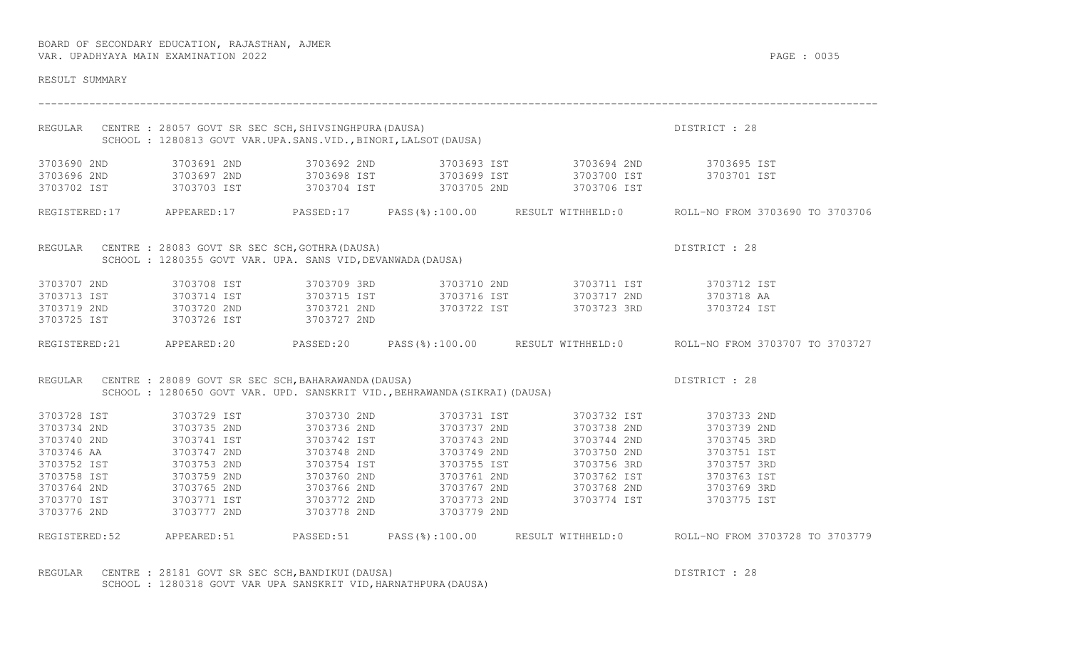BOARD OF SECONDARY EDUCATION, RAJASTHAN, AJMER
VAR. UPADHYAYA MAIN EXAMINATION 2022

RESULT SUMMARY

---

REGULAR CENTRE : 28057 GOVT SR SEC SCH,SHIVSINGHPURA(DAUSA) DISTRICT : 28
SCHOOL : 1280813 GOVT VAR.UPA.SANS.VID.,BINORI,LALSOT(DAUSA)

| | | | | | |
|---|---|---|---|---|---|
| 3703690 2ND | 3703691 2ND | 3703692 2ND | 3703693 IST | 3703694 2ND | 3703695 IST |
| 3703696 2ND | 3703697 2ND | 3703698 IST | 3703699 IST | 3703700 IST | 3703701 IST |
| 3703702 IST | 3703703 IST | 3703704 IST | 3703705 2ND | 3703706 IST | |

REGISTERED:17 APPEARED:17 PASSED:17 PASS(%):100.00 RESULT WITHHELD:0 ROLL-NO FROM 3703690 TO 3703706

REGULAR CENTRE : 28083 GOVT SR SEC SCH,GOTHRA(DAUSA) DISTRICT : 28
SCHOOL : 1280355 GOVT VAR. UPA. SANS VID,DEVANWADA(DAUSA)

| | | | | | |
|---|---|---|---|---|---|
| 3703707 2ND | 3703708 IST | 3703709 3RD | 3703710 2ND | 3703711 IST | 3703712 IST |
| 3703713 IST | 3703714 IST | 3703715 IST | 3703716 IST | 3703717 2ND | 3703718 AA |
| 3703719 2ND | 3703720 2ND | 3703721 2ND | 3703722 IST | 3703723 3RD | 3703724 IST |
| 3703725 IST | 3703726 IST | 3703727 2ND | | | |

REGISTERED:21 APPEARED:20 PASSED:20 PASS(%):100.00 RESULT WITHHELD:0 ROLL-NO FROM 3703707 TO 3703727

REGULAR CENTRE : 28089 GOVT SR SEC SCH,BAHARAWANDA(DAUSA) DISTRICT : 28
SCHOOL : 1280650 GOVT VAR. UPD. SANSKRIT VID.,BEHRAWANDA(SIKRAI)(DAUSA)

| | | | | | |
|---|---|---|---|---|---|
| 3703728 IST | 3703729 IST | 3703730 2ND | 3703731 IST | 3703732 IST | 3703733 2ND |
| 3703734 2ND | 3703735 2ND | 3703736 2ND | 3703737 2ND | 3703738 2ND | 3703739 2ND |
| 3703740 2ND | 3703741 IST | 3703742 IST | 3703743 2ND | 3703744 2ND | 3703745 3RD |
| 3703746 AA | 3703747 2ND | 3703748 2ND | 3703749 2ND | 3703750 2ND | 3703751 IST |
| 3703752 IST | 3703753 2ND | 3703754 IST | 3703755 IST | 3703756 3RD | 3703757 3RD |
| 3703758 IST | 3703759 2ND | 3703760 2ND | 3703761 2ND | 3703762 IST | 3703763 IST |
| 3703764 2ND | 3703765 2ND | 3703766 2ND | 3703767 2ND | 3703768 2ND | 3703769 3RD |
| 3703770 IST | 3703771 IST | 3703772 2ND | 3703773 2ND | 3703774 IST | 3703775 IST |
| 3703776 2ND | 3703777 2ND | 3703778 2ND | 3703779 2ND | | |

REGISTERED:52 APPEARED:51 PASSED:51 PASS(%):100.00 RESULT WITHHELD:0 ROLL-NO FROM 3703728 TO 3703779

REGULAR CENTRE : 28181 GOVT SR SEC SCH,BANDIKUI(DAUSA) DISTRICT : 28
SCHOOL : 1280318 GOVT VAR UPA SANSKRIT VID,HARNATHPURA(DAUSA)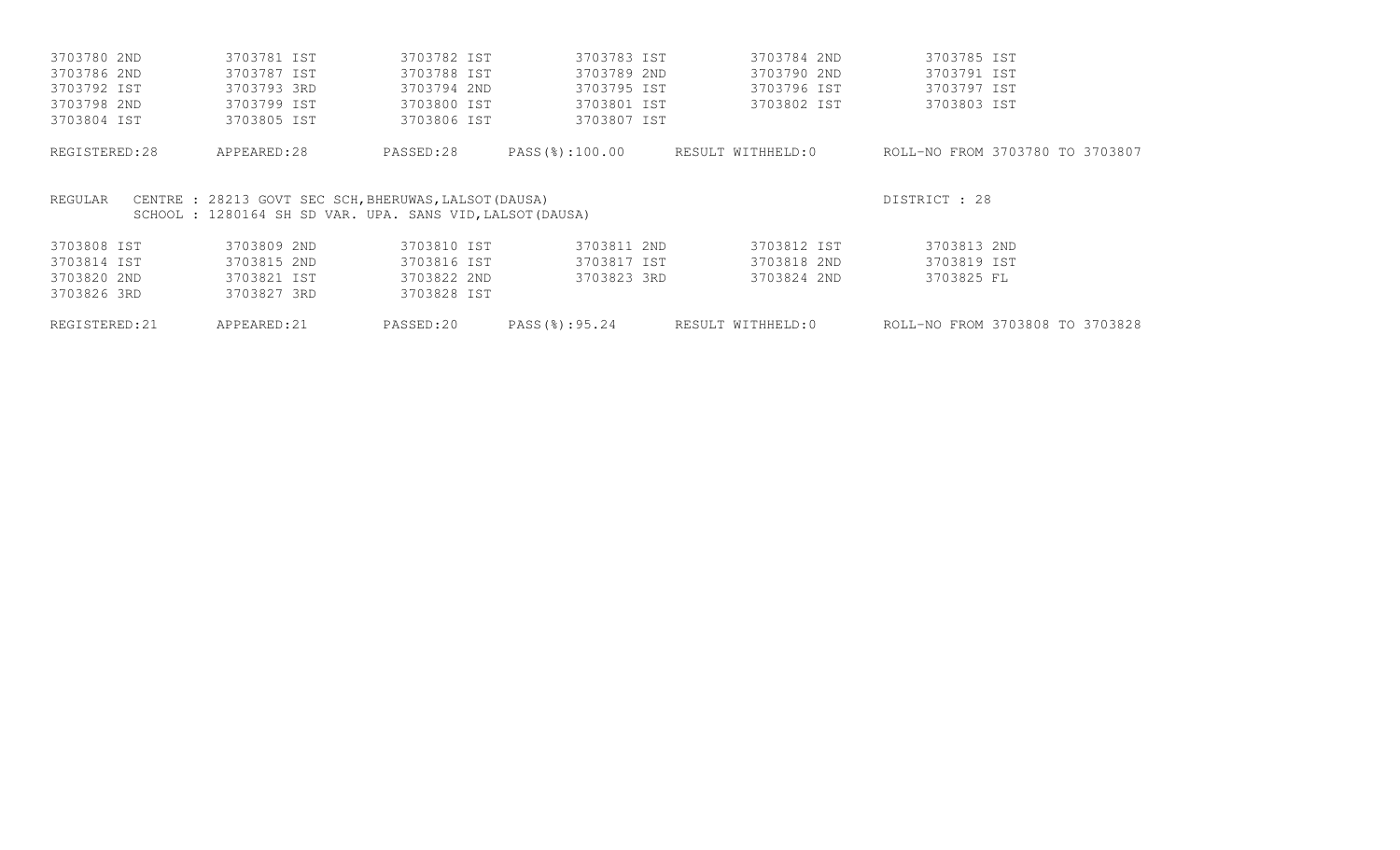| | | | | | |
|---|---|---|---|---|---|
| 3703780 2ND | 3703781 IST | 3703782 IST | 3703783 IST | 3703784 2ND | 3703785 IST |
| 3703786 2ND | 3703787 IST | 3703788 IST | 3703789 2ND | 3703790 2ND | 3703791 IST |
| 3703792 IST | 3703793 3RD | 3703794 2ND | 3703795 IST | 3703796 IST | 3703797 IST |
| 3703798 2ND | 3703799 IST | 3703800 IST | 3703801 IST | 3703802 IST | 3703803 IST |
| 3703804 IST | 3703805 IST | 3703806 IST | 3703807 IST | | |

REGISTERED:28 APPEARED:28 PASSED:28 PASS(%):100.00 RESULT WITHHELD:0 ROLL-NO FROM 3703780 TO 3703807

REGULAR CENTRE : 28213 GOVT SEC SCH,BHERUWAS,LALSOT(DAUSA) DISTRICT : 28
SCHOOL : 1280164 SH SD VAR. UPA. SANS VID,LALSOT(DAUSA)

| | | | | | |
|---|---|---|---|---|---|
| 3703808 IST | 3703809 2ND | 3703810 IST | 3703811 2ND | 3703812 IST | 3703813 2ND |
| 3703814 IST | 3703815 2ND | 3703816 IST | 3703817 IST | 3703818 2ND | 3703819 IST |
| 3703820 2ND | 3703821 IST | 3703822 2ND | 3703823 3RD | 3703824 2ND | 3703825 FL |
| 3703826 3RD | 3703827 3RD | 3703828 IST | | | |

REGISTERED:21 APPEARED:21 PASSED:20 PASS(%):95.24 RESULT WITHHELD:0 ROLL-NO FROM 3703808 TO 3703828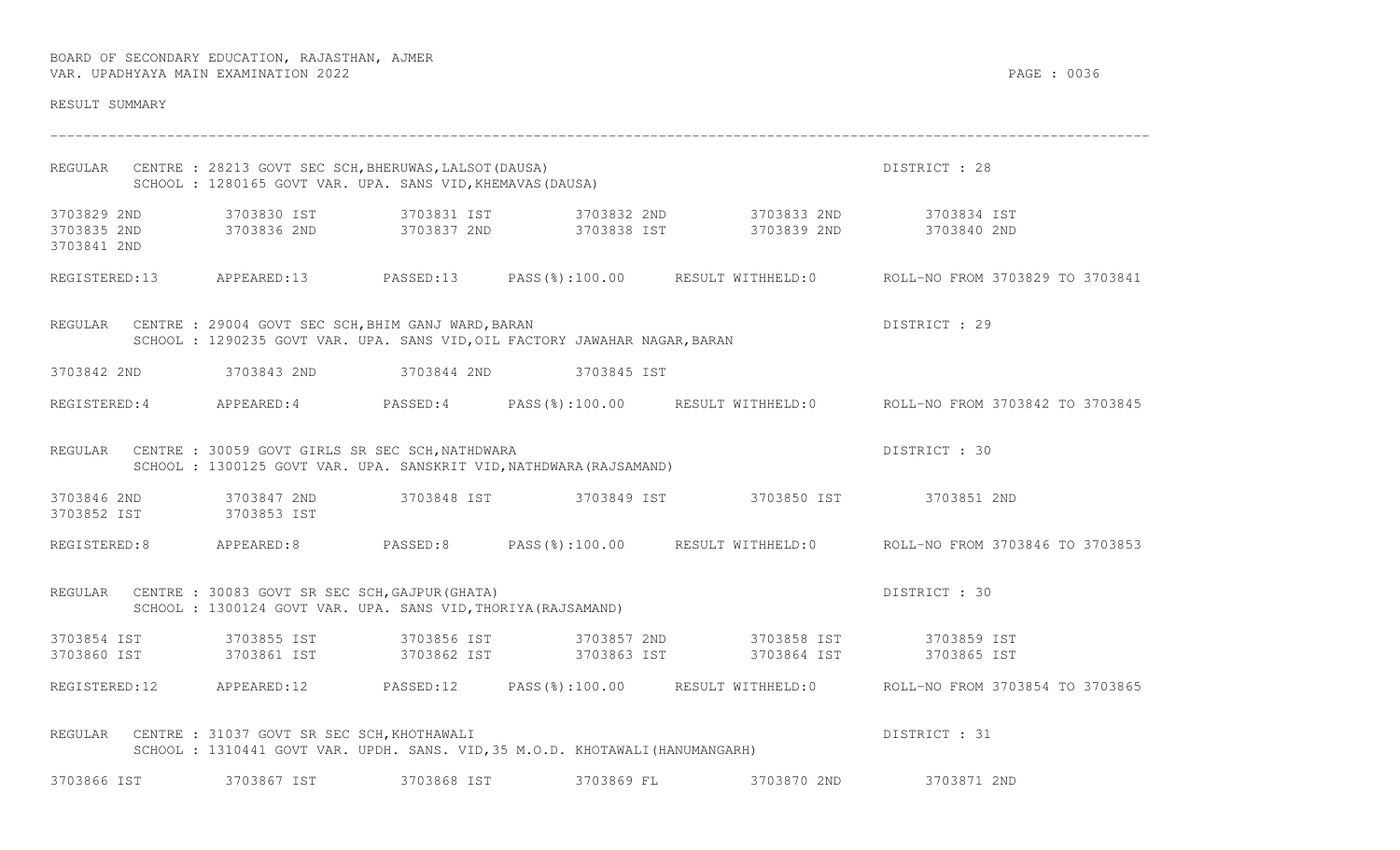BOARD OF SECONDARY EDUCATION, RAJASTHAN, AJMER
VAR. UPADHYAYA MAIN EXAMINATION 2022

RESULT SUMMARY

---

REGULAR CENTRE : 28213 GOVT SEC SCH,BHERUWAS,LALSOT(DAUSA) DISTRICT : 28
SCHOOL : 1280165 GOVT VAR. UPA. SANS VID,KHEMAVAS(DAUSA)

3703829 2ND 3703830 IST 3703831 IST 3703832 2ND 3703833 2ND 3703834 IST
3703835 2ND 3703836 2ND 3703837 2ND 3703838 IST 3703839 2ND 3703840 2ND
3703841 2ND

REGISTERED:13 APPEARED:13 PASSED:13 PASS(%):100.00 RESULT WITHHELD:0 ROLL-NO FROM 3703829 TO 3703841

REGULAR CENTRE : 29004 GOVT SEC SCH,BHIM GANJ WARD,BARAN DISTRICT : 29
SCHOOL : 1290235 GOVT VAR. UPA. SANS VID,OIL FACTORY JAWAHAR NAGAR,BARAN

3703842 2ND 3703843 2ND 3703844 2ND 3703845 IST

REGISTERED:4 APPEARED:4 PASSED:4 PASS(%):100.00 RESULT WITHHELD:0 ROLL-NO FROM 3703842 TO 3703845

REGULAR CENTRE : 30059 GOVT GIRLS SR SEC SCH,NATHDWARA DISTRICT : 30
SCHOOL : 1300125 GOVT VAR. UPA. SANSKRIT VID,NATHDWARA(RAJSAMAND)

3703846 2ND 3703847 2ND 3703848 IST 3703849 IST 3703850 IST 3703851 2ND
3703852 IST 3703853 IST

REGISTERED:8 APPEARED:8 PASSED:8 PASS(%):100.00 RESULT WITHHELD:0 ROLL-NO FROM 3703846 TO 3703853

REGULAR CENTRE : 30083 GOVT SR SEC SCH,GAJPUR(GHATA) DISTRICT : 30
SCHOOL : 1300124 GOVT VAR. UPA. SANS VID,THORIYA(RAJSAMAND)

3703854 IST 3703855 IST 3703856 IST 3703857 2ND 3703858 IST 3703859 IST
3703860 IST 3703861 IST 3703862 IST 3703863 IST 3703864 IST 3703865 IST

REGISTERED:12 APPEARED:12 PASSED:12 PASS(%):100.00 RESULT WITHHELD:0 ROLL-NO FROM 3703854 TO 3703865

REGULAR CENTRE : 31037 GOVT SR SEC SCH,KHOTHAWALI DISTRICT : 31
SCHOOL : 1310441 GOVT VAR. UPDH. SANS. VID,35 M.O.D. KHOTAWALI(HANUMANGARH)

3703866 IST 3703867 IST 3703868 IST 3703869 FL 3703870 2ND 3703871 2ND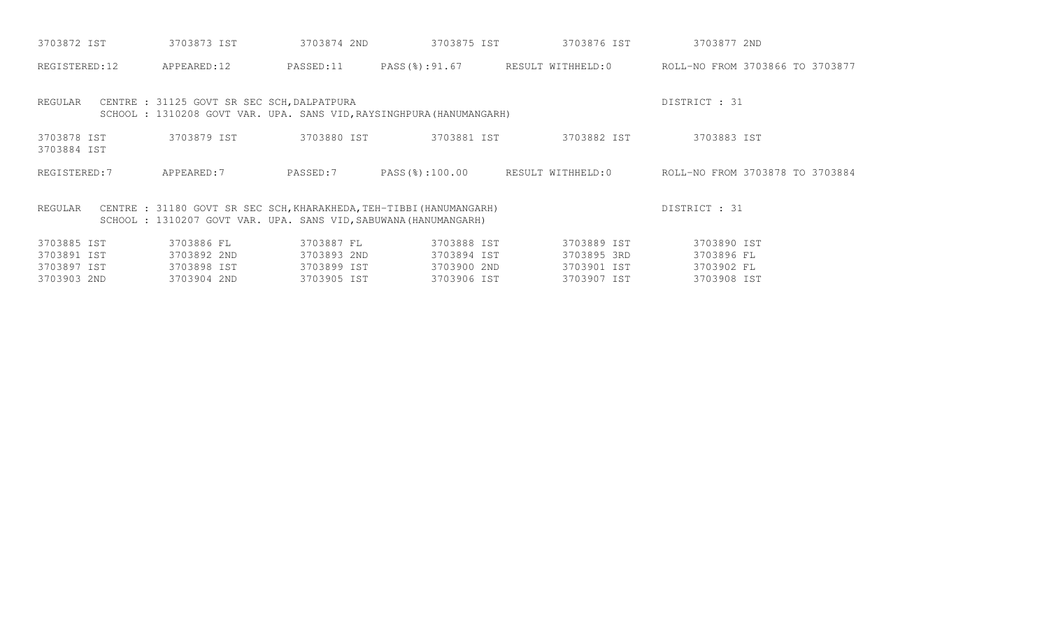3703872 IST 3703873 IST 3703874 2ND 3703875 IST 3703876 IST 3703877 2ND

REGISTERED:12 APPEARED:12 PASSED:11 PASS(%):91.67 RESULT WITHHELD:0 ROLL-NO FROM 3703866 TO 3703877

REGULAR CENTRE : 31125 GOVT SR SEC SCH,DALPATPURA DISTRICT : 31
SCHOOL : 1310208 GOVT VAR. UPA. SANS VID,RAYSINGHPURA(HANUMANGARH)

3703878 IST 3703879 IST 3703880 IST 3703881 IST 3703882 IST 3703883 IST
3703884 IST

REGISTERED:7 APPEARED:7 PASSED:7 PASS(%):100.00 RESULT WITHHELD:0 ROLL-NO FROM 3703878 TO 3703884

REGULAR CENTRE : 31180 GOVT SR SEC SCH,KHARAKHEDA,TEH-TIBBI(HANUMANGARH) DISTRICT : 31
SCHOOL : 1310207 GOVT VAR. UPA. SANS VID,SABUWANA(HANUMANGARH)

3703885 IST 3703886 FL 3703887 FL 3703888 IST 3703889 IST 3703890 IST
3703891 IST 3703892 2ND 3703893 2ND 3703894 IST 3703895 3RD 3703896 FL
3703897 IST 3703898 IST 3703899 IST 3703900 2ND 3703901 IST 3703902 FL
3703903 2ND 3703904 2ND 3703905 IST 3703906 IST 3703907 IST 3703908 IST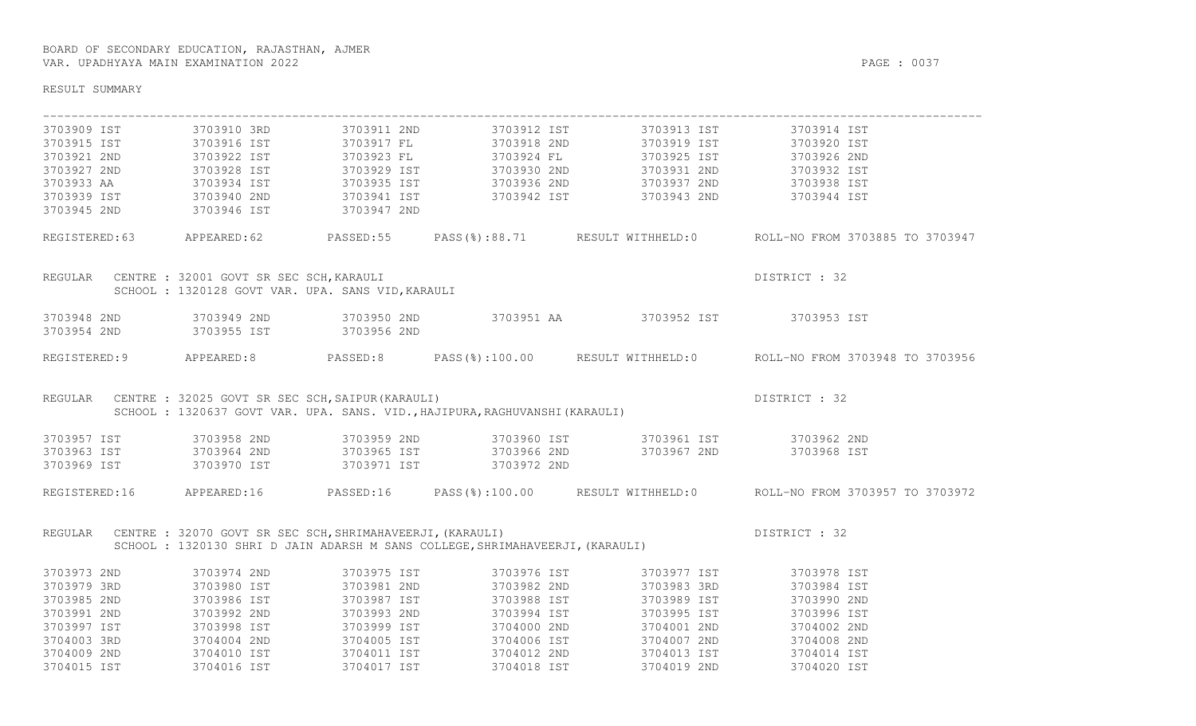BOARD OF SECONDARY EDUCATION, RAJASTHAN, AJMER
VAR. UPADHYAYA MAIN EXAMINATION 2022

RESULT SUMMARY

```
3703909 IST     3703910 3RD     3703911 2ND     3703912 IST     3703913 IST     3703914 IST
3703915 IST     3703916 IST     3703917 FL      3703918 2ND     3703919 IST     3703920 IST
3703921 2ND     3703922 IST     3703923 FL      3703924 FL      3703925 IST     3703926 2ND
3703927 2ND     3703928 IST     3703929 IST     3703930 2ND     3703931 2ND     3703932 IST
3703933 AA      3703934 IST     3703935 IST     3703936 2ND     3703937 2ND     3703938 IST
3703939 IST     3703940 2ND     3703941 IST     3703942 IST     3703943 2ND     3703944 IST
3703945 2ND     3703946 IST     3703947 2ND
```

REGISTERED:63 APPEARED:62 PASSED:55 PASS(%):88.71 RESULT WITHHELD:0 ROLL-NO FROM 3703885 TO 3703947

REGULAR CENTRE : 32001 GOVT SR SEC SCH,KARAULI DISTRICT : 32
SCHOOL : 1320128 GOVT VAR. UPA. SANS VID,KARAULI

```
3703948 2ND     3703949 2ND     3703950 2ND     3703951 AA      3703952 IST     3703953 IST
3703954 2ND     3703955 IST     3703956 2ND
```

REGISTERED:9 APPEARED:8 PASSED:8 PASS(%):100.00 RESULT WITHHELD:0 ROLL-NO FROM 3703948 TO 3703956

REGULAR CENTRE : 32025 GOVT SR SEC SCH,SAIPUR(KARAULI) DISTRICT : 32
SCHOOL : 1320637 GOVT VAR. UPA. SANS. VID.,HAJIPURA,RAGHUVANSHI(KARAULI)

```
3703957 IST     3703958 2ND     3703959 2ND     3703960 IST     3703961 IST     3703962 2ND
3703963 IST     3703964 2ND     3703965 IST     3703966 2ND     3703967 2ND     3703968 IST
3703969 IST     3703970 IST     3703971 IST     3703972 2ND
```

REGISTERED:16 APPEARED:16 PASSED:16 PASS(%):100.00 RESULT WITHHELD:0 ROLL-NO FROM 3703957 TO 3703972

REGULAR CENTRE : 32070 GOVT SR SEC SCH,SHRIMAHAVEERJI,(KARAULI) DISTRICT : 32
SCHOOL : 1320130 SHRI D JAIN ADARSH M SANS COLLEGE,SHRIMAHAVEERJI,(KARAULI)

```
3703973 2ND     3703974 2ND     3703975 IST     3703976 IST     3703977 IST     3703978 IST
3703979 3RD     3703980 IST     3703981 2ND     3703982 2ND     3703983 3RD     3703984 IST
3703985 2ND     3703986 IST     3703987 IST     3703988 IST     3703989 IST     3703990 2ND
3703991 2ND     3703992 2ND     3703993 2ND     3703994 IST     3703995 IST     3703996 IST
3703997 IST     3703998 IST     3703999 IST     3704000 2ND     3704001 2ND     3704002 2ND
3704003 3RD     3704004 2ND     3704005 IST     3704006 IST     3704007 2ND     3704008 2ND
3704009 2ND     3704010 IST     3704011 IST     3704012 2ND     3704013 IST     3704014 IST
3704015 IST     3704016 IST     3704017 IST     3704018 IST     3704019 2ND     3704020 IST
```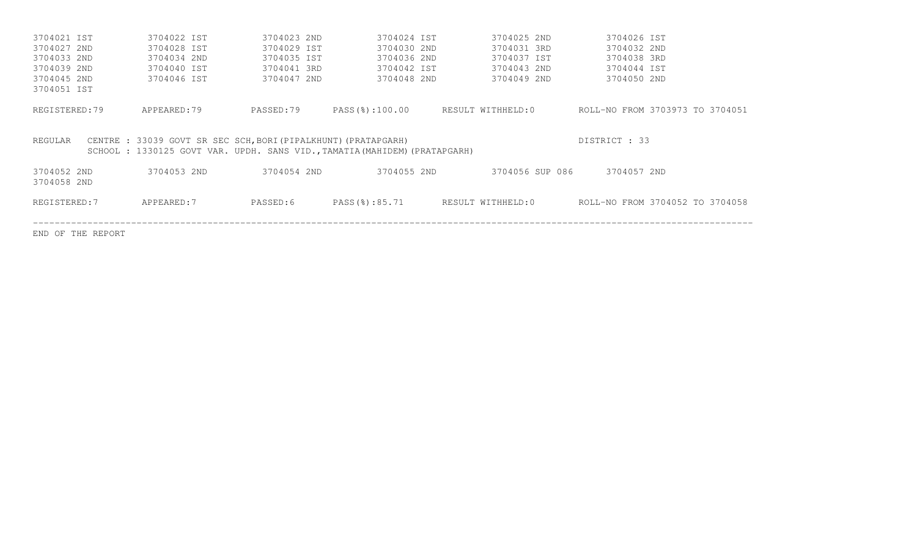| | | | | | |
|---|---|---|---|---|---|
| 3704021 IST | 3704022 IST | 3704023 2ND | 3704024 IST | 3704025 2ND | 3704026 IST |
| 3704027 2ND | 3704028 IST | 3704029 IST | 3704030 2ND | 3704031 3RD | 3704032 2ND |
| 3704033 2ND | 3704034 2ND | 3704035 IST | 3704036 2ND | 3704037 IST | 3704038 3RD |
| 3704039 2ND | 3704040 IST | 3704041 3RD | 3704042 IST | 3704043 2ND | 3704044 IST |
| 3704045 2ND | 3704046 IST | 3704047 2ND | 3704048 2ND | 3704049 2ND | 3704050 2ND |
| 3704051 IST | | | | | |

REGISTERED:79 APPEARED:79 PASSED:79 PASS(%):100.00 RESULT WITHHELD:0 ROLL-NO FROM 3703973 TO 3704051

REGULAR CENTRE : 33039 GOVT SR SEC SCH,BORI(PIPALKHUNT)(PRATAPGARH) DISTRICT : 33
SCHOOL : 1330125 GOVT VAR. UPDH. SANS VID.,TAMATIA(MAHIDEM)(PRATAPGARH)

| | | | | | |
|---|---|---|---|---|---|
| 3704052 2ND | 3704053 2ND | 3704054 2ND | 3704055 2ND | 3704056 SUP 086 | 3704057 2ND |
| 3704058 2ND | | | | | |

REGISTERED:7 APPEARED:7 PASSED:6 PASS(%):85.71 RESULT WITHHELD:0 ROLL-NO FROM 3704052 TO 3704058

---

END OF THE REPORT